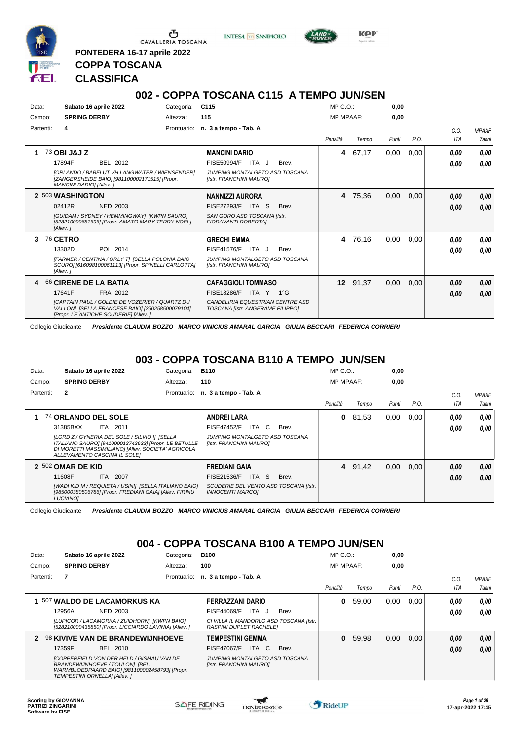PONTEDERA 16-17 aprile 2022

# COPPA TOSCANA

# CLASSIFICA

## 002 - COPPA TOSCANA C115 A TEMPO JUN/SEN

Data: **Sabato 16 aprile 2022** Categoria: **C115** MP C.O.: **0,00**
Campo: **SPRING DERBY** Altezza: **115** MP MPAAF: **0,00**
Partenti: **4** Prontuario: **n. 3 a tempo - Tab. A**

| | Cavallo | Cavaliere | Penalità | Tempo | Punti | P.O. | C.O. ITA | MPAAF 7anni |
|---|---|---|---|---|---|---|---|---|
| 1 | 73 **OBI J&J Z** 17894F BEL 2012 *[ORLANDO / BABELUT VH LANGWATER / WIENSENDER] [ZANGERSHEIDE BAIO] [981100002171515] [Propr. MANCINI DARIO] [Allev. ]* | **MANCINI DARIO** FISE50994/F ITA J Brev. *JUMPING MONTALGETO ASD TOSCANA [Istr. FRANCHINI MAURO]* | 4 | 67,17 | 0,00 | 0,00 | 0,00 / 0,00 | 0,00 / 0,00 |
| 2 | 503 **WASHINGTON** 02412R NED 2003 *[GUIDAM / SYDNEY / HEMMINGWAY] [KWPN SAURO] [528210000681696] [Propr. AMATO MARY TERRY NOEL] [Allev. ]* | **NANNIZZI AURORA** FISE27293/F ITA S Brev. *SAN GORO ASD TOSCANA [Istr. FIORAVANTI ROBERTA]* | 4 | 75,36 | 0,00 | 0,00 | 0,00 / 0,00 | 0,00 / 0,00 |
| 3 | 76 **CETRO** 13302D POL 2014 *[FARMER / CENTINA / ORLY T] [SELLA POLONIA BAIO SCURO] [616098100061113] [Propr. SPINELLI CARLOTTA] [Allev. ]* | **GRECHI EMMA** FISE41576/F ITA J Brev. *JUMPING MONTALGETO ASD TOSCANA [Istr. FRANCHINI MAURO]* | 4 | 76,16 | 0,00 | 0,00 | 0,00 / 0,00 | 0,00 / 0,00 |
| 4 | 66 **CIRENE DE LA BATIA** 17641F FRA 2012 *[CAPTAIN PAUL / GOLDIE DE VOZERIER / QUARTZ DU VALLON] [SELLA FRANCESE BAIO] [250258500079104] [Propr. LE ANTICHE SCUDERIE] [Allev. ]* | **CAFAGGIOLI TOMMASO** FISE18286/F ITA Y 1°G *CANDELIRIA EQUESTRIAN CENTRE ASD TOSCANA [Istr. ANGERAME FILIPPO]* | 12 | 91,37 | 0,00 | 0,00 | 0,00 / 0,00 | 0,00 / 0,00 |

Collegio Giudicante *Presidente CLAUDIA BOZZO MARCO VINICIUS AMARAL GARCIA GIULIA BECCARI FEDERICA CORRIERI*

## 003 - COPPA TOSCANA B110 A TEMPO JUN/SEN

Data: **Sabato 16 aprile 2022** Categoria: **B110** MP C.O.: **0,00**
Campo: **SPRING DERBY** Altezza: **110** MP MPAAF: **0,00**
Partenti: **2** Prontuario: **n. 3 a tempo - Tab. A**

| | Cavallo | Cavaliere | Penalità | Tempo | Punti | P.O. | C.O. ITA | MPAAF 7anni |
|---|---|---|---|---|---|---|---|---|
| 1 | 74 **ORLANDO DEL SOLE** 31385BXX ITA 2011 *[LORD Z / GYNERIA DEL SOLE / SILVIO I] [SELLA ITALIANO SAURO] [941000012742632] [Propr. LE BETULLE DI MORETTI MASSIMILIANO] [Allev. SOCIETA' AGRICOLA ALLEVAMENTO CASCINA IL SOLE]* | **ANDREI LARA** FISE47452/F ITA C Brev. *JUMPING MONTALGETO ASD TOSCANA [Istr. FRANCHINI MAURO]* | 0 | 81,53 | 0,00 | 0,00 | 0,00 / 0,00 | 0,00 / 0,00 |
| 2 | 502 **OMAR DE KID** 11608F ITA 2007 *[WADI KID M / REQUIETA / USINI] [SELLA ITALIANO BAIO] [985000380506786] [Propr. FREDIANI GAIA] [Allev. FIRINU LUCIANO]* | **FREDIANI GAIA** FISE21536/F ITA S Brev. *SCUDERIE DEL VENTO ASD TOSCANA [Istr. INNOCENTI MARCO]* | 4 | 91,42 | 0,00 | 0,00 | 0,00 / 0,00 | 0,00 / 0,00 |

Collegio Giudicante *Presidente CLAUDIA BOZZO MARCO VINICIUS AMARAL GARCIA GIULIA BECCARI FEDERICA CORRIERI*

## 004 - COPPA TOSCANA B100 A TEMPO JUN/SEN

Data: **Sabato 16 aprile 2022** Categoria: **B100** MP C.O.: **0,00**
Campo: **SPRING DERBY** Altezza: **100** MP MPAAF: **0,00**
Partenti: **7** Prontuario: **n. 3 a tempo - Tab. A**

| | Cavallo | Cavaliere | Penalità | Tempo | Punti | P.O. | C.O. ITA | MPAAF 7anni |
|---|---|---|---|---|---|---|---|---|
| 1 | 507 **WALDO DE LACAMORKUS KA** 12956A NED 2003 *[LUPICOR / LACAMORKA / ZUIDHORN] [KWPN BAIO] [528210000435850] [Propr. LICCIARDO LAVINIA] [Allev. ]* | **FERRAZZANI DARIO** FISE44069/F ITA J Brev. *CI VILLA IL MANDORLO ASD TOSCANA [Istr. RASPINI DUPLET RACHELE]* | 0 | 59,00 | 0,00 | 0,00 | 0,00 / 0,00 | 0,00 / 0,00 |
| 2 | 98 **KIVIVE VAN DE BRANDEWIJNHOEVE** 17359F BEL 2010 *[COPPERFIELD VON DER HELD / GISMAU VAN DE BRANDEWIJNHOEVE / TOULON] [BEL. WARMBLOEDPAARD BAIO] [981100002458793] [Propr. TEMPESTINI ORNELLA] [Allev. ]* | **TEMPESTINI GEMMA** FISE47067/F ITA C Brev. *JUMPING MONTALGETO ASD TOSCANA [Istr. FRANCHINI MAURO]* | 0 | 59,98 | 0,00 | 0,00 | 0,00 / 0,00 | 0,00 / 0,00 |

Scoring by GIOVANNA PATRIZI ZINGARINI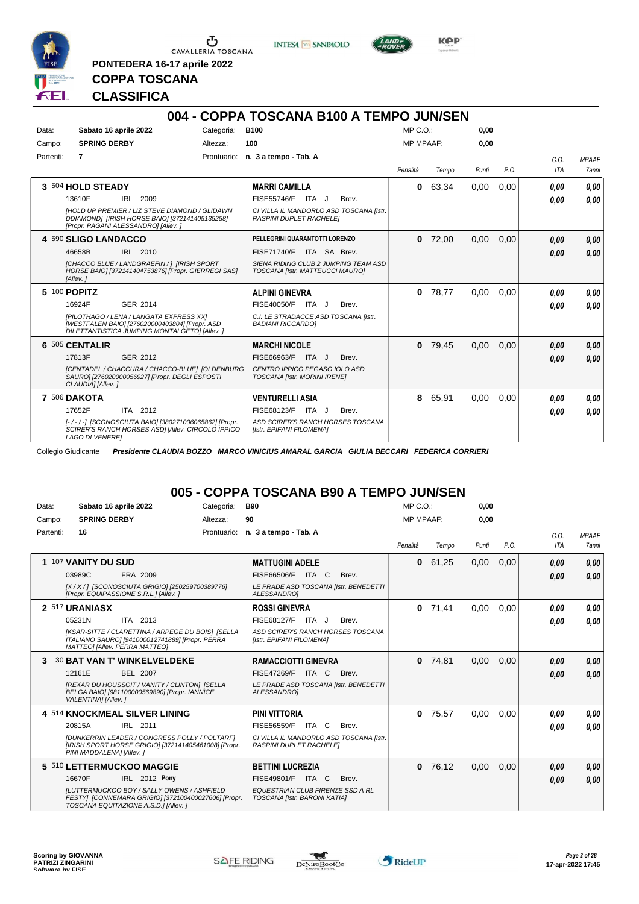PONTEDERA 16-17 aprile 2022

**COPPA TOSCANA**

**CLASSIFICA**

## 004 - COPPA TOSCANA B100 A TEMPO JUN/SEN

| Data: | Sabato 16 aprile 2022 | Categoria: | B100 | MP C.O.: | 0,00 |
|---|---|---|---|---|---|
| Campo: | SPRING DERBY | Altezza: | 100 | MP MPAAF: | 0,00 |
| Partenti: | 7 | Prontuario: | n. 3 a tempo - Tab. A | | |

| Pos | Cavallo | Cavaliere | Penalità | Tempo | Punti | P.O. | C.O. ITA | MPAAF 7anni |
|---|---|---|---|---|---|---|---|---|
| 3 | 504 **HOLD STEADY** 13610F IRL 2009 *[HOLD UP PREMIER / LIZ STEVE DIAMOND / GLIDAWN DDIAMOND] [IRISH HORSE BAIO] [372141405135258] [Propr. PAGANI ALESSANDRO] [Allev. ]* | **MARRI CAMILLA** FISE55746/F ITA J Brev. *CI VILLA IL MANDORLO ASD TOSCANA [Istr. RASPINI DUPLET RACHELE]* | 0 | 63,34 | 0,00 | 0,00 | 0,00 / 0,00 | 0,00 / 0,00 |
| 4 | 590 **SLIGO LANDACCO** 46658B IRL 2010 *[CHACCO BLUE / LANDGRAEFIN / ] [IRISH SPORT HORSE BAIO] [372141404753876] [Propr. GIERREGI SAS] [Allev. ]* | **PELLEGRINI QUARANTOTTI LORENZO** FISE71740/F ITA SA Brev. *SIENA RIDING CLUB 2 JUMPING TEAM ASD TOSCANA [Istr. MATTEUCCI MAURO]* | 0 | 72,00 | 0,00 | 0,00 | 0,00 / 0,00 | 0,00 / 0,00 |
| 5 | 100 **POPITZ** 16924F GER 2014 *[PILOTHAGO / LENA / LANGATA EXPRESS XX] [WESTFALEN BAIO] [276020000403804] [Propr. ASD DILETTANTISTICA JUMPING MONTALGETO] [Allev. ]* | **ALPINI GINEVRA** FISE40050/F ITA J Brev. *C.I. LE STRADACCE ASD TOSCANA [Istr. BADIANI RICCARDO]* | 0 | 78,77 | 0,00 | 0,00 | 0,00 / 0,00 | 0,00 / 0,00 |
| 6 | 505 **CENTALIR** 17813F GER 2012 *[CENTADEL / CHACCURA / CHACCO-BLUE] [OLDENBURG SAURO] [276020000056927] [Propr. DEGLI ESPOSTI CLAUDIA] [Allev. ]* | **MARCHI NICOLE** FISE66963/F ITA J Brev. *CENTRO IPPICO PEGASO IOLO ASD TOSCANA [Istr. MORINI IRENE]* | 0 | 79,45 | 0,00 | 0,00 | 0,00 / 0,00 | 0,00 / 0,00 |
| 7 | 506 **DAKOTA** 17652F ITA 2012 *[- / - / -] [SCONOSCIUTA BAIO] [380271006065862] [Propr. SCIRER'S RANCH HORSES ASD] [Allev. CIRCOLO IPPICO LAGO DI VENERE]* | **VENTURELLI ASIA** FISE68123/F ITA J Brev. *ASD SCIRER'S RANCH HORSES TOSCANA [Istr. EPIFANI FILOMENA]* | 8 | 65,91 | 0,00 | 0,00 | 0,00 / 0,00 | 0,00 / 0,00 |

Collegio Giudicante *Presidente CLAUDIA BOZZO MARCO VINICIUS AMARAL GARCIA GIULIA BECCARI FEDERICA CORRIERI*

## 005 - COPPA TOSCANA B90 A TEMPO JUN/SEN

| Data: | Sabato 16 aprile 2022 | Categoria: | B90 | MP C.O.: | 0,00 |
|---|---|---|---|---|---|
| Campo: | SPRING DERBY | Altezza: | 90 | MP MPAAF: | 0,00 |
| Partenti: | 16 | Prontuario: | n. 3 a tempo - Tab. A | | |

| Pos | Cavallo | Cavaliere | Penalità | Tempo | Punti | P.O. | C.O. ITA | MPAAF 7anni |
|---|---|---|---|---|---|---|---|---|
| 1 | 107 **VANITY DU SUD** 03989C FRA 2009 *[X / X / ] [SCONOSCIUTA GRIGIO] [250259700389776] [Propr. EQUIPASSIONE S.R.L.] [Allev. ]* | **MATTUGINI ADELE** FISE66506/F ITA C Brev. *LE PRADE ASD TOSCANA [Istr. BENEDETTI ALESSANDRO]* | 0 | 61,25 | 0,00 | 0,00 | 0,00 / 0,00 | 0,00 / 0,00 |
| 2 | 517 **URANIASX** 05231N ITA 2013 *[KSAR-SITTE / CLARETTINA / ARPEGE DU BOIS] [SELLA ITALIANO SAURO] [941000012741889] [Propr. PERRA MATTEO] [Allev. PERRA MATTEO]* | **ROSSI GINEVRA** FISE68127/F ITA J Brev. *ASD SCIRER'S RANCH HORSES TOSCANA [Istr. EPIFANI FILOMENA]* | 0 | 71,41 | 0,00 | 0,00 | 0,00 / 0,00 | 0,00 / 0,00 |
| 3 | 30 **BAT VAN T' WINKELVELDEKE** 12161E BEL 2007 *[REXAR DU HOUSSOIT / VANITY / CLINTON] [SELLA BELGA BAIO] [981100000569890] [Propr. IANNICE VALENTINA] [Allev. ]* | **RAMACCIOTTI GINEVRA** FISE47269/F ITA C Brev. *LE PRADE ASD TOSCANA [Istr. BENEDETTI ALESSANDRO]* | 0 | 74,81 | 0,00 | 0,00 | 0,00 / 0,00 | 0,00 / 0,00 |
| 4 | 514 **KNOCKMEAL SILVER LINING** 20815A IRL 2011 *[DUNKERRIN LEADER / CONGRESS POLLY / POLTARF] [IRISH SPORT HORSE GRIGIO] [372141405461008] [Propr. PINI MADDALENA] [Allev. ]* | **PINI VITTORIA** FISE56559/F ITA C Brev. *CI VILLA IL MANDORLO ASD TOSCANA [Istr. RASPINI DUPLET RACHELE]* | 0 | 75,57 | 0,00 | 0,00 | 0,00 / 0,00 | 0,00 / 0,00 |
| 5 | 510 **LETTERMUCKOO MAGGIE** 16670F IRL 2012 **Pony** *[LUTTERMUCKOO BOY / SALLY OWENS / ASHFIELD FESTY] [CONNEMARA GRIGIO] [372100400027606] [Propr. TOSCANA EQUITAZIONE A.S.D.] [Allev. ]* | **BETTINI LUCREZIA** FISE49801/F ITA C Brev. *EQUESTRIAN CLUB FIRENZE SSD A RL TOSCANA [Istr. BARONI KATIA]* | 0 | 76,12 | 0,00 | 0,00 | 0,00 / 0,00 | 0,00 / 0,00 |

Scoring by GIOVANNA PATRIZI ZINGARINI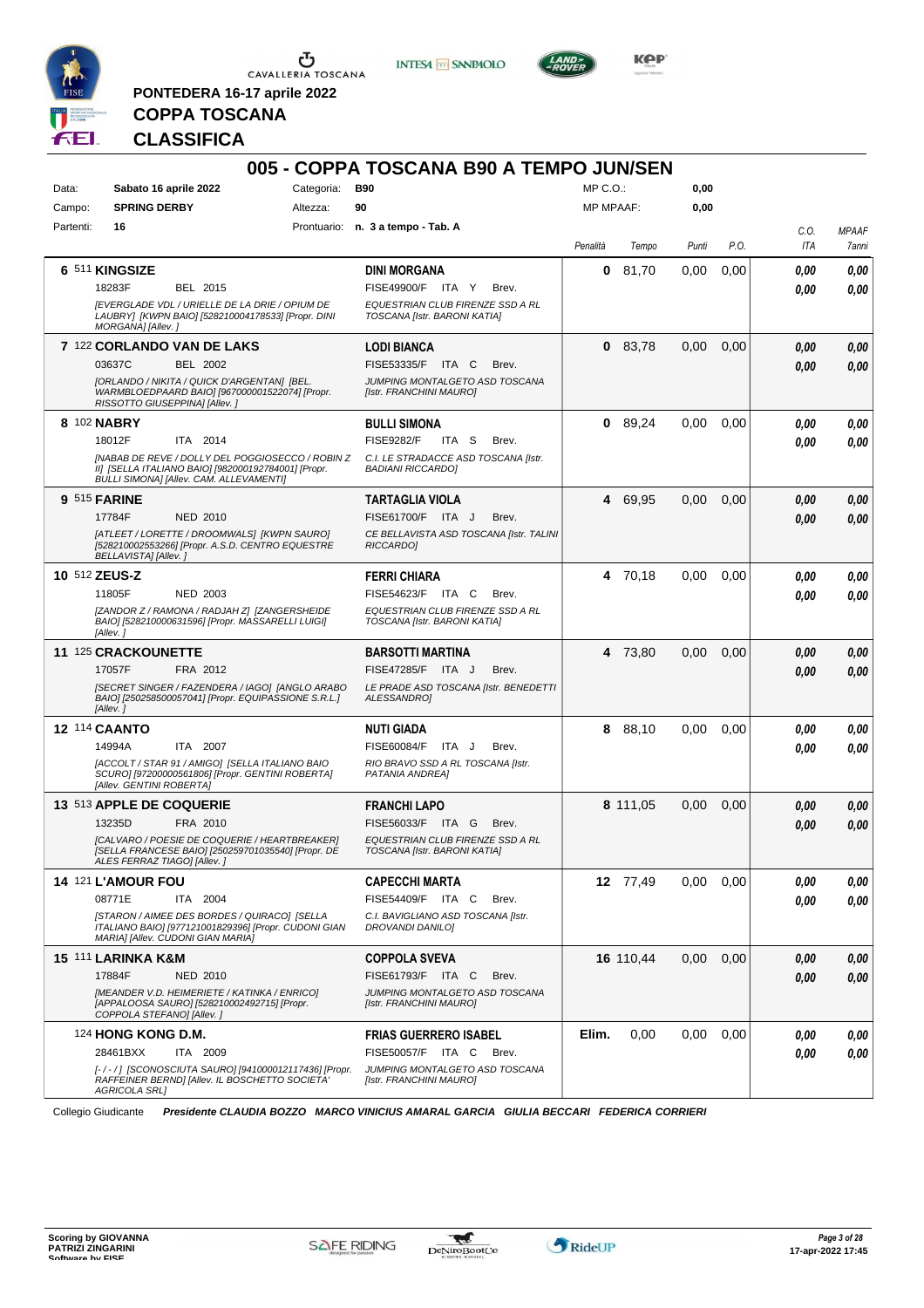PONTEDERA 16-17 aprile 2022

**COPPA TOSCANA**

**CLASSIFICA**

# 005 - COPPA TOSCANA B90 A TEMPO JUN/SEN

Data: **Sabato 16 aprile 2022** Categoria: **B90** MP C.O.: **0,00**

Campo: **SPRING DERBY** Altezza: **90** MP MPAAF: **0,00**

Partenti: **16** Prontuario: **n. 3 a tempo - Tab. A**

| Cl. | Cavallo | Cavaliere | Penalità | Tempo | Punti | P.O. | C.O. ITA | MPAAF 7anni |
|---|---|---|---|---|---|---|---|---|
| 6 | 511 **KINGSIZE** 18283F BEL 2015 *[EVERGLADE VDL / URIELLE DE LA DRIE / OPIUM DE LAUBRY] [KWPN BAIO] [528210004178533] [Propr. DINI MORGANA] [Allev. ]* | **DINI MORGANA** FISE49900/F ITA Y Brev. *EQUESTRIAN CLUB FIRENZE SSD A RL TOSCANA [Istr. BARONI KATIA]* | 0 | 81,70 | 0,00 | 0,00 | 0,00 0,00 | 0,00 0,00 |
| 7 | 122 **CORLANDO VAN DE LAKS** 03637C BEL 2002 *[ORLANDO / NIKITA / QUICK D'ARGENTAN] [BEL. WARMBLOEDPAARD BAIO] [967000001522074] [Propr. RISSOTTO GIUSEPPINA] [Allev. ]* | **LODI BIANCA** FISE53335/F ITA C Brev. *JUMPING MONTALGETO ASD TOSCANA [Istr. FRANCHINI MAURO]* | 0 | 83,78 | 0,00 | 0,00 | 0,00 0,00 | 0,00 0,00 |
| 8 | 102 **NABRY** 18012F ITA 2014 *[NABAB DE REVE / DOLLY DEL POGGIOSECCO / ROBIN Z II] [SELLA ITALIANO BAIO] [982000192784001] [Propr. BULLI SIMONA] [Allev. CAM. ALLEVAMENTI]* | **BULLI SIMONA** FISE9282/F ITA S Brev. *C.I. LE STRADACCE ASD TOSCANA [Istr. BADIANI RICCARDO]* | 0 | 89,24 | 0,00 | 0,00 | 0,00 0,00 | 0,00 0,00 |
| 9 | 515 **FARINE** 17784F NED 2010 *[ATLEET / LORETTE / DROOMWALS] [KWPN SAURO] [528210002553266] [Propr. A.S.D. CENTRO EQUESTRE BELLAVISTA] [Allev. ]* | **TARTAGLIA VIOLA** FISE61700/F ITA J Brev. *CE BELLAVISTA ASD TOSCANA [Istr. TALINI RICCARDO]* | 4 | 69,95 | 0,00 | 0,00 | 0,00 0,00 | 0,00 0,00 |
| 10 | 512 **ZEUS-Z** 11805F NED 2003 *[ZANDOR Z / RAMONA / RADJAH Z] [ZANGERSHEIDE BAIO] [528210000631596] [Propr. MASSARELLI LUIGI] [Allev. ]* | **FERRI CHIARA** FISE54623/F ITA C Brev. *EQUESTRIAN CLUB FIRENZE SSD A RL TOSCANA [Istr. BARONI KATIA]* | 4 | 70,18 | 0,00 | 0,00 | 0,00 0,00 | 0,00 0,00 |
| 11 | 125 **CRACKOUNETTE** 17057F FRA 2012 *[SECRET SINGER / FAZENDERA / IAGO] [ANGLO ARABO BAIO] [250258500057041] [Propr. EQUIPASSIONE S.R.L.] [Allev. ]* | **BARSOTTI MARTINA** FISE47285/F ITA J Brev. *LE PRADE ASD TOSCANA [Istr. BENEDETTI ALESSANDRO]* | 4 | 73,80 | 0,00 | 0,00 | 0,00 0,00 | 0,00 0,00 |
| 12 | 114 **CAANTO** 14994A ITA 2007 *[ACCOLT / STAR 91 / AMIGO] [SELLA ITALIANO BAIO SCURO] [97200000561806] [Propr. GENTINI ROBERTA] [Allev. GENTINI ROBERTA]* | **NUTI GIADA** FISE60084/F ITA J Brev. *RIO BRAVO SSD A RL TOSCANA [Istr. PATANIA ANDREA]* | 8 | 88,10 | 0,00 | 0,00 | 0,00 0,00 | 0,00 0,00 |
| 13 | 513 **APPLE DE COQUERIE** 13235D FRA 2010 *[CALVARO / POESIE DE COQUERIE / HEARTBREAKER] [SELLA FRANCESE BAIO] [250259701035540] [Propr. DE ALES FERRAZ TIAGO] [Allev. ]* | **FRANCHI LAPO** FISE56033/F ITA G Brev. *EQUESTRIAN CLUB FIRENZE SSD A RL TOSCANA [Istr. BARONI KATIA]* | 8 | 111,05 | 0,00 | 0,00 | 0,00 0,00 | 0,00 0,00 |
| 14 | 121 **L'AMOUR FOU** 08771E ITA 2004 *[STARON / AIMEE DES BORDES / QUIRACO] [SELLA ITALIANO BAIO] [977121001829396] [Propr. CUDONI GIAN MARIA] [Allev. CUDONI GIAN MARIA]* | **CAPECCHI MARTA** FISE54409/F ITA C Brev. *C.I. BAVIGLIANO ASD TOSCANA [Istr. DROVANDI DANILO]* | 12 | 77,49 | 0,00 | 0,00 | 0,00 0,00 | 0,00 0,00 |
| 15 | 111 **LARINKA K&M** 17884F NED 2010 *[MEANDER V.D. HEIMERIETE / KATINKA / ENRICO] [APPALOOSA SAURO] [528210002492715] [Propr. COPPOLA STEFANO] [Allev. ]* | **COPPOLA SVEVA** FISE61793/F ITA C Brev. *JUMPING MONTALGETO ASD TOSCANA [Istr. FRANCHINI MAURO]* | 16 | 110,44 | 0,00 | 0,00 | 0,00 0,00 | 0,00 0,00 |
| | 124 **HONG KONG D.M.** 28461BXX ITA 2009 *[- / - / ] [SCONOSCIUTA SAURO] [941000012117436] [Propr. RAFFEINER BERND] [Allev. IL BOSCHETTO SOCIETA' AGRICOLA SRL]* | **FRIAS GUERRERO ISABEL** FISE50057/F ITA C Brev. *JUMPING MONTALGETO ASD TOSCANA [Istr. FRANCHINI MAURO]* | Elim. | 0,00 | 0,00 | 0,00 | 0,00 0,00 | 0,00 0,00 |

Collegio Giudicante *Presidente CLAUDIA BOZZO MARCO VINICIUS AMARAL GARCIA GIULIA BECCARI FEDERICA CORRIERI*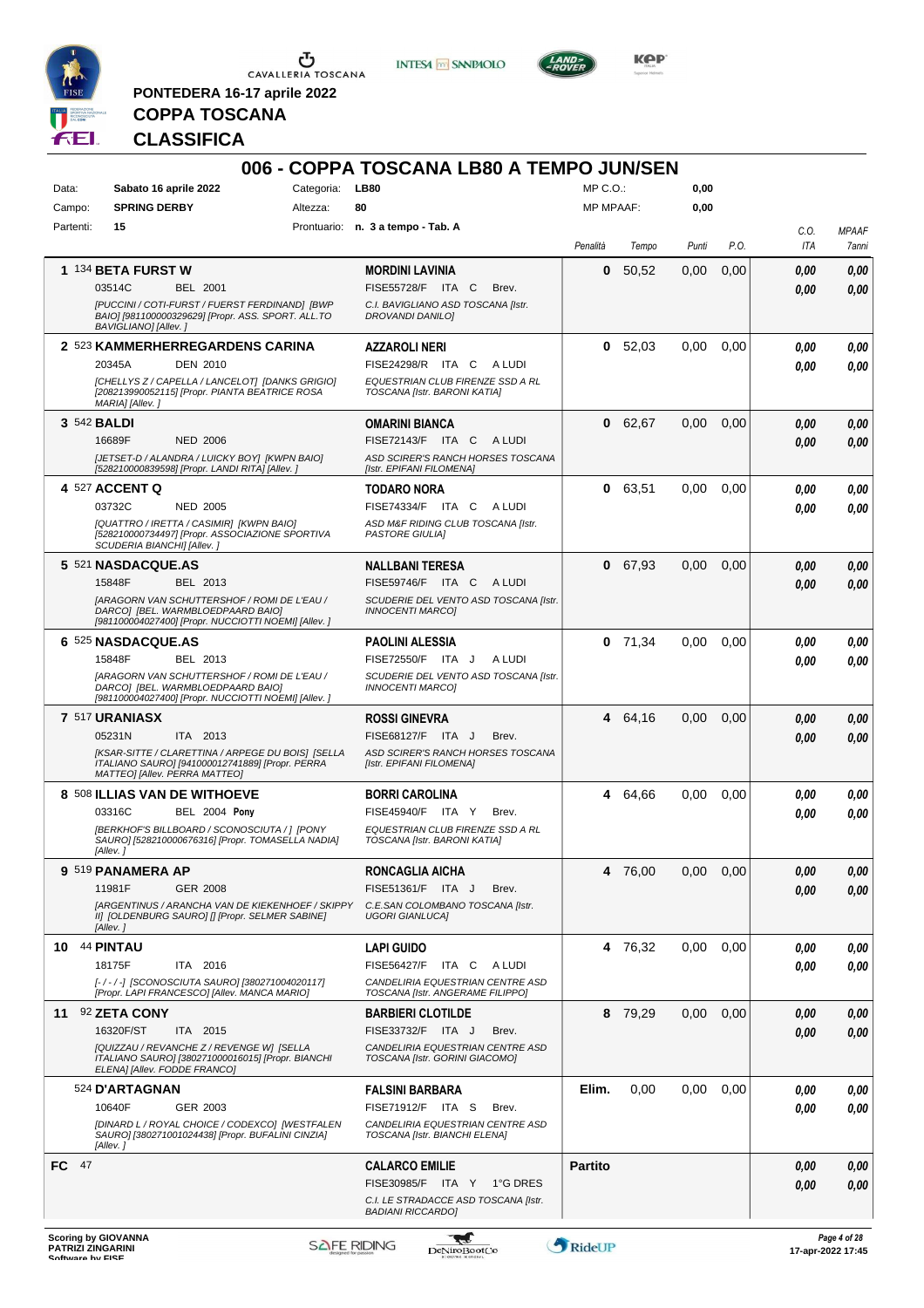PONTEDERA 16-17 aprile 2022

**COPPA TOSCANA**

**CLASSIFICA**

## 006 - COPPA TOSCANA LB80 A TEMPO JUN/SEN

| Data: | Sabato 16 aprile 2022 | Categoria: | LB80 | MP C.O.: | 0,00 |
|---|---|---|---|---|---|
| Campo: | SPRING DERBY | Altezza: | 80 | MP MPAAF: | 0,00 |
| Partenti: | 15 | Prontuario: | n. 3 a tempo - Tab. A | | |

| Pos. | Cavallo | Cavaliere | Penalità | Tempo | Punti | P.O. | C.O. ITA | MPAAF 7anni |
|---|---|---|---|---|---|---|---|---|
| 1 | 134 **BETA FURST W** 03514C BEL 2001 *[PUCCINI / COTI-FURST / FUERST FERDINAND] [BWP BAIO] [981100000329629] [Propr. ASS. SPORT. ALL.TO BAVIGLIANO] [Allev. ]* | **MORDINI LAVINIA** FISE55728/F ITA C Brev. *C.I. BAVIGLIANO ASD TOSCANA [Istr. DROVANDI DANILO]* | 0 | 50,52 | 0,00 | 0,00 | 0,00 / 0,00 | 0,00 / 0,00 |
| 2 | 523 **KAMMERHERREGARDENS CARINA** 20345A DEN 2010 *[CHELLYS Z / CAPELLA / LANCELOT] [DANKS GRIGIO] [208213990052115] [Propr. PIANTA BEATRICE ROSA MARIA] [Allev. ]* | **AZZAROLI NERI** FISE24298/R ITA C A LUDI *EQUESTRIAN CLUB FIRENZE SSD A RL TOSCANA [Istr. BARONI KATIA]* | 0 | 52,03 | 0,00 | 0,00 | 0,00 / 0,00 | 0,00 / 0,00 |
| 3 | 542 **BALDI** 16689F NED 2006 *[JETSET-D / ALANDRA / LUICKY BOY] [KWPN BAIO] [528210000839598] [Propr. LANDI RITA] [Allev. ]* | **OMARINI BIANCA** FISE72143/F ITA C A LUDI *ASD SCIRER'S RANCH HORSES TOSCANA [Istr. EPIFANI FILOMENA]* | 0 | 62,67 | 0,00 | 0,00 | 0,00 / 0,00 | 0,00 / 0,00 |
| 4 | 527 **ACCENT Q** 03732C NED 2005 *[QUATTRO / IRETTA / CASIMIR] [KWPN BAIO] [528210000734497] [Propr. ASSOCIAZIONE SPORTIVA SCUDERIA BIANCHI] [Allev. ]* | **TODARO NORA** FISE74334/F ITA C A LUDI *ASD M&F RIDING CLUB TOSCANA [Istr. PASTORE GIULIA]* | 0 | 63,51 | 0,00 | 0,00 | 0,00 / 0,00 | 0,00 / 0,00 |
| 5 | 521 **NASDACQUE.AS** 15848F BEL 2013 *[ARAGORN VAN SCHUTTERSHOF / ROMI DE L'EAU / DARCO] [BEL. WARMBLOEDPAARD BAIO] [981100004027400] [Propr. NUCCIOTTI NOEMI] [Allev. ]* | **NALLBANI TERESA** FISE59746/F ITA C A LUDI *SCUDERIE DEL VENTO ASD TOSCANA [Istr. INNOCENTI MARCO]* | 0 | 67,93 | 0,00 | 0,00 | 0,00 / 0,00 | 0,00 / 0,00 |
| 6 | 525 **NASDACQUE.AS** 15848F BEL 2013 *[ARAGORN VAN SCHUTTERSHOF / ROMI DE L'EAU / DARCO] [BEL. WARMBLOEDPAARD BAIO] [981100004027400] [Propr. NUCCIOTTI NOEMI] [Allev. ]* | **PAOLINI ALESSIA** FISE72550/F ITA J A LUDI *SCUDERIE DEL VENTO ASD TOSCANA [Istr. INNOCENTI MARCO]* | 0 | 71,34 | 0,00 | 0,00 | 0,00 / 0,00 | 0,00 / 0,00 |
| 7 | 517 **URANIASX** 05231N ITA 2013 *[KSAR-SITTE / CLARETTINA / ARPEGE DU BOIS] [SELLA ITALIANO SAURO] [941000012741889] [Propr. PERRA MATTEO] [Allev. PERRA MATTEO]* | **ROSSI GINEVRA** FISE68127/F ITA J Brev. *ASD SCIRER'S RANCH HORSES TOSCANA [Istr. EPIFANI FILOMENA]* | 4 | 64,16 | 0,00 | 0,00 | 0,00 / 0,00 | 0,00 / 0,00 |
| 8 | 508 **ILLIAS VAN DE WITHOEVE** 03316C BEL 2004 **Pony** *[BERKHOF'S BILLBOARD / SCONOSCIUTA / ] [PONY SAURO] [528210000676316] [Propr. TOMASELLA NADIA] [Allev. ]* | **BORRI CAROLINA** FISE45940/F ITA Y Brev. *EQUESTRIAN CLUB FIRENZE SSD A RL TOSCANA [Istr. BARONI KATIA]* | 4 | 64,66 | 0,00 | 0,00 | 0,00 / 0,00 | 0,00 / 0,00 |
| 9 | 519 **PANAMERA AP** 11981F GER 2008 *[ARGENTINUS / ARANCHA VAN DE KIEKENHOEF / SKIPPY II] [OLDENBURG SAURO] [] [Propr. SELMER SABINE] [Allev. ]* | **RONCAGLIA AICHA** FISE51361/F ITA J Brev. *C.E.SAN COLOMBANO TOSCANA [Istr. UGORI GIANLUCA]* | 4 | 76,00 | 0,00 | 0,00 | 0,00 / 0,00 | 0,00 / 0,00 |
| 10 | 44 **PINTAU** 18175F ITA 2016 *[- / - / -] [SCONOSCIUTA SAURO] [380271004020117] [Propr. LAPI FRANCESCO] [Allev. MANCA MARIO]* | **LAPI GUIDO** FISE56427/F ITA C A LUDI *CANDELIRIA EQUESTRIAN CENTRE ASD TOSCANA [Istr. ANGERAME FILIPPO]* | 4 | 76,32 | 0,00 | 0,00 | 0,00 / 0,00 | 0,00 / 0,00 |
| 11 | 92 **ZETA CONY** 16320F/ST ITA 2015 *[QUIZZAU / REVANCHE Z / REVENGE W] [SELLA ITALIANO SAURO] [380271000016015] [Propr. BIANCHI ELENA] [Allev. FODDE FRANCO]* | **BARBIERI CLOTILDE** FISE33732/F ITA J Brev. *CANDELIRIA EQUESTRIAN CENTRE ASD TOSCANA [Istr. GORINI GIACOMO]* | 8 | 79,29 | 0,00 | 0,00 | 0,00 / 0,00 | 0,00 / 0,00 |
| | 524 **D'ARTAGNAN** 10640F GER 2003 *[DINARD L / ROYAL CHOICE / CODEXCO] [WESTFALEN SAURO] [380271001024438] [Propr. BUFALINI CINZIA] [Allev. ]* | **FALSINI BARBARA** FISE71912/F ITA S Brev. *CANDELIRIA EQUESTRIAN CENTRE ASD TOSCANA [Istr. BIANCHI ELENA]* | Elim. | 0,00 | 0,00 | 0,00 | 0,00 / 0,00 | 0,00 / 0,00 |
| FC | 47 | **CALARCO EMILIE** FISE30985/F ITA Y 1°G DRES *C.I. LE STRADACCE ASD TOSCANA [Istr. BADIANI RICCARDO]* | Partito | | | | 0,00 / 0,00 | 0,00 / 0,00 |

Scoring by GIOVANNA PATRIZI ZINGARINI

17-apr-2022 17:45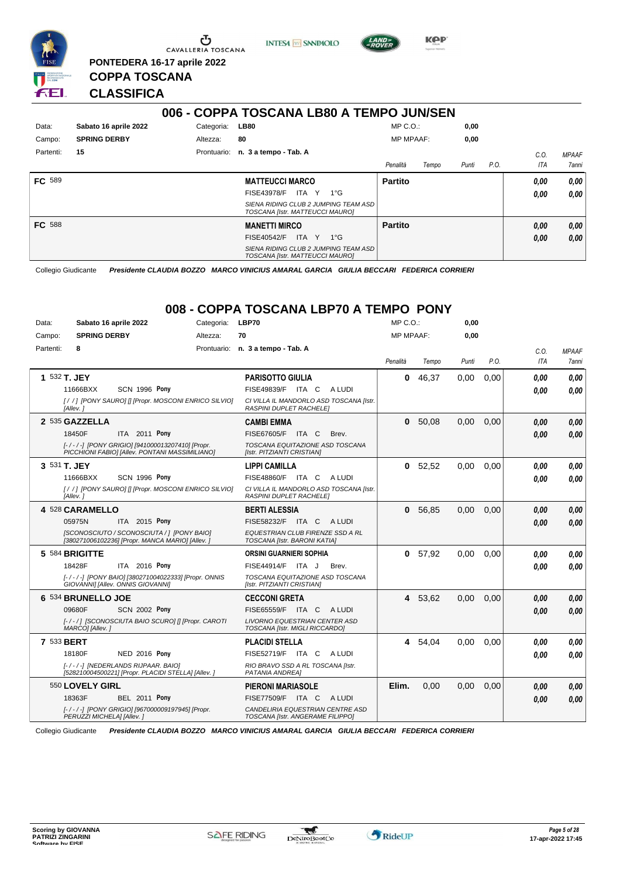PONTEDERA 16-17 aprile 2022

**COPPA TOSCANA**

**CLASSIFICA**

## 006 - COPPA TOSCANA LB80 A TEMPO JUN/SEN

| | | | |
|---|---|---|---|
| Data: | Sabato 16 aprile 2022 | Categoria: | LB80 |
| Campo: | SPRING DERBY | Altezza: | 80 |
| Partenti: | 15 | Prontuario: | n. 3 a tempo - Tab. A |

MP C.O.: 0,00 — MP MPAAF: 0,00

| | Cavallo | Cavaliere | Penalità | Tempo | Punti | P.O. | C.O. ITA | MPAAF 7anni |
|---|---|---|---|---|---|---|---|---|
| FC 589 | | **MATTEUCCI MARCO** FISE43978/F ITA Y 1°G *SIENA RIDING CLUB 2 JUMPING TEAM ASD TOSCANA [Istr. MATTEUCCI MAURO]* | Partito | | | | 0,00 / 0,00 | 0,00 / 0,00 |
| FC 588 | | **MANETTI MIRCO** FISE40542/F ITA Y 1°G *SIENA RIDING CLUB 2 JUMPING TEAM ASD TOSCANA [Istr. MATTEUCCI MAURO]* | Partito | | | | 0,00 / 0,00 | 0,00 / 0,00 |

Collegio Giudicante *Presidente CLAUDIA BOZZO MARCO VINICIUS AMARAL GARCIA GIULIA BECCARI FEDERICA CORRIERI*

## 008 - COPPA TOSCANA LBP70 A TEMPO PONY

| | | | |
|---|---|---|---|
| Data: | Sabato 16 aprile 2022 | Categoria: | LBP70 |
| Campo: | SPRING DERBY | Altezza: | 70 |
| Partenti: | 8 | Prontuario: | n. 3 a tempo - Tab. A |

MP C.O.: 0,00 — MP MPAAF: 0,00

| Pos. | Cavallo | Cavaliere | Penalità | Tempo | Punti | P.O. | C.O. ITA | MPAAF 7anni |
|---|---|---|---|---|---|---|---|---|
| 1 | 532 **T. JEY** 11666BXX SCN 1996 Pony *[/ /] [PONY SAURO] [] [Propr. MOSCONI ENRICO SILVIO] [Allev. ]* | **PARISOTTO GIULIA** FISE49839/F ITA C A LUDI *CI VILLA IL MANDORLO ASD TOSCANA [Istr. RASPINI DUPLET RACHELE]* | 0 | 46,37 | 0,00 | 0,00 | 0,00 / 0,00 | 0,00 / 0,00 |
| 2 | 535 **GAZZELLA** 18450F ITA 2011 Pony *[-/-/-] [PONY GRIGIO] [941000013207410] [Propr. PICCHIONI FABIO] [Allev. PONTANI MASSIMILIANO]* | **CAMBI EMMA** FISE67605/F ITA C Brev. *TOSCANA EQUITAZIONE ASD TOSCANA [Istr. PITZIANTI CRISTIAN]* | 0 | 50,08 | 0,00 | 0,00 | 0,00 / 0,00 | 0,00 / 0,00 |
| 3 | 531 **T. JEY** 11666BXX SCN 1996 Pony *[/ /] [PONY SAURO] [] [Propr. MOSCONI ENRICO SILVIO] [Allev. ]* | **LIPPI CAMILLA** FISE48860/F ITA C A LUDI *CI VILLA IL MANDORLO ASD TOSCANA [Istr. RASPINI DUPLET RACHELE]* | 0 | 52,52 | 0,00 | 0,00 | 0,00 / 0,00 | 0,00 / 0,00 |
| 4 | 528 **CARAMELLO** 05975N ITA 2015 Pony *[SCONOSCIUTO / SCONOSCIUTA / ] [PONY BAIO] [380271006102236] [Propr. MANCA MARIO] [Allev. ]* | **BERTI ALESSIA** FISE58232/F ITA C A LUDI *EQUESTRIAN CLUB FIRENZE SSD A RL TOSCANA [Istr. BARONI KATIA]* | 0 | 56,85 | 0,00 | 0,00 | 0,00 / 0,00 | 0,00 / 0,00 |
| 5 | 584 **BRIGITTE** 18428F ITA 2016 Pony *[-/-/-] [PONY BAIO] [380271004022333] [Propr. ONNIS GIOVANNI] [Allev. ONNIS GIOVANNI]* | **ORSINI GUARNIERI SOPHIA** FISE44914/F ITA J Brev. *TOSCANA EQUITAZIONE ASD TOSCANA [Istr. PITZIANTI CRISTIAN]* | 0 | 57,92 | 0,00 | 0,00 | 0,00 / 0,00 | 0,00 / 0,00 |
| 6 | 534 **BRUNELLO JOE** 09680F SCN 2002 Pony *[-/-/] [SCONOSCIUTA BAIO SCURO] [] [Propr. CAROTI MARCO] [Allev. ]* | **CECCONI GRETA** FISE65559/F ITA C A LUDI *LIVORNO EQUESTRIAN CENTER ASD TOSCANA [Istr. MIGLI RICCARDO]* | 4 | 53,62 | 0,00 | 0,00 | 0,00 / 0,00 | 0,00 / 0,00 |
| 7 | 533 **BERT** 18180F NED 2016 Pony *[-/-/-] [NEDERLANDS RIJPAAR. BAIO] [528210004500221] [Propr. PLACIDI STELLA] [Allev. ]* | **PLACIDI STELLA** FISE52719/F ITA C A LUDI *RIO BRAVO SSD A RL TOSCANA [Istr. PATANIA ANDREA]* | 4 | 54,04 | 0,00 | 0,00 | 0,00 / 0,00 | 0,00 / 0,00 |
| | 550 **LOVELY GIRL** 18363F BEL 2011 Pony *[-/-/-] [PONY GRIGIO] [967000009197945] [Propr. PERUZZI MICHELA] [Allev. ]* | **PIERONI MARIASOLE** FISE77509/F ITA C A LUDI *CANDELIRIA EQUESTRIAN CENTRE ASD TOSCANA [Istr. ANGERAME FILIPPO]* | Elim. | 0,00 | 0,00 | 0,00 | 0,00 / 0,00 | 0,00 / 0,00 |

Collegio Giudicante *Presidente CLAUDIA BOZZO MARCO VINICIUS AMARAL GARCIA GIULIA BECCARI FEDERICA CORRIERI*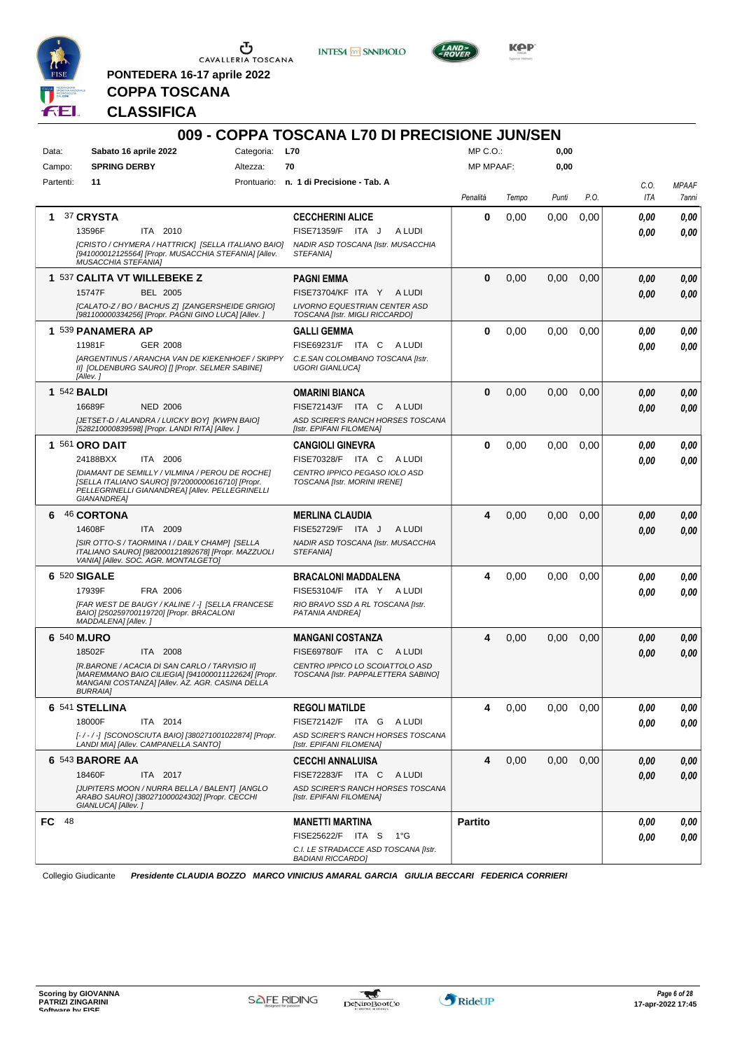PONTEDERA 16-17 aprile 2022

# COPPA TOSCANA

## CLASSIFICA

### 009 - COPPA TOSCANA L70 DI PRECISIONE JUN/SEN

| | | | | | |
|---|---|---|---|---|---|
| Data: | **Sabato 16 aprile 2022** | Categoria: | **L70** | MP C.O.: | **0,00** |
| Campo: | **SPRING DERBY** | Altezza: | **70** | MP MPAAF: | **0,00** |
| Partenti: | **11** | Prontuario: | **n. 1 di Precisione - Tab. A** | | |

| Cl. | Cavallo | Cavaliere | Penalità | Tempo | Punti | P.O. | C.O. ITA | MPAAF 7anni |
|---|---|---|---|---|---|---|---|---|
| 1 | 37 **CRYSTA** 13596F ITA 2010 *[CRISTO / CHYMERA / HATTRICK] [SELLA ITALIANO BAIO] [941000012125564] [Propr. MUSACCHIA STEFANIA] [Allev. MUSACCHIA STEFANIA]* | **CECCHERINI ALICE** FISE71359/F ITA J A LUDI *NADIR ASD TOSCANA [Istr. MUSACCHIA STEFANIA]* | **0** | 0,00 | 0,00 | 0,00 | **0,00** **0,00** | **0,00** **0,00** |
| 1 | 537 **CALITA VT WILLEBEKE Z** 15747F BEL 2005 *[CALATO-Z / BO / BACHUS Z] [ZANGERSHEIDE GRIGIO] [981100000334256] [Propr. PAGNI GINO LUCA] [Allev. ]* | **PAGNI EMMA** FISE73704/KF ITA Y A LUDI *LIVORNO EQUESTRIAN CENTER ASD TOSCANA [Istr. MIGLI RICCARDO]* | **0** | 0,00 | 0,00 | 0,00 | **0,00** **0,00** | **0,00** **0,00** |
| 1 | 539 **PANAMERA AP** 11981F GER 2008 *[ARGENTINUS / ARANCHA VAN DE KIEKENHOEF / SKIPPY II] [OLDENBURG SAURO] [] [Propr. SELMER SABINE] [Allev. ]* | **GALLI GEMMA** FISE69231/F ITA C A LUDI *C.E.SAN COLOMBANO TOSCANA [Istr. UGORI GIANLUCA]* | **0** | 0,00 | 0,00 | 0,00 | **0,00** **0,00** | **0,00** **0,00** |
| 1 | 542 **BALDI** 16689F NED 2006 *[JETSET-D / ALANDRA / LUICKY BOY] [KWPN BAIO] [528210000839598] [Propr. LANDI RITA] [Allev. ]* | **OMARINI BIANCA** FISE72143/F ITA C A LUDI *ASD SCIRER'S RANCH HORSES TOSCANA [Istr. EPIFANI FILOMENA]* | **0** | 0,00 | 0,00 | 0,00 | **0,00** **0,00** | **0,00** **0,00** |
| 1 | 561 **ORO DAIT** 24188BXX ITA 2006 *[DIAMANT DE SEMILLY / VILMINA / PEROU DE ROCHE] [SELLA ITALIANO SAURO] [972000000616710] [Propr. PELLEGRINELLI GIANANDREA] [Allev. PELLEGRINELLI GIANANDREA]* | **CANGIOLI GINEVRA** FISE70328/F ITA C A LUDI *CENTRO IPPICO PEGASO IOLO ASD TOSCANA [Istr. MORINI IRENE]* | **0** | 0,00 | 0,00 | 0,00 | **0,00** **0,00** | **0,00** **0,00** |
| 6 | 46 **CORTONA** 14608F ITA 2009 *[SIR OTTO-S / TAORMINA I / DAILY CHAMP] [SELLA ITALIANO SAURO] [982000121892678] [Propr. MAZZUOLI VANIA] [Allev. SOC. AGR. MONTALGETO]* | **MERLINA CLAUDIA** FISE52729/F ITA J A LUDI *NADIR ASD TOSCANA [Istr. MUSACCHIA STEFANIA]* | **4** | 0,00 | 0,00 | 0,00 | **0,00** **0,00** | **0,00** **0,00** |
| 6 | 520 **SIGALE** 17939F FRA 2006 *[FAR WEST DE BAUGY / KALINE / -] [SELLA FRANCESE BAIO] [250259700119720] [Propr. BRACALONI MADDALENA] [Allev. ]* | **BRACALONI MADDALENA** FISE53104/F ITA Y A LUDI *RIO BRAVO SSD A RL TOSCANA [Istr. PATANIA ANDREA]* | **4** | 0,00 | 0,00 | 0,00 | **0,00** **0,00** | **0,00** **0,00** |
| 6 | 540 **M.URO** 18502F ITA 2008 *[R.BARONE / ACACIA DI SAN CARLO / TARVISIO II] [MAREMMANO BAIO CILIEGIA] [941000011122624] [Propr. MANGANI COSTANZA] [Allev. AZ. AGR. CASINA DELLA BURRAIA]* | **MANGANI COSTANZA** FISE69780/F ITA C A LUDI *CENTRO IPPICO LO SCOIATTOLO ASD TOSCANA [Istr. PAPPALETTERA SABINO]* | **4** | 0,00 | 0,00 | 0,00 | **0,00** **0,00** | **0,00** **0,00** |
| 6 | 541 **STELLINA** 18000F ITA 2014 *[- / - / -] [SCONOSCIUTA BAIO] [380271001022874] [Propr. LANDI MIA] [Allev. CAMPANELLA SANTO]* | **REGOLI MATILDE** FISE72142/F ITA G A LUDI *ASD SCIRER'S RANCH HORSES TOSCANA [Istr. EPIFANI FILOMENA]* | **4** | 0,00 | 0,00 | 0,00 | **0,00** **0,00** | **0,00** **0,00** |
| 6 | 543 **BARORE AA** 18460F ITA 2017 *[JUPITERS MOON / NURRA BELLA / BALENT] [ANGLO ARABO SAURO] [380271000024302] [Propr. CECCHI GIANLUCA] [Allev. ]* | **CECCHI ANNALUISA** FISE72283/F ITA C A LUDI *ASD SCIRER'S RANCH HORSES TOSCANA [Istr. EPIFANI FILOMENA]* | **4** | 0,00 | 0,00 | 0,00 | **0,00** **0,00** | **0,00** **0,00** |
| FC | 48 | **MANETTI MARTINA** FISE25622/F ITA S 1°G *C.I. LE STRADACCE ASD TOSCANA [Istr. BADIANI RICCARDO]* | **Partito** | | | | **0,00** **0,00** | **0,00** **0,00** |

Collegio Giudicante *Presidente CLAUDIA BOZZO MARCO VINICIUS AMARAL GARCIA GIULIA BECCARI FEDERICA CORRIERI*

Scoring by GIOVANNA PATRIZI ZINGARINI

17-apr-2022 17:45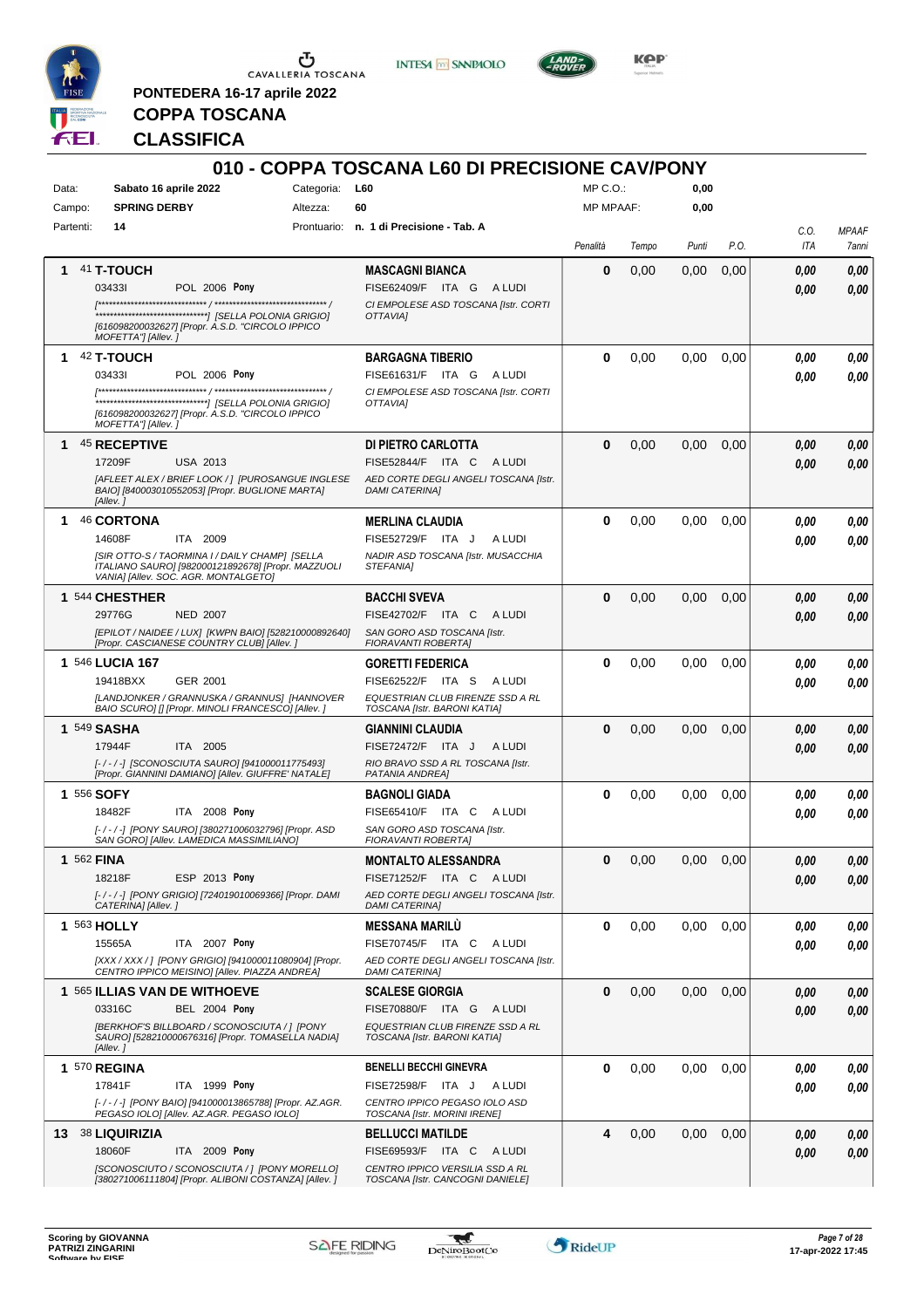PONTEDERA 16-17 aprile 2022

**COPPA TOSCANA**

**CLASSIFICA**

## 010 - COPPA TOSCANA L60 DI PRECISIONE CAV/PONY

| | | | | | |
|---|---|---|---|---|---|
| Data: | Sabato 16 aprile 2022 | Categoria: | L60 | MP C.O.: | 0,00 |
| Campo: | SPRING DERBY | Altezza: | 60 | MP MPAAF: | 0,00 |
| Partenti: | 14 | Prontuario: | n. 1 di Precisione - Tab. A | | |

| Cl. | Cavallo | Cavaliere | Penalità | Tempo | Punti | P.O. | C.O. ITA | MPAAF 7anni |
|---|---|---|---|---|---|---|---|---|
| 1 | 41 **T-TOUCH** 03433I POL 2006 **Pony** *[****************************** / ******************************** / ********************************] [SELLA POLONIA GRIGIO] [616098200032627] [Propr. A.S.D. "CIRCOLO IPPICO MOFETTA"] [Allev. ]* | **MASCAGNI BIANCA** FISE62409/F ITA G A LUDI *CI EMPOLESE ASD TOSCANA [Istr. CORTI OTTAVIA]* | 0 | 0,00 | 0,00 | 0,00 | 0,00 / 0,00 | 0,00 / 0,00 |
| 1 | 42 **T-TOUCH** 03433I POL 2006 **Pony** *[****************************** / ******************************** / ********************************] [SELLA POLONIA GRIGIO] [616098200032627] [Propr. A.S.D. "CIRCOLO IPPICO MOFETTA"] [Allev. ]* | **BARGAGNA TIBERIO** FISE61631/F ITA G A LUDI *CI EMPOLESE ASD TOSCANA [Istr. CORTI OTTAVIA]* | 0 | 0,00 | 0,00 | 0,00 | 0,00 / 0,00 | 0,00 / 0,00 |
| 1 | 45 **RECEPTIVE** 17209F USA 2013 *[AFLEET ALEX / BRIEF LOOK / ] [PUROSANGUE INGLESE BAIO] [840003010552053] [Propr. BUGLIONE MARTA] [Allev. ]* | **DI PIETRO CARLOTTA** FISE52844/F ITA C A LUDI *AED CORTE DEGLI ANGELI TOSCANA [Istr. DAMI CATERINA]* | 0 | 0,00 | 0,00 | 0,00 | 0,00 / 0,00 | 0,00 / 0,00 |
| 1 | 46 **CORTONA** 14608F ITA 2009 *[SIR OTTO-S / TAORMINA I / DAILY CHAMP] [SELLA ITALIANO SAURO] [982000121892678] [Propr. MAZZUOLI VANIA] [Allev. SOC. AGR. MONTALGETO]* | **MERLINA CLAUDIA** FISE52729/F ITA J A LUDI *NADIR ASD TOSCANA [Istr. MUSACCHIA STEFANIA]* | 0 | 0,00 | 0,00 | 0,00 | 0,00 / 0,00 | 0,00 / 0,00 |
| 1 | 544 **CHESTHER** 29776G NED 2007 *[EPILOT / NAIDEE / LUX] [KWPN BAIO] [528210000892640] [Propr. CASCIANESE COUNTRY CLUB] [Allev. ]* | **BACCHI SVEVA** FISE42702/F ITA C A LUDI *SAN GORO ASD TOSCANA [Istr. FIORAVANTI ROBERTA]* | 0 | 0,00 | 0,00 | 0,00 | 0,00 / 0,00 | 0,00 / 0,00 |
| 1 | 546 **LUCIA 167** 19418BXX GER 2001 *[LANDJONKER / GRANNUSKA / GRANNUS] [HANNOVER BAIO SCURO] [] [Propr. MINOLI FRANCESCO] [Allev. ]* | **GORETTI FEDERICA** FISE62522/F ITA S A LUDI *EQUESTRIAN CLUB FIRENZE SSD A RL TOSCANA [Istr. BARONI KATIA]* | 0 | 0,00 | 0,00 | 0,00 | 0,00 / 0,00 | 0,00 / 0,00 |
| 1 | 549 **SASHA** 17944F ITA 2005 *[- / - / -] [SCONOSCIUTA SAURO] [941000011775493] [Propr. GIANNINI DAMIANO] [Allev. GIUFFRE' NATALE]* | **GIANNINI CLAUDIA** FISE72472/F ITA J A LUDI *RIO BRAVO SSD A RL TOSCANA [Istr. PATANIA ANDREA]* | 0 | 0,00 | 0,00 | 0,00 | 0,00 / 0,00 | 0,00 / 0,00 |
| 1 | 556 **SOFY** 18482F ITA 2008 **Pony** *[- / - / -] [PONY SAURO] [380271006032796] [Propr. ASD SAN GORO] [Allev. LAMEDICA MASSIMILIANO]* | **BAGNOLI GIADA** FISE65410/F ITA C A LUDI *SAN GORO ASD TOSCANA [Istr. FIORAVANTI ROBERTA]* | 0 | 0,00 | 0,00 | 0,00 | 0,00 / 0,00 | 0,00 / 0,00 |
| 1 | 562 **FINA** 18218F ESP 2013 **Pony** *[- / - / -] [PONY GRIGIO] [724019010069366] [Propr. DAMI CATERINA] [Allev. ]* | **MONTALTO ALESSANDRA** FISE71252/F ITA C A LUDI *AED CORTE DEGLI ANGELI TOSCANA [Istr. DAMI CATERINA]* | 0 | 0,00 | 0,00 | 0,00 | 0,00 / 0,00 | 0,00 / 0,00 |
| 1 | 563 **HOLLY** 15565A ITA 2007 **Pony** *[XXX / XXX / ] [PONY GRIGIO] [941000011080904] [Propr. CENTRO IPPICO MEISINO] [Allev. PIAZZA ANDREA]* | **MESSANA MARILÙ** FISE70745/F ITA C A LUDI *AED CORTE DEGLI ANGELI TOSCANA [Istr. DAMI CATERINA]* | 0 | 0,00 | 0,00 | 0,00 | 0,00 / 0,00 | 0,00 / 0,00 |
| 1 | 565 **ILLIAS VAN DE WITHOEVE** 03316C BEL 2004 **Pony** *[BERKHOF'S BILLBOARD / SCONOSCIUTA / ] [PONY SAURO] [528210000676316] [Propr. TOMASELLA NADIA] [Allev. ]* | **SCALESE GIORGIA** FISE70880/F ITA G A LUDI *EQUESTRIAN CLUB FIRENZE SSD A RL TOSCANA [Istr. BARONI KATIA]* | 0 | 0,00 | 0,00 | 0,00 | 0,00 / 0,00 | 0,00 / 0,00 |
| 1 | 570 **REGINA** 17841F ITA 1999 **Pony** *[- / - / -] [PONY BAIO] [941000013865788] [Propr. AZ.AGR. PEGASO IOLO] [Allev. AZ.AGR. PEGASO IOLO]* | **BENELLI BECCHI GINEVRA** FISE72598/F ITA J A LUDI *CENTRO IPPICO PEGASO IOLO ASD TOSCANA [Istr. MORINI IRENE]* | 0 | 0,00 | 0,00 | 0,00 | 0,00 / 0,00 | 0,00 / 0,00 |
| 13 | 38 **LIQUIRIZIA** 18060F ITA 2009 **Pony** *[SCONOSCIUTO / SCONOSCIUTA / ] [PONY MORELLO] [380271006111804] [Propr. ALIBONI COSTANZA] [Allev. ]* | **BELLUCCI MATILDE** FISE69593/F ITA C A LUDI *CENTRO IPPICO VERSILIA SSD A RL TOSCANA [Istr. CANCOGNI DANIELE]* | 4 | 0,00 | 0,00 | 0,00 | 0,00 / 0,00 | 0,00 / 0,00 |

Scoring by GIOVANNA PATRIZI ZINGARINI
Software by FISE

17-apr-2022 17:45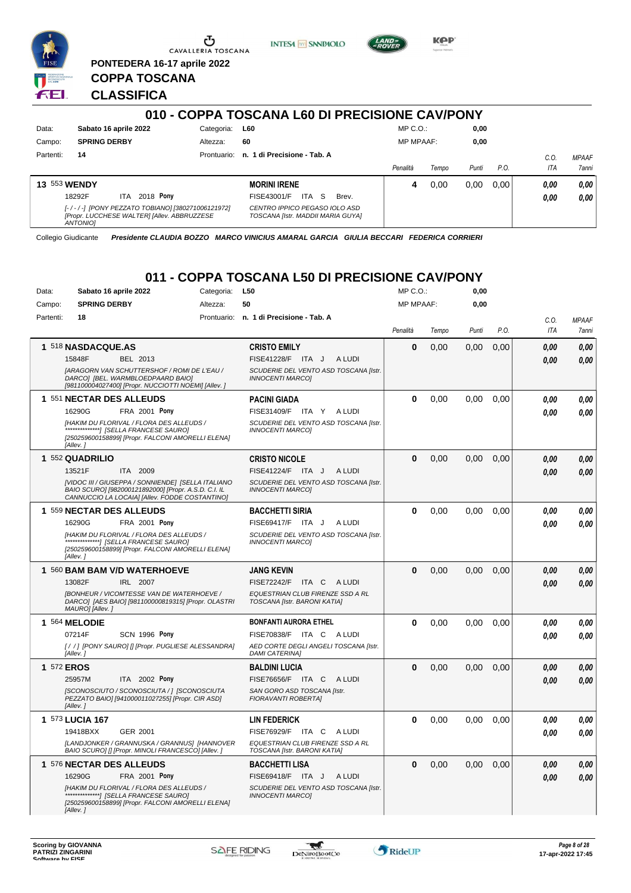PONTEDERA 16-17 aprile 2022

# COPPA TOSCANA

# CLASSIFICA

## 010 - COPPA TOSCANA L60 DI PRECISIONE CAV/PONY

| | | | | | |
|---|---|---|---|---|---|
| Data: | Sabato 16 aprile 2022 | Categoria: | L60 | MP C.O.: | 0,00 |
| Campo: | SPRING DERBY | Altezza: | 60 | MP MPAAF: | 0,00 |
| Partenti: | 14 | Prontuario: | n. 1 di Precisione - Tab. A | | |

| Cl. | Cavallo | Cavaliere | Penalità | Tempo | Punti | P.O. | C.O. ITA | MPAAF 7anni |
|---|---|---|---|---|---|---|---|---|
| 13 | 553 **WENDY** 18292F ITA 2018 **Pony** *[-/-/-] [PONY PEZZATO TOBIANO] [380271006121972] [Propr. LUCCHESE WALTER] [Allev. ABBRUZZESE ANTONIO]* | **MORINI IRENE** FISE43001/F ITA S Brev. *CENTRO IPPICO PEGASO IOLO ASD TOSCANA [Istr. MADDII MARIA GUYA]* | 4 | 0,00 | 0,00 | 0,00 | 0,00 / 0,00 | 0,00 / 0,00 |

Collegio Giudicante *Presidente CLAUDIA BOZZO MARCO VINICIUS AMARAL GARCIA GIULIA BECCARI FEDERICA CORRIERI*

## 011 - COPPA TOSCANA L50 DI PRECISIONE CAV/PONY

| | | | | | |
|---|---|---|---|---|---|
| Data: | Sabato 16 aprile 2022 | Categoria: | L50 | MP C.O.: | 0,00 |
| Campo: | SPRING DERBY | Altezza: | 50 | MP MPAAF: | 0,00 |
| Partenti: | 18 | Prontuario: | n. 1 di Precisione - Tab. A | | |

| Cl. | Cavallo | Cavaliere | Penalità | Tempo | Punti | P.O. | C.O. ITA | MPAAF 7anni |
|---|---|---|---|---|---|---|---|---|
| 1 | 518 **NASDACQUE.AS** 15848F BEL 2013 *[ARAGORN VAN SCHUTTERSHOF / ROMI DE L'EAU / DARCO] [BEL. WARMBLOEDPAARD BAIO] [981100004027400] [Propr. NUCCIOTTI NOEMI] [Allev. ]* | **CRISTO EMILY** FISE41228/F ITA J A LUDI *SCUDERIE DEL VENTO ASD TOSCANA [Istr. INNOCENTI MARCO]* | 0 | 0,00 | 0,00 | 0,00 | 0,00 / 0,00 | 0,00 / 0,00 |
| 1 | 551 **NECTAR DES ALLEUDS** 16290G FRA 2001 **Pony** *[HAKIM DU FLORIVAL / FLORA DES ALLEUDS / **************] [SELLA FRANCESE SAURO] [250259600158899] [Propr. FALCONI AMORELLI ELENA] [Allev. ]* | **PACINI GIADA** FISE31409/F ITA Y A LUDI *SCUDERIE DEL VENTO ASD TOSCANA [Istr. INNOCENTI MARCO]* | 0 | 0,00 | 0,00 | 0,00 | 0,00 / 0,00 | 0,00 / 0,00 |
| 1 | 552 **QUADRILIO** 13521F ITA 2009 *[VIDOC III / GIUSEPPA / SONNIENDE] [SELLA ITALIANO BAIO SCURO] [982000121892000] [Propr. A.S.D. C.I. IL CANNUCCIO LA LOCAIA] [Allev. FODDE COSTANTINO]* | **CRISTO NICOLE** FISE41224/F ITA J A LUDI *SCUDERIE DEL VENTO ASD TOSCANA [Istr. INNOCENTI MARCO]* | 0 | 0,00 | 0,00 | 0,00 | 0,00 / 0,00 | 0,00 / 0,00 |
| 1 | 559 **NECTAR DES ALLEUDS** 16290G FRA 2001 **Pony** *[HAKIM DU FLORIVAL / FLORA DES ALLEUDS / **************] [SELLA FRANCESE SAURO] [250259600158899] [Propr. FALCONI AMORELLI ELENA] [Allev. ]* | **BACCHETTI SIRIA** FISE69417/F ITA J A LUDI *SCUDERIE DEL VENTO ASD TOSCANA [Istr. INNOCENTI MARCO]* | 0 | 0,00 | 0,00 | 0,00 | 0,00 / 0,00 | 0,00 / 0,00 |
| 1 | 560 **BAM BAM V/D WATERHOEVE** 13082F IRL 2007 *[BONHEUR / VICOMTESSE VAN DE WATERHOEVE / DARCO] [AES BAIO] [981100000819315] [Propr. OLASTRI MAURO] [Allev. ]* | **JANG KEVIN** FISE72242/F ITA C A LUDI *EQUESTRIAN CLUB FIRENZE SSD A RL TOSCANA [Istr. BARONI KATIA]* | 0 | 0,00 | 0,00 | 0,00 | 0,00 / 0,00 | 0,00 / 0,00 |
| 1 | 564 **MELODIE** 07214F SCN 1996 **Pony** *[ / / ] [PONY SAURO] [] [Propr. PUGLIESE ALESSANDRA] [Allev. ]* | **BONFANTI AURORA ETHEL** FISE70838/F ITA C A LUDI *AED CORTE DEGLI ANGELI TOSCANA [Istr. DAMI CATERINA]* | 0 | 0,00 | 0,00 | 0,00 | 0,00 / 0,00 | 0,00 / 0,00 |
| 1 | 572 **EROS** 25957M ITA 2002 **Pony** *[SCONOSCIUTO / SCONOSCIUTA / ] [SCONOSCIUTA PEZZATO BAIO] [941000011027255] [Propr. CIR ASD] [Allev. ]* | **BALDINI LUCIA** FISE76656/F ITA C A LUDI *SAN GORO ASD TOSCANA [Istr. FIORAVANTI ROBERTA]* | 0 | 0,00 | 0,00 | 0,00 | 0,00 / 0,00 | 0,00 / 0,00 |
| 1 | 573 **LUCIA 167** 19418BXX GER 2001 *[LANDJONKER / GRANNUSKA / GRANNUS] [HANNOVER BAIO SCURO] [] [Propr. MINOLI FRANCESCO] [Allev. ]* | **LIN FEDERICK** FISE76929/F ITA C A LUDI *EQUESTRIAN CLUB FIRENZE SSD A RL TOSCANA [Istr. BARONI KATIA]* | 0 | 0,00 | 0,00 | 0,00 | 0,00 / 0,00 | 0,00 / 0,00 |
| 1 | 576 **NECTAR DES ALLEUDS** 16290G FRA 2001 **Pony** *[HAKIM DU FLORIVAL / FLORA DES ALLEUDS / **************] [SELLA FRANCESE SAURO] [250259600158899] [Propr. FALCONI AMORELLI ELENA] [Allev. ]* | **BACCHETTI LISA** FISE69418/F ITA J A LUDI *SCUDERIE DEL VENTO ASD TOSCANA [Istr. INNOCENTI MARCO]* | 0 | 0,00 | 0,00 | 0,00 | 0,00 / 0,00 | 0,00 / 0,00 |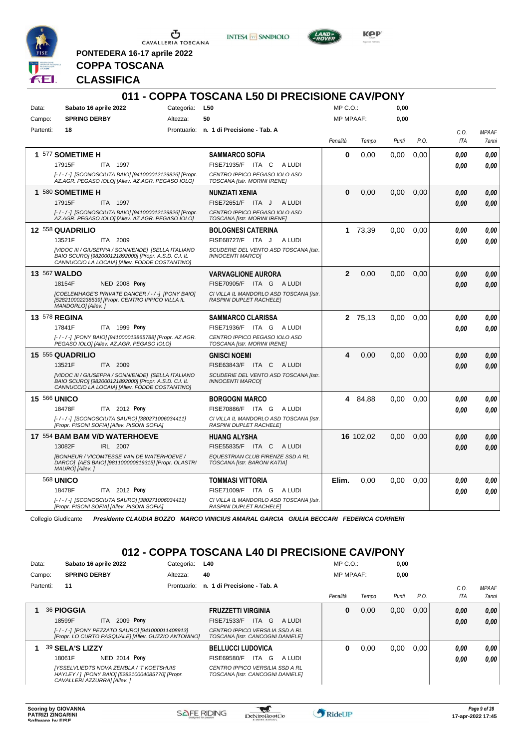PONTEDERA 16-17 aprile 2022

**COPPA TOSCANA**

**CLASSIFICA**

## 011 - COPPA TOSCANA L50 DI PRECISIONE CAV/PONY

Data: **Sabato 16 aprile 2022** Categoria: **L50** MP C.O.: **0,00**

Campo: **SPRING DERBY** Altezza: **50** MP MPAAF: **0,00**

Partenti: **18** Prontuario: **n. 1 di Precisione - Tab. A**

| Class. | Cavallo | Cavaliere | Penalità | Tempo | Punti | P.O. | C.O. ITA | MPAAF 7anni |
|---|---|---|---|---|---|---|---|---|
| 1 | 577 **SOMETIME H** 17915F ITA 1997 [-/-/-] [SCONOSCIUTA BAIO] [941000012129826] [Propr. AZ.AGR. PEGASO IOLO] [Allev. AZ.AGR. PEGASO IOLO] | **SAMMARCO SOFIA** FISE71935/F ITA C A LUDI CENTRO IPPICO PEGASO IOLO ASD TOSCANA [Istr. MORINI IRENE] | 0 | 0,00 | 0,00 | 0,00 | 0,00 / 0,00 | 0,00 / 0,00 |
| 1 | 580 **SOMETIME H** 17915F ITA 1997 [-/-/-] [SCONOSCIUTA BAIO] [941000012129826] [Propr. AZ.AGR. PEGASO IOLO] [Allev. AZ.AGR. PEGASO IOLO] | **NUNZIATI XENIA** FISE72651/F ITA J A LUDI CENTRO IPPICO PEGASO IOLO ASD TOSCANA [Istr. MORINI IRENE] | 0 | 0,00 | 0,00 | 0,00 | 0,00 / 0,00 | 0,00 / 0,00 |
| 12 | 558 **QUADRILIO** 13521F ITA 2009 [VIDOC III / GIUSEPPA / SONNIENDE] [SELLA ITALIANO BAIO SCURO] [982000121892000] [Propr. A.S.D. C.I. IL CANNUCCIO LA LOCAIA] [Allev. FODDE COSTANTINO] | **BOLOGNESI CATERINA** FISE68727/F ITA J A LUDI SCUDERIE DEL VENTO ASD TOSCANA [Istr. INNOCENTI MARCO] | 1 | 73,39 | 0,00 | 0,00 | 0,00 / 0,00 | 0,00 / 0,00 |
| 13 | 567 **WALDO** 18154F NED 2008 Pony [COELEMHAGE'S PRIVATE DANCER / - / -] [PONY BAIO] [528210002238539] [Propr. CENTRO IPPICO VILLA IL MANDORLO] [Allev. ] | **VARVAGLIONE AURORA** FISE70905/F ITA G A LUDI CI VILLA IL MANDORLO ASD TOSCANA [Istr. RASPINI DUPLET RACHELE] | 2 | 0,00 | 0,00 | 0,00 | 0,00 / 0,00 | 0,00 / 0,00 |
| 13 | 578 **REGINA** 17841F ITA 1999 Pony [-/-/-] [PONY BAIO] [941000013865788] [Propr. AZ.AGR. PEGASO IOLO] [Allev. AZ.AGR. PEGASO IOLO] | **SAMMARCO CLARISSA** FISE71936/F ITA G A LUDI CENTRO IPPICO PEGASO IOLO ASD TOSCANA [Istr. MORINI IRENE] | 2 | 75,13 | 0,00 | 0,00 | 0,00 / 0,00 | 0,00 / 0,00 |
| 15 | 555 **QUADRILIO** 13521F ITA 2009 [VIDOC III / GIUSEPPA / SONNIENDE] [SELLA ITALIANO BAIO SCURO] [982000121892000] [Propr. A.S.D. C.I. IL CANNUCCIO LA LOCAIA] [Allev. FODDE COSTANTINO] | **GNISCI NOEMI** FISE63843/F ITA C A LUDI SCUDERIE DEL VENTO ASD TOSCANA [Istr. INNOCENTI MARCO] | 4 | 0,00 | 0,00 | 0,00 | 0,00 / 0,00 | 0,00 / 0,00 |
| 15 | 566 **UNICO** 18478F ITA 2012 Pony [-/-/-] [SCONOSCIUTA SAURO] [380271006034411] [Propr. PISONI SOFIA] [Allev. PISONI SOFIA] | **BORGOGNI MARCO** FISE70886/F ITA G A LUDI CI VILLA IL MANDORLO ASD TOSCANA [Istr. RASPINI DUPLET RACHELE] | 4 | 84,88 | 0,00 | 0,00 | 0,00 / 0,00 | 0,00 / 0,00 |
| 17 | 554 **BAM BAM V/D WATERHOEVE** 13082F IRL 2007 [BONHEUR / VICOMTESSE VAN DE WATERHOEVE / DARCO] [AES BAIO] [981100000819315] [Propr. OLASTRI MAURO] [Allev. ] | **HUANG ALYSHA** FISE55835/F ITA C A LUDI EQUESTRIAN CLUB FIRENZE SSD A RL TOSCANA [Istr. BARONI KATIA] | 16 | 102,02 | 0,00 | 0,00 | 0,00 / 0,00 | 0,00 / 0,00 |
| | 568 **UNICO** 18478F ITA 2012 Pony [-/-/-] [SCONOSCIUTA SAURO] [380271006034411] [Propr. PISONI SOFIA] [Allev. PISONI SOFIA] | **TOMMASI VITTORIA** FISE71009/F ITA G A LUDI CI VILLA IL MANDORLO ASD TOSCANA [Istr. RASPINI DUPLET RACHELE] | Elim. | 0,00 | 0,00 | 0,00 | 0,00 / 0,00 | 0,00 / 0,00 |

Collegio Giudicante *Presidente CLAUDIA BOZZO MARCO VINICIUS AMARAL GARCIA GIULIA BECCARI FEDERICA CORRIERI*

## 012 - COPPA TOSCANA L40 DI PRECISIONE CAV/PONY

Data: **Sabato 16 aprile 2022** Categoria: **L40** MP C.O.: **0,00**

Campo: **SPRING DERBY** Altezza: **40** MP MPAAF: **0,00**

Partenti: **11** Prontuario: **n. 1 di Precisione - Tab. A**

| Class. | Cavallo | Cavaliere | Penalità | Tempo | Punti | P.O. | C.O. ITA | MPAAF 7anni |
|---|---|---|---|---|---|---|---|---|
| 1 | 36 **PIOGGIA** 18599F ITA 2009 Pony [-/-/-] [PONY PEZZATO SAURO] [941000011408913] [Propr. LO CURTO PASQUALE] [Allev. GUZZIO ANTONINO] | **FRUZZETTI VIRGINIA** FISE71533/F ITA G A LUDI CENTRO IPPICO VERSILIA SSD A RL TOSCANA [Istr. CANCOGNI DANIELE] | 0 | 0,00 | 0,00 | 0,00 | 0,00 / 0,00 | 0,00 / 0,00 |
| 1 | 39 **SELA'S LIZZY** 18061F NED 2014 Pony [YSSELVLIEDTS NOVA ZEMBLA / 'T KOETSHUIS HAYLEY / ] [PONY BAIO] [528210004085770] [Propr. CAVALLERI AZZURRA] [Allev. ] | **BELLUCCI LUDOVICA** FISE69580/F ITA G A LUDI CENTRO IPPICO VERSILIA SSD A RL TOSCANA [Istr. CANCOGNI DANIELE] | 0 | 0,00 | 0,00 | 0,00 | 0,00 / 0,00 | 0,00 / 0,00 |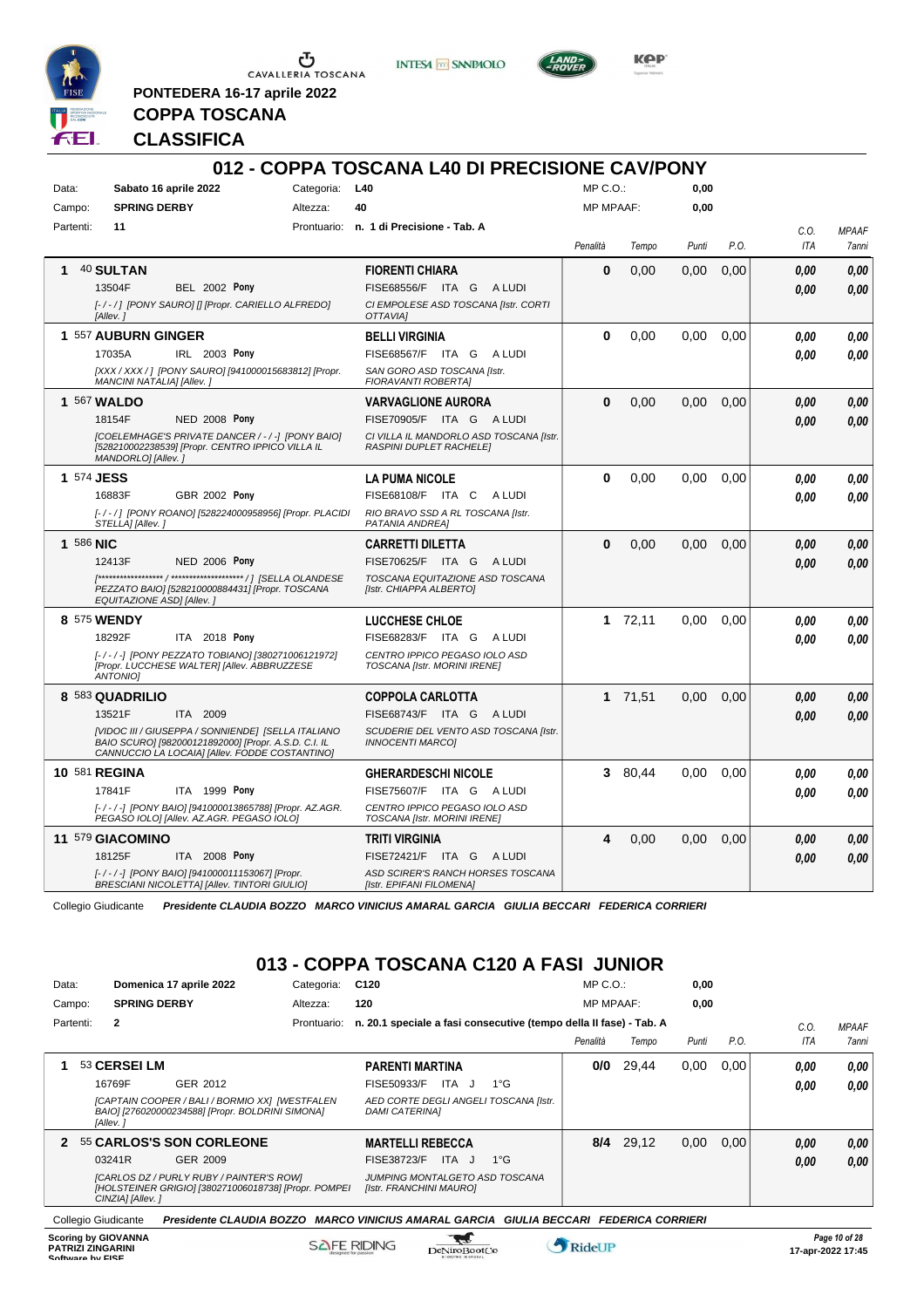CAVALLERIA TOSCANA

**PONTEDERA 16-17 aprile 2022**

# COPPA TOSCANA

# CLASSIFICA

## 012 - COPPA TOSCANA L40 DI PRECISIONE CAV/PONY

| | | | | | |
|---|---|---|---|---|---|
| Data: | Sabato 16 aprile 2022 | Categoria: | L40 | MP C.O.: | 0,00 |
| Campo: | SPRING DERBY | Altezza: | 40 | MP MPAAF: | 0,00 |
| Partenti: | 11 | Prontuario: | n. 1 di Precisione - Tab. A | | |

| Cl. | Cavallo | Cavaliere | Penalità | Tempo | Punti | P.O. | C.O. ITA | MPAAF 7anni |
|---|---|---|---|---|---|---|---|---|
| 1 | 40 **SULTAN**<br>13504F BEL 2002 **Pony**<br>*[-/-/] [PONY SAURO] [] [Propr. CARIELLO ALFREDO] [Allev. ]* | **FIORENTI CHIARA**<br>FISE68556/F ITA G A LUDI<br>*CI EMPOLESE ASD TOSCANA [Istr. CORTI OTTAVIA]* | **0** | 0,00 | 0,00 | 0,00 | ***0,00***<br>***0,00*** | ***0,00***<br>***0,00*** |
| 1 | 557 **AUBURN GINGER**<br>17035A IRL 2003 **Pony**<br>*[XXX / XXX / ] [PONY SAURO] [941000015683812] [Propr. MANCINI NATALIA] [Allev. ]* | **BELLI VIRGINIA**<br>FISE68567/F ITA G A LUDI<br>*SAN GORO ASD TOSCANA [Istr. FIORAVANTI ROBERTA]* | **0** | 0,00 | 0,00 | 0,00 | ***0,00***<br>***0,00*** | ***0,00***<br>***0,00*** |
| 1 | 567 **WALDO**<br>18154F NED 2008 **Pony**<br>*[COELEMHAGE'S PRIVATE DANCER / - / -] [PONY BAIO] [528210002238539] [Propr. CENTRO IPPICO VILLA IL MANDORLO] [Allev. ]* | **VARVAGLIONE AURORA**<br>FISE70905/F ITA G A LUDI<br>*CI VILLA IL MANDORLO ASD TOSCANA [Istr. RASPINI DUPLET RACHELE]* | **0** | 0,00 | 0,00 | 0,00 | ***0,00***<br>***0,00*** | ***0,00***<br>***0,00*** |
| 1 | 574 **JESS**<br>16883F GBR 2002 **Pony**<br>*[-/-/] [PONY ROANO] [528224000958956] [Propr. PLACIDI STELLA] [Allev. ]* | **LA PUMA NICOLE**<br>FISE68108/F ITA C A LUDI<br>*RIO BRAVO SSD A RL TOSCANA [Istr. PATANIA ANDREA]* | **0** | 0,00 | 0,00 | 0,00 | ***0,00***<br>***0,00*** | ***0,00***<br>***0,00*** |
| 1 | 586 **NIC**<br>12413F NED 2006 **Pony**<br>*[****************** / ******************** / ] [SELLA OLANDESE PEZZATO BAIO] [528210000884431] [Propr. TOSCANA EQUITAZIONE ASD] [Allev. ]* | **CARRETTI DILETTA**<br>FISE70625/F ITA G A LUDI<br>*TOSCANA EQUITAZIONE ASD TOSCANA [Istr. CHIAPPA ALBERTO]* | **0** | 0,00 | 0,00 | 0,00 | ***0,00***<br>***0,00*** | ***0,00***<br>***0,00*** |
| 8 | 575 **WENDY**<br>18292F ITA 2018 **Pony**<br>*[-/-/-] [PONY PEZZATO TOBIANO] [380271006121972] [Propr. LUCCHESE WALTER] [Allev. ABBRUZZESE ANTONIO]* | **LUCCHESE CHLOE**<br>FISE68283/F ITA G A LUDI<br>*CENTRO IPPICO PEGASO IOLO ASD TOSCANA [Istr. MORINI IRENE]* | **1** | 72,11 | 0,00 | 0,00 | ***0,00***<br>***0,00*** | ***0,00***<br>***0,00*** |
| 8 | 583 **QUADRILIO**<br>13521F ITA 2009<br>*[VIDOC III / GIUSEPPA / SONNIENDE] [SELLA ITALIANO BAIO SCURO] [982000121892000] [Propr. A.S.D. C.I. IL CANNUCCIO LA LOCAIA] [Allev. FODDE COSTANTINO]* | **COPPOLA CARLOTTA**<br>FISE68743/F ITA G A LUDI<br>*SCUDERIE DEL VENTO ASD TOSCANA [Istr. INNOCENTI MARCO]* | **1** | 71,51 | 0,00 | 0,00 | ***0,00***<br>***0,00*** | ***0,00***<br>***0,00*** |
| 10 | 581 **REGINA**<br>17841F ITA 1999 **Pony**<br>*[-/-/-] [PONY BAIO] [941000013865788] [Propr. AZ.AGR. PEGASO IOLO] [Allev. AZ.AGR. PEGASO IOLO]* | **GHERARDESCHI NICOLE**<br>FISE75607/F ITA G A LUDI<br>*CENTRO IPPICO PEGASO IOLO ASD TOSCANA [Istr. MORINI IRENE]* | **3** | 80,44 | 0,00 | 0,00 | ***0,00***<br>***0,00*** | ***0,00***<br>***0,00*** |
| 11 | 579 **GIACOMINO**<br>18125F ITA 2008 **Pony**<br>*[-/-/-] [PONY BAIO] [941000011153067] [Propr. BRESCIANI NICOLETTA] [Allev. TINTORI GIULIO]* | **TRITI VIRGINIA**<br>FISE72421/F ITA G A LUDI<br>*ASD SCIRER'S RANCH HORSES TOSCANA [Istr. EPIFANI FILOMENA]* | **4** | 0,00 | 0,00 | 0,00 | ***0,00***<br>***0,00*** | ***0,00***<br>***0,00*** |

Collegio Giudicante *Presidente **CLAUDIA BOZZO** **MARCO VINICIUS AMARAL GARCIA** **GIULIA BECCARI** **FEDERICA CORRIERI***

## 013 - COPPA TOSCANA C120 A FASI JUNIOR

| | | | | | |
|---|---|---|---|---|---|
| Data: | Domenica 17 aprile 2022 | Categoria: | C120 | MP C.O.: | 0,00 |
| Campo: | SPRING DERBY | Altezza: | 120 | MP MPAAF: | 0,00 |
| Partenti: | 2 | Prontuario: | n. 20.1 speciale a fasi consecutive (tempo della II fase) - Tab. A | | |

| Cl. | Cavallo | Cavaliere | Penalità | Tempo | Punti | P.O. | C.O. ITA | MPAAF 7anni |
|---|---|---|---|---|---|---|---|---|
| 1 | 53 **CERSEI LM**<br>16769F GER 2012<br>*[CAPTAIN COOPER / BALI / BORMIO XX] [WESTFALEN BAIO] [276020000234588] [Propr. BOLDRINI SIMONA] [Allev. ]* | **PARENTI MARTINA**<br>FISE50933/F ITA J 1°G<br>*AED CORTE DEGLI ANGELI TOSCANA [Istr. DAMI CATERINA]* | **0/0** | 29,44 | 0,00 | 0,00 | ***0,00***<br>***0,00*** | ***0,00***<br>***0,00*** |
| 2 | 55 **CARLOS'S SON CORLEONE**<br>03241R GER 2009<br>*[CARLOS DZ / PURLY RUBY / PAINTER'S ROW] [HOLSTEINER GRIGIO] [380271006018738] [Propr. POMPEI CINZIA] [Allev. ]* | **MARTELLI REBECCA**<br>FISE38723/F ITA J 1°G<br>*JUMPING MONTALGETO ASD TOSCANA [Istr. FRANCHINI MAURO]* | **8/4** | 29,12 | 0,00 | 0,00 | ***0,00***<br>***0,00*** | ***0,00***<br>***0,00*** |

Collegio Giudicante *Presidente **CLAUDIA BOZZO** **MARCO VINICIUS AMARAL GARCIA** **GIULIA BECCARI** **FEDERICA CORRIERI***

**Scoring by GIOVANNA PATRIZI ZINGARINI**
**Software by FISE**

**17-apr-2022 17:45**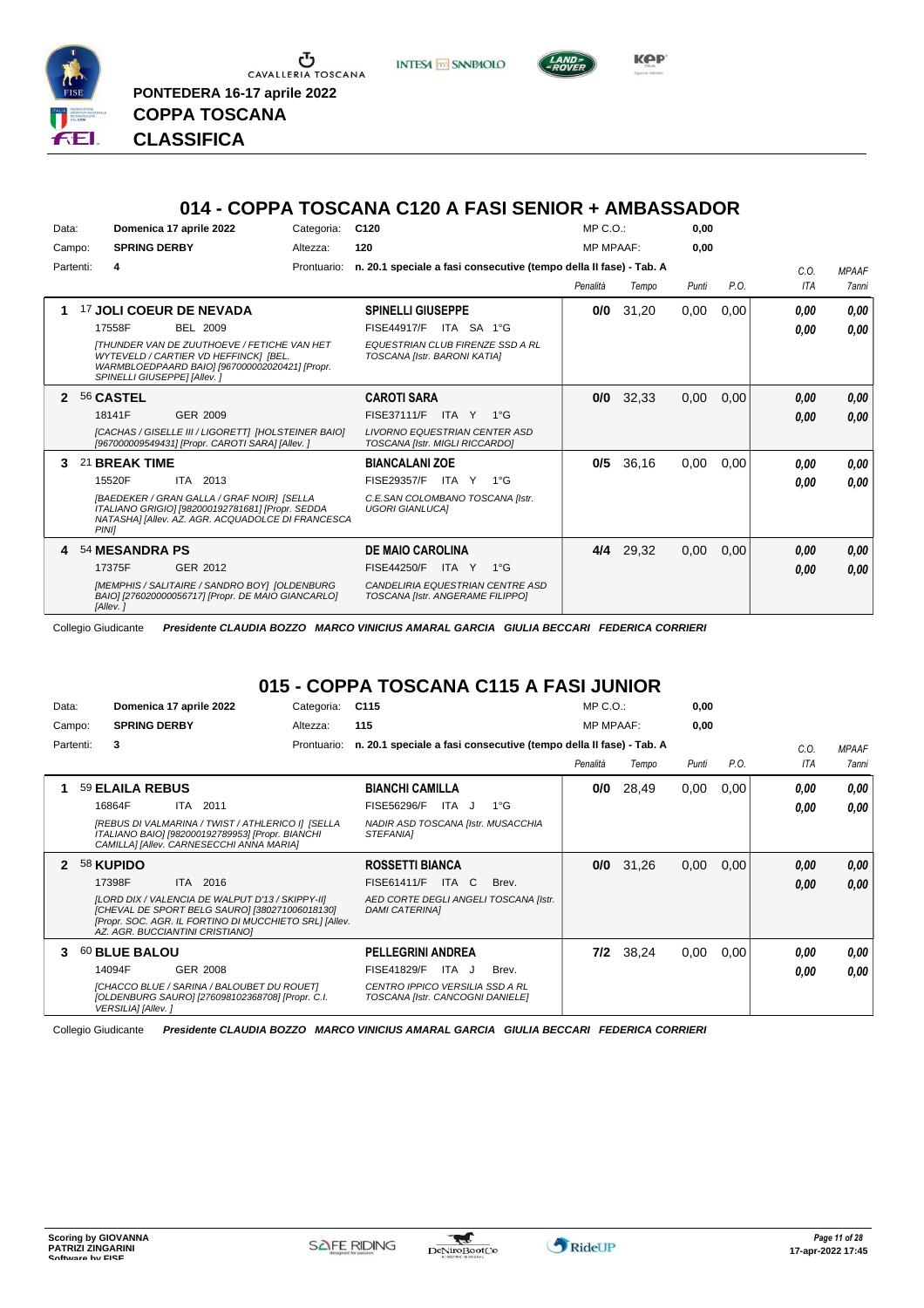PONTEDERA 16-17 aprile 2022

**COPPA TOSCANA**

**CLASSIFICA**

## 014 - COPPA TOSCANA C120 A FASI SENIOR + AMBASSADOR

Data: **Domenica 17 aprile 2022** — Categoria: **C120** — MP C.O.: **0,00**

Campo: **SPRING DERBY** — Altezza: **120** — MP MPAAF: **0,00**

Partenti: **4** — Prontuario: **n. 20.1 speciale a fasi consecutive (tempo della II fase) - Tab. A**

| | Cavallo | Cavaliere | Penalità | Tempo | Punti | P.O. | C.O. ITA | MPAAF 7anni |
|---|---|---|---|---|---|---|---|---|
| 1 | 17 **JOLI COEUR DE NEVADA**<br>17558F BEL 2009<br>*[THUNDER VAN DE ZUUTHOEVE / FETICHE VAN HET WYTEVELD / CARTIER VD HEFFINCK] [BEL. WARMBLOEDPAARD BAIO] [967000002020421] [Propr. SPINELLI GIUSEPPE] [Allev. ]* | **SPINELLI GIUSEPPE**<br>FISE44917/F ITA SA 1°G<br>*EQUESTRIAN CLUB FIRENZE SSD A RL TOSCANA [Istr. BARONI KATIA]* | **0/0** | 31,20 | 0,00 | 0,00 | **0,00**<br>**0,00** | **0,00**<br>**0,00** |
| 2 | 56 **CASTEL**<br>18141F GER 2009<br>*[CACHAS / GISELLE III / LIGORETT] [HOLSTEINER BAIO] [967000009549431] [Propr. CAROTI SARA] [Allev. ]* | **CAROTI SARA**<br>FISE37111/F ITA Y 1°G<br>*LIVORNO EQUESTRIAN CENTER ASD TOSCANA [Istr. MIGLI RICCARDO]* | **0/0** | 32,33 | 0,00 | 0,00 | **0,00**<br>**0,00** | **0,00**<br>**0,00** |
| 3 | 21 **BREAK TIME**<br>15520F ITA 2013<br>*[BAEDEKER / GRAN GALLA / GRAF NOIR] [SELLA ITALIANO GRIGIO] [982000192781681] [Propr. SEDDA NATASHA] [Allev. AZ. AGR. ACQUADOLCE DI FRANCESCA PINI]* | **BIANCALANI ZOE**<br>FISE29357/F ITA Y 1°G<br>*C.E.SAN COLOMBANO TOSCANA [Istr. UGORI GIANLUCA]* | **0/5** | 36,16 | 0,00 | 0,00 | **0,00**<br>**0,00** | **0,00**<br>**0,00** |
| 4 | 54 **MESANDRA PS**<br>17375F GER 2012<br>*[MEMPHIS / SALITAIRE / SANDRO BOY] [OLDENBURG BAIO] [276020000056717] [Propr. DE MAIO GIANCARLO] [Allev. ]* | **DE MAIO CAROLINA**<br>FISE44250/F ITA Y 1°G<br>*CANDELIRIA EQUESTRIAN CENTRE ASD TOSCANA [Istr. ANGERAME FILIPPO]* | **4/4** | 29,32 | 0,00 | 0,00 | **0,00**<br>**0,00** | **0,00**<br>**0,00** |

Collegio Giudicante *Presidente CLAUDIA BOZZO MARCO VINICIUS AMARAL GARCIA GIULIA BECCARI FEDERICA CORRIERI*

## 015 - COPPA TOSCANA C115 A FASI JUNIOR

Data: **Domenica 17 aprile 2022** — Categoria: **C115** — MP C.O.: **0,00**

Campo: **SPRING DERBY** — Altezza: **115** — MP MPAAF: **0,00**

Partenti: **3** — Prontuario: **n. 20.1 speciale a fasi consecutive (tempo della II fase) - Tab. A**

| | Cavallo | Cavaliere | Penalità | Tempo | Punti | P.O. | C.O. ITA | MPAAF 7anni |
|---|---|---|---|---|---|---|---|---|
| 1 | 59 **ELAILA REBUS**<br>16864F ITA 2011<br>*[REBUS DI VALMARINA / TWIST / ATHLERICO I] [SELLA ITALIANO BAIO] [982000192789953] [Propr. BIANCHI CAMILLA] [Allev. CARNESECCHI ANNA MARIA]* | **BIANCHI CAMILLA**<br>FISE56296/F ITA J 1°G<br>*NADIR ASD TOSCANA [Istr. MUSACCHIA STEFANIA]* | **0/0** | 28,49 | 0,00 | 0,00 | **0,00**<br>**0,00** | **0,00**<br>**0,00** |
| 2 | 58 **KUPIDO**<br>17398F ITA 2016<br>*[LORD DIX / VALENCIA DE WALPUT D'13 / SKIPPY-II] [CHEVAL DE SPORT BELG SAURO] [380271006018130] [Propr. SOC. AGR. IL FORTINO DI MUCCHIETO SRL] [Allev. AZ. AGR. BUCCIANTINI CRISTIANO]* | **ROSSETTI BIANCA**<br>FISE61411/F ITA C Brev.<br>*AED CORTE DEGLI ANGELI TOSCANA [Istr. DAMI CATERINA]* | **0/0** | 31,26 | 0,00 | 0,00 | **0,00**<br>**0,00** | **0,00**<br>**0,00** |
| 3 | 60 **BLUE BALOU**<br>14094F GER 2008<br>*[CHACCO BLUE / SARINA / BALOUBET DU ROUET] [OLDENBURG SAURO] [276098102368708] [Propr. C.I. VERSILIA] [Allev. ]* | **PELLEGRINI ANDREA**<br>FISE41829/F ITA J Brev.<br>*CENTRO IPPICO VERSILIA SSD A RL TOSCANA [Istr. CANCOGNI DANIELE]* | **7/2** | 38,24 | 0,00 | 0,00 | **0,00**<br>**0,00** | **0,00**<br>**0,00** |

Collegio Giudicante *Presidente CLAUDIA BOZZO MARCO VINICIUS AMARAL GARCIA GIULIA BECCARI FEDERICA CORRIERI*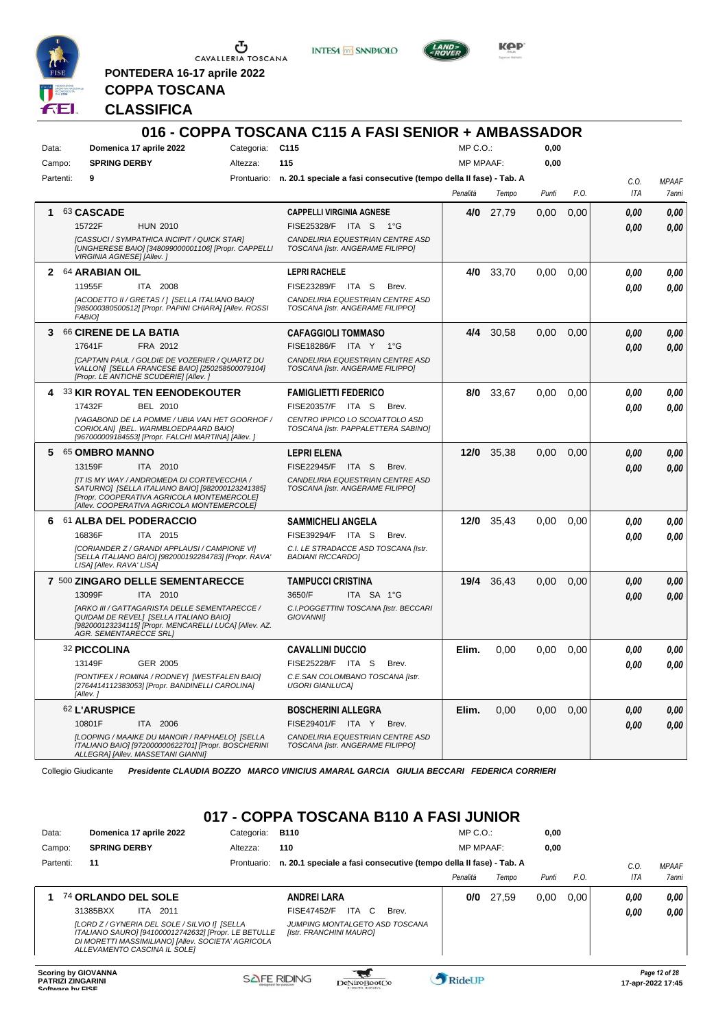PONTEDERA 16-17 aprile 2022

# COPPA TOSCANA

## CLASSIFICA

## 016 - COPPA TOSCANA C115 A FASI SENIOR + AMBASSADOR

| | | | | | |
|---|---|---|---|---|---|
| Data: | Domenica 17 aprile 2022 | Categoria: | C115 | MP C.O.: | 0,00 |
| Campo: | SPRING DERBY | Altezza: | 115 | MP MPAAF: | 0,00 |
| Partenti: | 9 | Prontuario: | n. 20.1 speciale a fasi consecutive (tempo della II fase) - Tab. A | | |

| | Cavallo | Cavaliere | Penalità | Tempo | Punti | P.O. | C.O. ITA | MPAAF 7anni |
|---|---|---|---|---|---|---|---|---|
| 1 | 63 **CASCADE** 15722F HUN 2010 *[CASSUCI / SYMPATHICA INCIPIT / QUICK STAR] [UNGHERESE BAIO] [348099000001106] [Propr. CAPPELLI VIRGINIA AGNESE] [Allev. ]* | **CAPPELLI VIRGINIA AGNESE** FISE25328/F ITA S 1°G *CANDELIRIA EQUESTRIAN CENTRE ASD TOSCANA [Istr. ANGERAME FILIPPO]* | 4/0 | 27,79 | 0,00 | 0,00 | 0,00 / 0,00 | 0,00 / 0,00 |
| 2 | 64 **ARABIAN OIL** 11955F ITA 2008 *[ACODETTO II / GRETAS / ] [SELLA ITALIANO BAIO] [985000380500512] [Propr. PAPINI CHIARA] [Allev. ROSSI FABIO]* | **LEPRI RACHELE** FISE23289/F ITA S Brev. *CANDELIRIA EQUESTRIAN CENTRE ASD TOSCANA [Istr. ANGERAME FILIPPO]* | 4/0 | 33,70 | 0,00 | 0,00 | 0,00 / 0,00 | 0,00 / 0,00 |
| 3 | 66 **CIRENE DE LA BATIA** 17641F FRA 2012 *[CAPTAIN PAUL / GOLDIE DE VOZERIER / QUARTZ DU VALLON] [SELLA FRANCESE BAIO] [250258500079104] [Propr. LE ANTICHE SCUDERIE] [Allev. ]* | **CAFAGGIOLI TOMMASO** FISE18286/F ITA Y 1°G *CANDELIRIA EQUESTRIAN CENTRE ASD TOSCANA [Istr. ANGERAME FILIPPO]* | 4/4 | 30,58 | 0,00 | 0,00 | 0,00 / 0,00 | 0,00 / 0,00 |
| 4 | 33 **KIR ROYAL TEN EENODEKOUTER** 17432F BEL 2010 *[VAGABOND DE LA POMME / UBIA VAN HET GOORHOF / CORIOLAN] [BEL. WARMBLOEDPAARD BAIO] [967000009184553] [Propr. FALCHI MARTINA] [Allev. ]* | **FAMIGLIETTI FEDERICO** FISE20357/F ITA S Brev. *CENTRO IPPICO LO SCOIATTOLO ASD TOSCANA [Istr. PAPPALETTERA SABINO]* | 8/0 | 33,67 | 0,00 | 0,00 | 0,00 / 0,00 | 0,00 / 0,00 |
| 5 | 65 **OMBRO MANNO** 13159F ITA 2010 *[IT IS MY WAY / ANDROMEDA DI CORTEVECCHIA / SATURNO] [SELLA ITALIANO BAIO] [982000123241385] [Propr. COOPERATIVA AGRICOLA MONTEMERCOLE] [Allev. COOPERATIVA AGRICOLA MONTEMERCOLE]* | **LEPRI ELENA** FISE22945/F ITA S Brev. *CANDELIRIA EQUESTRIAN CENTRE ASD TOSCANA [Istr. ANGERAME FILIPPO]* | 12/0 | 35,38 | 0,00 | 0,00 | 0,00 / 0,00 | 0,00 / 0,00 |
| 6 | 61 **ALBA DEL PODERACCIO** 16836F ITA 2015 *[CORIANDER Z / GRANDI APPLAUSI / CAMPIONE VI] [SELLA ITALIANO BAIO] [982000192284783] [Propr. RAVA' LISA] [Allev. RAVA' LISA]* | **SAMMICHELI ANGELA** FISE39294/F ITA S Brev. *C.I. LE STRADACCE ASD TOSCANA [Istr. BADIANI RICCARDO]* | 12/0 | 35,43 | 0,00 | 0,00 | 0,00 / 0,00 | 0,00 / 0,00 |
| 7 | 500 **ZINGARO DELLE SEMENTARECCE** 13099F ITA 2010 *[ARKO III / GATTAGARISTA DELLE SEMENTARECCE / QUIDAM DE REVEL] [SELLA ITALIANO BAIO] [982000123234115] [Propr. MENCARELLI LUCA] [Allev. AZ. AGR. SEMENTARECCE SRL]* | **TAMPUCCI CRISTINA** 3650/F ITA SA 1°G *C.I.POGGETTINI TOSCANA [Istr. BECCARI GIOVANNI]* | 19/4 | 36,43 | 0,00 | 0,00 | 0,00 / 0,00 | 0,00 / 0,00 |
| | 32 **PICCOLINA** 13149F GER 2005 *[PONTIFEX / ROMINA / RODNEY] [WESTFALEN BAIO] [276441412383053] [Propr. BANDINELLI CAROLINA] [Allev. ]* | **CAVALLINI DUCCIO** FISE25228/F ITA S Brev. *C.E.SAN COLOMBANO TOSCANA [Istr. UGORI GIANLUCA]* | Elim. | 0,00 | 0,00 | 0,00 | 0,00 / 0,00 | 0,00 / 0,00 |
| | 62 **L'ARUSPICE** 10801F ITA 2006 *[LOOPING / MAAIKE DU MANOIR / RAPHAELO] [SELLA ITALIANO BAIO] [972000000622701] [Propr. BOSCHERINI ALLEGRA] [Allev. MASSETANI GIANNI]* | **BOSCHERINI ALLEGRA** FISE29401/F ITA Y Brev. *CANDELIRIA EQUESTRIAN CENTRE ASD TOSCANA [Istr. ANGERAME FILIPPO]* | Elim. | 0,00 | 0,00 | 0,00 | 0,00 / 0,00 | 0,00 / 0,00 |

Collegio Giudicante *Presidente CLAUDIA BOZZO MARCO VINICIUS AMARAL GARCIA GIULIA BECCARI FEDERICA CORRIERI*

## 017 - COPPA TOSCANA B110 A FASI JUNIOR

| | | | | | |
|---|---|---|---|---|---|
| Data: | Domenica 17 aprile 2022 | Categoria: | B110 | MP C.O.: | 0,00 |
| Campo: | SPRING DERBY | Altezza: | 110 | MP MPAAF: | 0,00 |
| Partenti: | 11 | Prontuario: | n. 20.1 speciale a fasi consecutive (tempo della II fase) - Tab. A | | |

| | Cavallo | Cavaliere | Penalità | Tempo | Punti | P.O. | C.O. ITA | MPAAF 7anni |
|---|---|---|---|---|---|---|---|---|
| 1 | 74 **ORLANDO DEL SOLE** 31385BXX ITA 2011 *[LORD Z / GYNERIA DEL SOLE / SILVIO I] [SELLA ITALIANO SAURO] [941000012742632] [Propr. LE BETULLE DI MORETTI MASSIMILIANO] [Allev. SOCIETA' AGRICOLA ALLEVAMENTO CASCINA IL SOLE]* | **ANDREI LARA** FISE47542/F ITA C Brev. *JUMPING MONTALGETO ASD TOSCANA [Istr. FRANCHINI MAURO]* | 0/0 | 27,59 | 0,00 | 0,00 | 0,00 / 0,00 | 0,00 / 0,00 |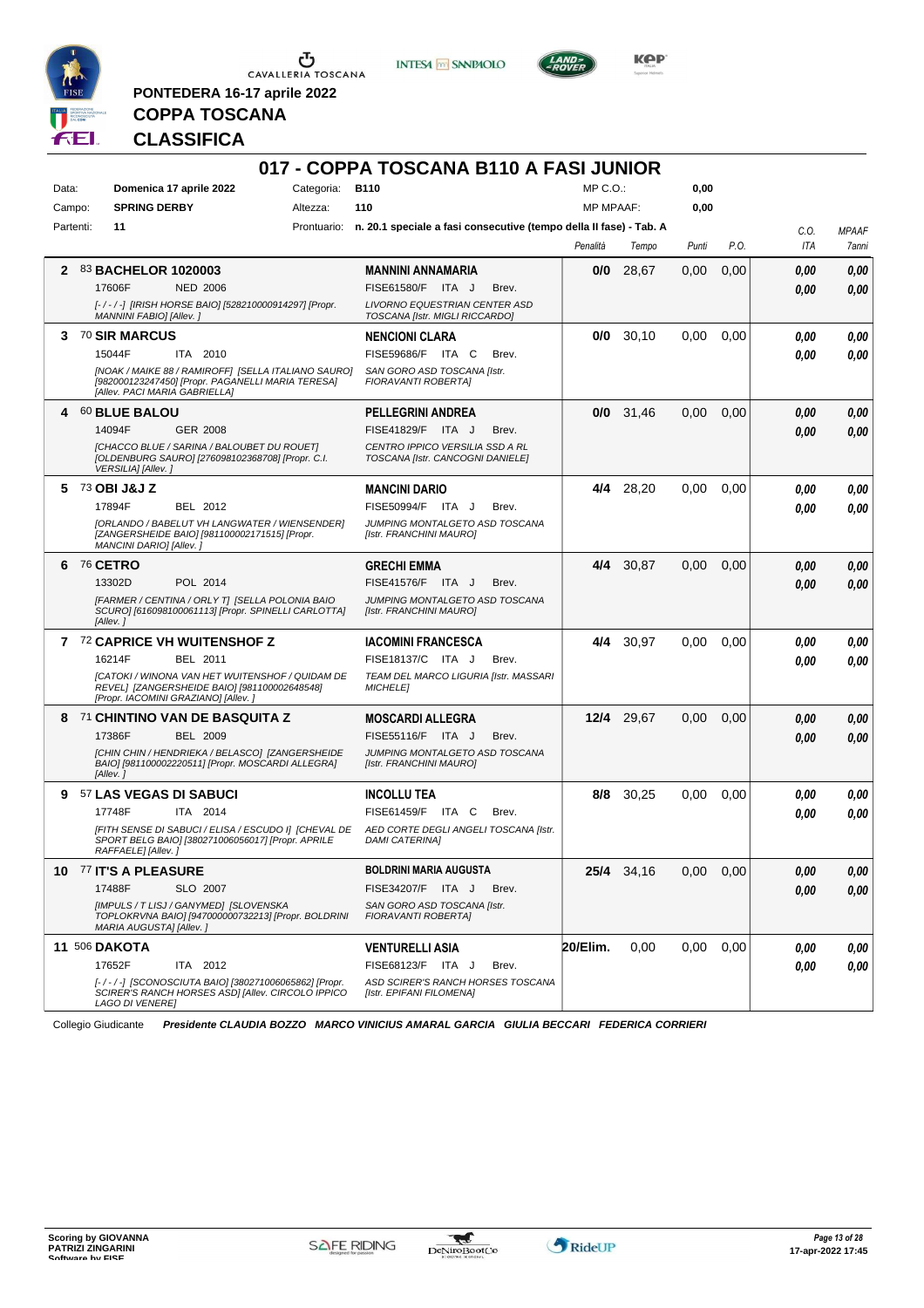PONTEDERA 16-17 aprile 2022

**COPPA TOSCANA**

**CLASSIFICA**

# 017 - COPPA TOSCANA B110 A FASI JUNIOR

| | | | | | |
|---|---|---|---|---|---|
| Data: | **Domenica 17 aprile 2022** | Categoria: | **B110** | MP C.O.: | **0,00** |
| Campo: | **SPRING DERBY** | Altezza: | **110** | MP MPAAF: | **0,00** |
| Partenti: | **11** | Prontuario: | **n. 20.1 speciale a fasi consecutive (tempo della II fase) - Tab. A** | | |

| Cl. | Cavallo | Cavaliere | Penalità | Tempo | Punti | P.O. | C.O. ITA | MPAAF 7anni |
|---|---|---|---|---|---|---|---|---|
| 2 | 83 **BACHELOR 1020003**<br>17606F NED 2006<br>*[-/-/-] [IRISH HORSE BAIO] [528210000914297] [Propr. MANNINI FABIO] [Allev. ]* | **MANNINI ANNAMARIA**<br>FISE61580/F ITA J Brev.<br>*LIVORNO EQUESTRIAN CENTER ASD TOSCANA [Istr. MIGLI RICCARDO]* | **0/0** | 28,67 | 0,00 | 0,00 | *0,00*<br>*0,00* | *0,00*<br>*0,00* |
| 3 | 70 **SIR MARCUS**<br>15044F ITA 2010<br>*[NOAK / MAIKE 88 / RAMIROFF] [SELLA ITALIANO SAURO] [982000123247450] [Propr. PAGANELLI MARIA TERESA] [Allev. PACI MARIA GABRIELLA]* | **NENCIONI CLARA**<br>FISE59686/F ITA C Brev.<br>*SAN GORO ASD TOSCANA [Istr. FIORAVANTI ROBERTA]* | **0/0** | 30,10 | 0,00 | 0,00 | *0,00*<br>*0,00* | *0,00*<br>*0,00* |
| 4 | 60 **BLUE BALOU**<br>14094F GER 2008<br>*[CHACCO BLUE / SARINA / BALOUBET DU ROUET] [OLDENBURG SAURO] [276098102368708] [Propr. C.I. VERSILIA] [Allev. ]* | **PELLEGRINI ANDREA**<br>FISE41829/F ITA J Brev.<br>*CENTRO IPPICO VERSILIA SSD A RL TOSCANA [Istr. CANCOGNI DANIELE]* | **0/0** | 31,46 | 0,00 | 0,00 | *0,00*<br>*0,00* | *0,00*<br>*0,00* |
| 5 | 73 **OBI J&J Z**<br>17894F BEL 2012<br>*[ORLANDO / BABELUT VH LANGWATER / WIENSENDER] [ZANGERSHEIDE BAIO] [981100002171515] [Propr. MANCINI DARIO] [Allev. ]* | **MANCINI DARIO**<br>FISE50994/F ITA J Brev.<br>*JUMPING MONTALGETO ASD TOSCANA [Istr. FRANCHINI MAURO]* | **4/4** | 28,20 | 0,00 | 0,00 | *0,00*<br>*0,00* | *0,00*<br>*0,00* |
| 6 | 76 **CETRO**<br>13302D POL 2014<br>*[FARMER / CENTINA / ORLY T] [SELLA POLONIA BAIO SCURO] [616098100061113] [Propr. SPINELLI CARLOTTA] [Allev. ]* | **GRECHI EMMA**<br>FISE41576/F ITA J Brev.<br>*JUMPING MONTALGETO ASD TOSCANA [Istr. FRANCHINI MAURO]* | **4/4** | 30,87 | 0,00 | 0,00 | *0,00*<br>*0,00* | *0,00*<br>*0,00* |
| 7 | 72 **CAPRICE VH WUITENSHOF Z**<br>16214F BEL 2011<br>*[CATOKI / WINONA VAN HET WUITENSHOF / QUIDAM DE REVEL] [ZANGERSHEIDE BAIO] [981100002648548] [Propr. IACOMINI GRAZIANO] [Allev. ]* | **IACOMINI FRANCESCA**<br>FISE18137/C ITA J Brev.<br>*TEAM DEL MARCO LIGURIA [Istr. MASSARI MICHELE]* | **4/4** | 30,97 | 0,00 | 0,00 | *0,00*<br>*0,00* | *0,00*<br>*0,00* |
| 8 | 71 **CHINTINO VAN DE BASQUITA Z**<br>17386F BEL 2009<br>*[CHIN CHIN / HENDRIEKA / BELASCO] [ZANGERSHEIDE BAIO] [981100002220511] [Propr. MOSCARDI ALLEGRA] [Allev. ]* | **MOSCARDI ALLEGRA**<br>FISE55116/F ITA J Brev.<br>*JUMPING MONTALGETO ASD TOSCANA [Istr. FRANCHINI MAURO]* | **12/4** | 29,67 | 0,00 | 0,00 | *0,00*<br>*0,00* | *0,00*<br>*0,00* |
| 9 | 57 **LAS VEGAS DI SABUCI**<br>17748F ITA 2014<br>*[FITH SENSE DI SABUCI / ELISA / ESCUDO I] [CHEVAL DE SPORT BELG BAIO] [380271006056017] [Propr. APRILE RAFFAELE] [Allev. ]* | **INCOLLU TEA**<br>FISE61459/F ITA C Brev.<br>*AED CORTE DEGLI ANGELI TOSCANA [Istr. DAMI CATERINA]* | **8/8** | 30,25 | 0,00 | 0,00 | *0,00*<br>*0,00* | *0,00*<br>*0,00* |
| 10 | 77 **IT'S A PLEASURE**<br>17488F SLO 2007<br>*[IMPULS / T LISJ / GANYMED] [SLOVENSKA TOPLOKRVNA BAIO] [947000000732213] [Propr. BOLDRINI MARIA AUGUSTA] [Allev. ]* | **BOLDRINI MARIA AUGUSTA**<br>FISE34207/F ITA J Brev.<br>*SAN GORO ASD TOSCANA [Istr. FIORAVANTI ROBERTA]* | **25/4** | 34,16 | 0,00 | 0,00 | *0,00*<br>*0,00* | *0,00*<br>*0,00* |
| 11 | 506 **DAKOTA**<br>17652F ITA 2012<br>*[-/-/-] [SCONOSCIUTA BAIO] [380271006065862] [Propr. SCIRER'S RANCH HORSES ASD] [Allev. CIRCOLO IPPICO LAGO DI VENERE]* | **VENTURELLI ASIA**<br>FISE68123/F ITA J Brev.<br>*ASD SCIRER'S RANCH HORSES TOSCANA [Istr. EPIFANI FILOMENA]* | **20/Elim.** | 0,00 | 0,00 | 0,00 | *0,00*<br>*0,00* | *0,00*<br>*0,00* |

Collegio Giudicante ***Presidente CLAUDIA BOZZO MARCO VINICIUS AMARAL GARCIA GIULIA BECCARI FEDERICA CORRIERI***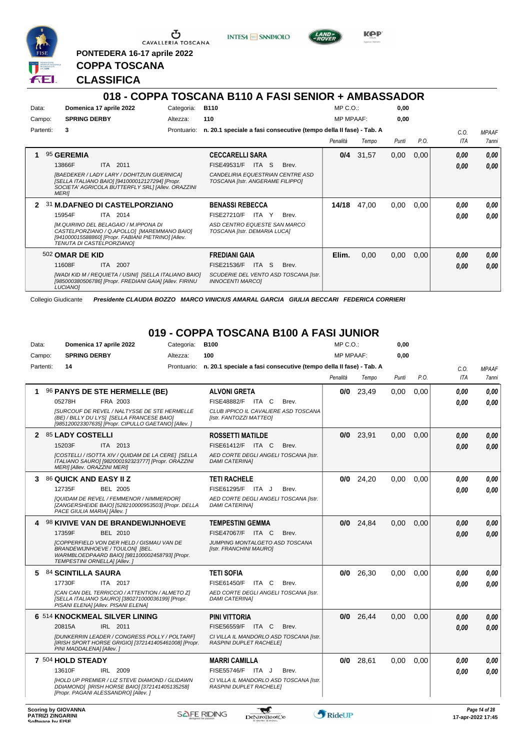PONTEDERA 16-17 aprile 2022

**COPPA TOSCANA**

**CLASSIFICA**

## 018 - COPPA TOSCANA B110 A FASI SENIOR + AMBASSADOR

Data: **Domenica 17 aprile 2022** Categoria: **B110** MP C.O.: **0,00**

Campo: **SPRING DERBY** Altezza: **110** MP MPAAF: **0,00**

Partenti: **3** Prontuario: **n. 20.1 speciale a fasi consecutive (tempo della II fase) - Tab. A**

| Cl. | Cavallo | Cavaliere | Penalità | Tempo | Punti | P.O. | C.O. ITA | MPAAF 7anni |
|---|---|---|---|---|---|---|---|---|
| 1 | 95 **GEREMIA**<br>13866F ITA 2011<br>*[BAEDEKER / LADY LARY / DOHITZUN GUERNICA] [SELLA ITALIANO BAIO] [941000012127294] [Propr. SOCIETA' AGRICOLA BUTTERFLY SRL] [Allev. ORAZZINI MERI]* | **CECCARELLI SARA**<br>FISE49531/F ITA S Brev.<br>*CANDELIRIA EQUESTRIAN CENTRE ASD TOSCANA [Istr. ANGERAME FILIPPO]* | **0/4** | 31,57 | 0,00 | 0,00 | **0,00**<br>**0,00** | **0,00**<br>**0,00** |
| 2 | 31 **M.DAFNEO DI CASTELPORZIANO**<br>15954F ITA 2014<br>*[M.QUIRINO DEL BELAGAIO / M.IPPONA DI CASTELPORZIANO / Q.APOLLO] [MAREMMANO BAIO] [941000015588860] [Propr. FABIANI PIETRINO] [Allev. TENUTA DI CASTELPORZIANO]* | **BENASSI REBECCA**<br>FISE27210/F ITA Y Brev.<br>*ASD CENTRO EQUESTE SAN MARCO TOSCANA [Istr. DEMARIA LUCA]* | **14/18** | 47,00 | 0,00 | 0,00 | **0,00**<br>**0,00** | **0,00**<br>**0,00** |
| | 502 **OMAR DE KID**<br>11608F ITA 2007<br>*[WADI KID M / REQUIETA / USINI] [SELLA ITALIANO BAIO] [985000380506786] [Propr. FREDIANI GAIA] [Allev. FIRINU LUCIANO]* | **FREDIANI GAIA**<br>FISE21536/F ITA S Brev.<br>*SCUDERIE DEL VENTO ASD TOSCANA [Istr. INNOCENTI MARCO]* | **Elim.** | 0,00 | 0,00 | 0,00 | **0,00**<br>**0,00** | **0,00**<br>**0,00** |

Collegio Giudicante *Presidente CLAUDIA BOZZO MARCO VINICIUS AMARAL GARCIA GIULIA BECCARI FEDERICA CORRIERI*

## 019 - COPPA TOSCANA B100 A FASI JUNIOR

Data: **Domenica 17 aprile 2022** Categoria: **B100** MP C.O.: **0,00**

Campo: **SPRING DERBY** Altezza: **100** MP MPAAF: **0,00**

Partenti: **14** Prontuario: **n. 20.1 speciale a fasi consecutive (tempo della II fase) - Tab. A**

| Cl. | Cavallo | Cavaliere | Penalità | Tempo | Punti | P.O. | C.O. ITA | MPAAF 7anni |
|---|---|---|---|---|---|---|---|---|
| 1 | 96 **PANYS DE STE HERMELLE (BE)**<br>05278H FRA 2003<br>*[SURCOUF DE REVEL / NALTYSSE DE STE HERMELLE (BE) / BILLY DU LYS] [SELLA FRANCESE BAIO] [985120023307635] [Propr. CIPULLO GAETANO] [Allev. ]* | **ALVONI GRETA**<br>FISE48882/F ITA C Brev.<br>*CLUB IPPICO IL CAVALIERE ASD TOSCANA [Istr. FANTOZZI MATTEO]* | **0/0** | 23,49 | 0,00 | 0,00 | **0,00**<br>**0,00** | **0,00**<br>**0,00** |
| 2 | 85 **LADY COSTELLI**<br>15203F ITA 2013<br>*[COSTELLI / ISOTTA XIV / QUIDAM DE LA CERE] [SELLA ITALIANO SAURO] [982000192323777] [Propr. ORAZZINI MERI] [Allev. ORAZZINI MERI]* | **ROSSETTI MATILDE**<br>FISE61412/F ITA C Brev.<br>*AED CORTE DEGLI ANGELI TOSCANA [Istr. DAMI CATERINA]* | **0/0** | 23,91 | 0,00 | 0,00 | **0,00**<br>**0,00** | **0,00**<br>**0,00** |
| 3 | 86 **QUICK AND EASY II Z**<br>12735F BEL 2005<br>*[QUIDAM DE REVEL / FEMMENOR / NIMMERDOR] [ZANGERSHEIDE BAIO] [528210000953503] [Propr. DELLA PACE GIULIA MARIA] [Allev. ]* | **TETI RACHELE**<br>FISE61295/F ITA J Brev.<br>*AED CORTE DEGLI ANGELI TOSCANA [Istr. DAMI CATERINA]* | **0/0** | 24,20 | 0,00 | 0,00 | **0,00**<br>**0,00** | **0,00**<br>**0,00** |
| 4 | 98 **KIVIVE VAN DE BRANDEWIJNHOEVE**<br>17359F BEL 2010<br>*[COPPERFIELD VON DER HELD / GISMAU VAN DE BRANDEWIJNHOEVE / TOULON] [BEL. WARMBLOEDPAARD BAIO] [981100002458793] [Propr. TEMPESTINI ORNELLA] [Allev. ]* | **TEMPESTINI GEMMA**<br>FISE47067/F ITA C Brev.<br>*JUMPING MONTALGETO ASD TOSCANA [Istr. FRANCHINI MAURO]* | **0/0** | 24,84 | 0,00 | 0,00 | **0,00**<br>**0,00** | **0,00**<br>**0,00** |
| 5 | 84 **SCINTILLA SAURA**<br>17730F ITA 2017<br>*[CAN CAN DEL TERRICCIO / ATTENTION / ALMETO Z] [SELLA ITALIANO SAURO] [380271000036199] [Propr. PISANI ELENA] [Allev. PISANI ELENA]* | **TETI SOFIA**<br>FISE61450/F ITA C Brev.<br>*AED CORTE DEGLI ANGELI TOSCANA [Istr. DAMI CATERINA]* | **0/0** | 26,30 | 0,00 | 0,00 | **0,00**<br>**0,00** | **0,00**<br>**0,00** |
| 6 | 514 **KNOCKMEAL SILVER LINING**<br>20815A IRL 2011<br>*[DUNKERRIN LEADER / CONGRESS POLLY / POLTARF] [IRISH SPORT HORSE GRIGIO] [372141405461008] [Propr. PINI MADDALENA] [Allev. ]* | **PINI VITTORIA**<br>FISE56659/F ITA C Brev.<br>*CI VILLA IL MANDORLO ASD TOSCANA [Istr. RASPINI DUPLET RACHELE]* | **0/0** | 26,44 | 0,00 | 0,00 | **0,00**<br>**0,00** | **0,00**<br>**0,00** |
| 7 | 504 **HOLD STEADY**<br>13610F IRL 2009<br>*[HOLD UP PREMIER / LIZ STEVE DIAMOND / GLIDAWN DDIAMOND] [IRISH HORSE BAIO] [372141405135258] [Propr. PAGANI ALESSANDRO] [Allev. ]* | **MARRI CAMILLA**<br>FISE55746/F ITA J Brev.<br>*CI VILLA IL MANDORLO ASD TOSCANA [Istr. RASPINI DUPLET RACHELE]* | **0/0** | 28,61 | 0,00 | 0,00 | **0,00**<br>**0,00** | **0,00**<br>**0,00** |

Scoring by GIOVANNA PATRIZI ZINGARINI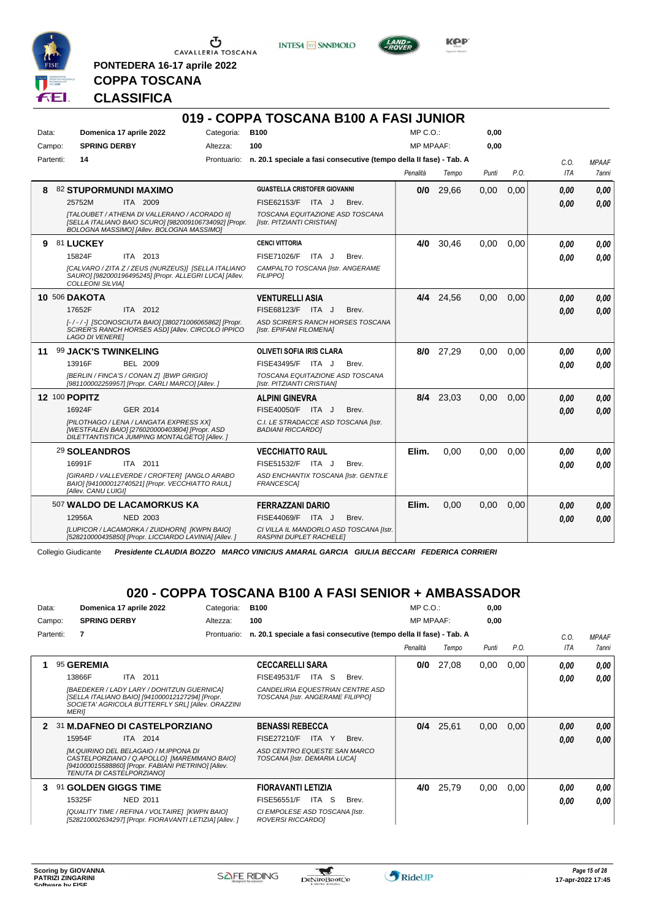PONTEDERA 16-17 aprile 2022

**COPPA TOSCANA**

**CLASSIFICA**

## 019 - COPPA TOSCANA B100 A FASI JUNIOR

| | | | |
|---|---|---|---|
| Data: | **Domenica 17 aprile 2022** | Categoria: | **B100** |
| Campo: | **SPRING DERBY** | Altezza: | **100** |
| Partenti: | **14** | Prontuario: | **n. 20.1 speciale a fasi consecutive (tempo della II fase) - Tab. A** |

MP C.O.: **0,00**
MP MPAAF: **0,00**

| | Cavallo | Cavaliere | Penalità | Tempo | Punti | P.O. | C.O. ITA | MPAAF 7anni |
|---|---|---|---|---|---|---|---|---|
| **8** | 82 **STUPORMUNDI MAXIMO** 25752M ITA 2009 *[TALOUBET / ATHENA DI VALLERANO / ACORADO II] [SELLA ITALIANO BAIO SCURO] [982009106734092] [Propr. BOLOGNA MASSIMO] [Allev. BOLOGNA MASSIMO]* | **GUASTELLA CRISTOFER GIOVANNI** FISE62153/F ITA J Brev. *TOSCANA EQUITAZIONE ASD TOSCANA [Istr. PITZIANTI CRISTIAN]* | **0/0** | 29,66 | 0,00 | 0,00 | ***0,00*** ***0,00*** | ***0,00*** ***0,00*** |
| **9** | 81 **LUCKEY** 15824F ITA 2013 *[CALVARO / ZITA Z / ZEUS (NURZEUS)] [SELLA ITALIANO SAURO] [982000196495245] [Propr. ALLEGRI LUCA] [Allev. COLLEONI SILVIA]* | **CENCI VITTORIA** FISE71026/F ITA J Brev. *CAMPALTO TOSCANA [Istr. ANGERAME FILIPPO]* | **4/0** | 30,46 | 0,00 | 0,00 | ***0,00*** ***0,00*** | ***0,00*** ***0,00*** |
| **10** | 506 **DAKOTA** 17652F ITA 2012 *[- / - / -] [SCONOSCIUTA BAIO] [380271006065862] [Propr. SCIRER'S RANCH HORSES ASD] [Allev. CIRCOLO IPPICO LAGO DI VENERE]* | **VENTURELLI ASIA** FISE68123/F ITA J Brev. *ASD SCIRER'S RANCH HORSES TOSCANA [Istr. EPIFANI FILOMENA]* | **4/4** | 24,56 | 0,00 | 0,00 | ***0,00*** ***0,00*** | ***0,00*** ***0,00*** |
| **11** | 99 **JACK'S TWINKELING** 13916F BEL 2009 *[BERLIN / FINCA'S / CONAN Z] [BWP GRIGIO] [981100002259957] [Propr. CARLI MARCO] [Allev. ]* | **OLIVETI SOFIA IRIS CLARA** FISE43495/F ITA J Brev. *TOSCANA EQUITAZIONE ASD TOSCANA [Istr. PITZIANTI CRISTIAN]* | **8/0** | 27,29 | 0,00 | 0,00 | ***0,00*** ***0,00*** | ***0,00*** ***0,00*** |
| **12** | 100 **POPITZ** 16924F GER 2014 *[PILOTHAGO / LENA / LANGATA EXPRESS XX] [WESTFALEN BAIO] [276020000403804] [Propr. ASD DILETTANTISTICA JUMPING MONTALGETO] [Allev. ]* | **ALPINI GINEVRA** FISE40050/F ITA J Brev. *C.I. LE STRADACCE ASD TOSCANA [Istr. BADIANI RICCARDO]* | **8/4** | 23,03 | 0,00 | 0,00 | ***0,00*** ***0,00*** | ***0,00*** ***0,00*** |
| | 29 **SOLEANDROS** 16991F ITA 2011 *[GIRARD / VALLEVERDE / CROFTER] [ANGLO ARABO BAIO] [941000012740521] [Propr. VECCHIATTO RAUL] [Allev. CANU LUIGI]* | **VECCHIATTO RAUL** FISE51532/F ITA J Brev. *ASD ENCHANTIX TOSCANA [Istr. GENTILE FRANCESCA]* | **Elim.** | 0,00 | 0,00 | 0,00 | ***0,00*** ***0,00*** | ***0,00*** ***0,00*** |
| | 507 **WALDO DE LACAMORKUS KA** 12956A NED 2003 *[LUPICOR / LACAMORKA / ZUIDHORN] [KWPN BAIO] [528210000435850] [Propr. LICCIARDO LAVINIA] [Allev. ]* | **FERRAZZANI DARIO** FISE44069/F ITA J Brev. *CI VILLA IL MANDORLO ASD TOSCANA [Istr. RASPINI DUPLET RACHELE]* | **Elim.** | 0,00 | 0,00 | 0,00 | ***0,00*** ***0,00*** | ***0,00*** ***0,00*** |

Collegio Giudicante ***Presidente CLAUDIA BOZZO MARCO VINICIUS AMARAL GARCIA GIULIA BECCARI FEDERICA CORRIERI***

## 020 - COPPA TOSCANA B100 A FASI SENIOR + AMBASSADOR

| | | | |
|---|---|---|---|
| Data: | **Domenica 17 aprile 2022** | Categoria: | **B100** |
| Campo: | **SPRING DERBY** | Altezza: | **100** |
| Partenti: | **7** | Prontuario: | **n. 20.1 speciale a fasi consecutive (tempo della II fase) - Tab. A** |

MP C.O.: **0,00**
MP MPAAF: **0,00**

| | Cavallo | Cavaliere | Penalità | Tempo | Punti | P.O. | C.O. ITA | MPAAF 7anni |
|---|---|---|---|---|---|---|---|---|
| **1** | 95 **GEREMIA** 13866F ITA 2011 *[BAEDEKER / LADY LARY / DOHITZUN GUERNICA] [SELLA ITALIANO BAIO] [941000012127294] [Propr. SOCIETA' AGRICOLA BUTTERFLY SRL] [Allev. ORAZZINI MERI]* | **CECCARELLI SARA** FISE49531/F ITA S Brev. *CANDELIRIA EQUESTRIAN CENTRE ASD TOSCANA [Istr. ANGERAME FILIPPO]* | **0/0** | 27,08 | 0,00 | 0,00 | ***0,00*** ***0,00*** | ***0,00*** ***0,00*** |
| **2** | 31 **M.DAFNEO DI CASTELPORZIANO** 15954F ITA 2014 *[M.QUIRINO DEL BELAGAIO / M.IPPONA DI CASTELPORZIANO / Q.APOLLO] [MAREMMANO BAIO] [941000015588860] [Propr. FABIANI PIETRINO] [Allev. TENUTA DI CASTELPORZIANO]* | **BENASSI REBECCA** FISE27210/F ITA Y Brev. *ASD CENTRO EQUESTE SAN MARCO TOSCANA [Istr. DEMARIA LUCA]* | **0/4** | 25,61 | 0,00 | 0,00 | ***0,00*** ***0,00*** | ***0,00*** ***0,00*** |
| **3** | 91 **GOLDEN GIGGS TIME** 15325F NED 2011 *[QUALITY TIME / REFINA / VOLTAIRE] [KWPN BAIO] [528210002634297] [Propr. FIORAVANTI LETIZIA] [Allev. ]* | **FIORAVANTI LETIZIA** FISE56551/F ITA S Brev. *CI EMPOLESE ASD TOSCANA [Istr. ROVERSI RICCARDO]* | **4/0** | 25,79 | 0,00 | 0,00 | ***0,00*** ***0,00*** | ***0,00*** ***0,00*** |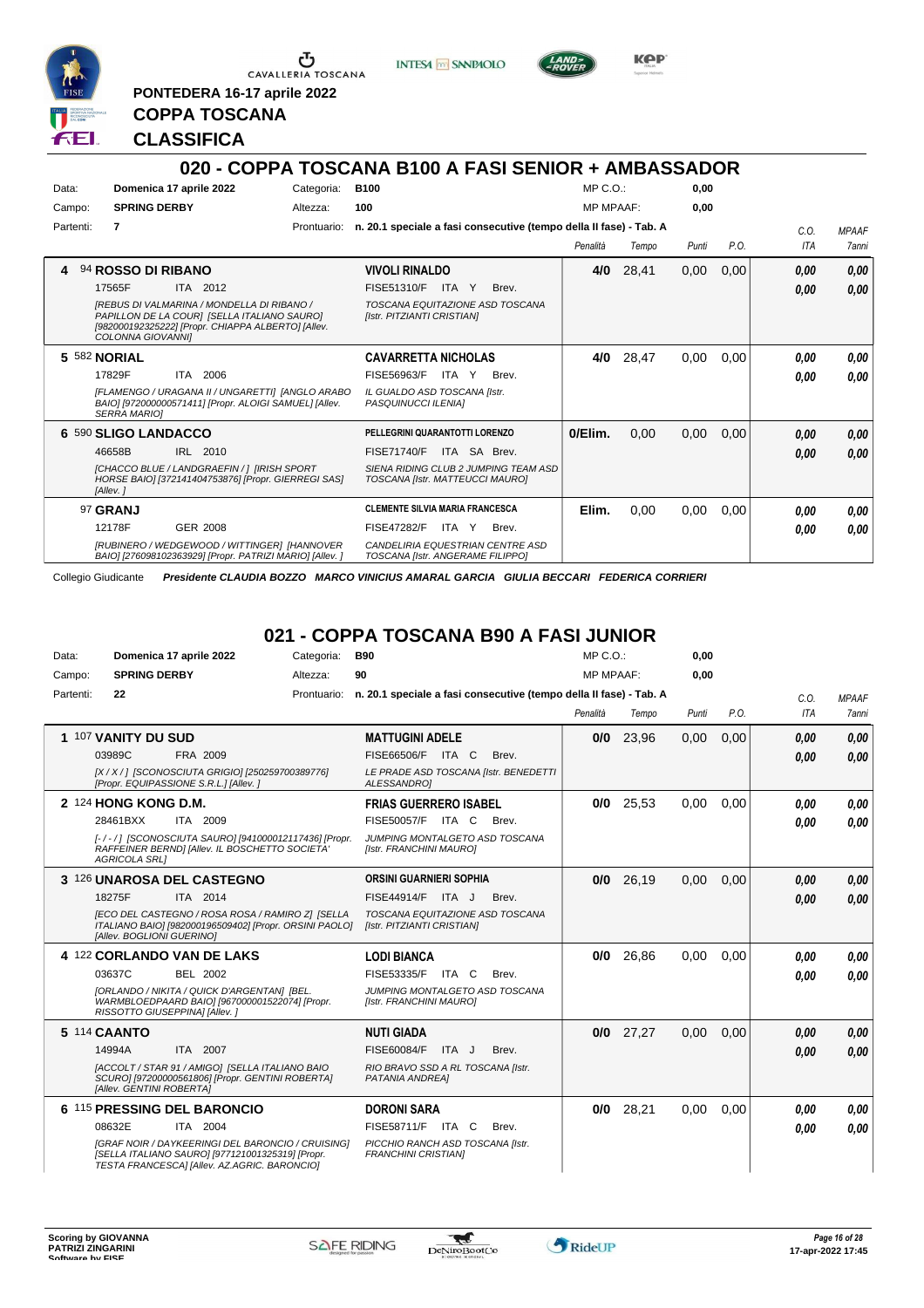PONTEDERA 16-17 aprile 2022

**COPPA TOSCANA**

**CLASSIFICA**

## 020 - COPPA TOSCANA B100 A FASI SENIOR + AMBASSADOR

Data: **Domenica 17 aprile 2022** Categoria: **B100** MP C.O.: **0,00**

Campo: **SPRING DERBY** Altezza: **100** MP MPAAF: **0,00**

Partenti: **7** Prontuario: **n. 20.1 speciale a fasi consecutive (tempo della II fase) - Tab. A**

| | Cavallo | Cavaliere | Penalità | Tempo | Punti | P.O. | C.O. ITA | MPAAF 7anni |
|---|---|---|---|---|---|---|---|---|
| 4 | 94 **ROSSO DI RIBANO** 17565F ITA 2012 *[REBUS DI VALMARINA / MONDELLA DI RIBANO / PAPILLON DE LA COUR] [SELLA ITALIANO SAURO] [982000192325222] [Propr. CHIAPPA ALBERTO] [Allev. COLONNA GIOVANNI]* | **VIVOLI RINALDO** FISE51310/F ITA Y Brev. *TOSCANA EQUITAZIONE ASD TOSCANA [Istr. PITZIANTI CRISTIAN]* | **4/0** | 28,41 | 0,00 | 0,00 | 0,00 / 0,00 | 0,00 / 0,00 |
| 5 | 582 **NORIAL** 17829F ITA 2006 *[FLAMENGO / URAGANA II / UNGARETTI] [ANGLO ARABO BAIO] [972000000571411] [Propr. ALOIGI SAMUEL] [Allev. SERRA MARIO]* | **CAVARRETTA NICHOLAS** FISE56963/F ITA Y Brev. *IL GUALDO ASD TOSCANA [Istr. PASQUINUCCI ILENIA]* | **4/0** | 28,47 | 0,00 | 0,00 | 0,00 / 0,00 | 0,00 / 0,00 |
| 6 | 590 **SLIGO LANDACCO** 46658B IRL 2010 *[CHACCO BLUE / LANDGRAEFIN / ] [IRISH SPORT HORSE BAIO] [372141404753876] [Propr. GIERREGI SAS] [Allev. ]* | **PELLEGRINI QUARANTOTTI LORENZO** FISE71740/F ITA SA Brev. *SIENA RIDING CLUB 2 JUMPING TEAM ASD TOSCANA [Istr. MATTEUCCI MAURO]* | **0/Elim.** | 0,00 | 0,00 | 0,00 | 0,00 / 0,00 | 0,00 / 0,00 |
| | 97 **GRANJ** 12178F GER 2008 *[RUBINERO / WEDGEWOOD / WITTINGER] [HANNOVER BAIO] [276098102363929] [Propr. PATRIZI MARIO] [Allev. ]* | **CLEMENTE SILVIA MARIA FRANCESCA** FISE47282/F ITA Y Brev. *CANDELIRIA EQUESTRIAN CENTRE ASD TOSCANA [Istr. ANGERAME FILIPPO]* | **Elim.** | 0,00 | 0,00 | 0,00 | 0,00 / 0,00 | 0,00 / 0,00 |

Collegio Giudicante *Presidente CLAUDIA BOZZO MARCO VINICIUS AMARAL GARCIA GIULIA BECCARI FEDERICA CORRIERI*

## 021 - COPPA TOSCANA B90 A FASI JUNIOR

Data: **Domenica 17 aprile 2022** Categoria: **B90** MP C.O.: **0,00**

Campo: **SPRING DERBY** Altezza: **90** MP MPAAF: **0,00**

Partenti: **22** Prontuario: **n. 20.1 speciale a fasi consecutive (tempo della II fase) - Tab. A**

| | Cavallo | Cavaliere | Penalità | Tempo | Punti | P.O. | C.O. ITA | MPAAF 7anni |
|---|---|---|---|---|---|---|---|---|
| 1 | 107 **VANITY DU SUD** 03989C FRA 2009 *[X / X / ] [SCONOSCIUTA GRIGIO] [250259700389776] [Propr. EQUIPASSIONE S.R.L.] [Allev. ]* | **MATTUGINI ADELE** FISE66506/F ITA C Brev. *LE PRADE ASD TOSCANA [Istr. BENEDETTI ALESSANDRO]* | **0/0** | 23,96 | 0,00 | 0,00 | 0,00 / 0,00 | 0,00 / 0,00 |
| 2 | 124 **HONG KONG D.M.** 28461BXX ITA 2009 *[- / - / ] [SCONOSCIUTA SAURO] [941000012117436] [Propr. RAFFEINER BERND] [Allev. IL BOSCHETTO SOCIETA' AGRICOLA SRL]* | **FRIAS GUERRERO ISABEL** FISE50057/F ITA C Brev. *JUMPING MONTALGETO ASD TOSCANA [Istr. FRANCHINI MAURO]* | **0/0** | 25,53 | 0,00 | 0,00 | 0,00 / 0,00 | 0,00 / 0,00 |
| 3 | 126 **UNAROSA DEL CASTEGNO** 18275F ITA 2014 *[ECO DEL CASTEGNO / ROSA ROSA / RAMIRO Z] [SELLA ITALIANO BAIO] [982000196509402] [Propr. ORSINI PAOLO] [Allev. BOGLIONI GUERINO]* | **ORSINI GUARNIERI SOPHIA** FISE44914/F ITA J Brev. *TOSCANA EQUITAZIONE ASD TOSCANA [Istr. PITZIANTI CRISTIAN]* | **0/0** | 26,19 | 0,00 | 0,00 | 0,00 / 0,00 | 0,00 / 0,00 |
| 4 | 122 **CORLANDO VAN DE LAKS** 03637C BEL 2002 *[ORLANDO / NIKITA / QUICK D'ARGENTAN] [BEL. WARMBLOEDPAARD BAIO] [967000001522074] [Propr. RISSOTTO GIUSEPPINA] [Allev. ]* | **LODI BIANCA** FISE53335/F ITA C Brev. *JUMPING MONTALGETO ASD TOSCANA [Istr. FRANCHINI MAURO]* | **0/0** | 26,86 | 0,00 | 0,00 | 0,00 / 0,00 | 0,00 / 0,00 |
| 5 | 114 **CAANTO** 14994A ITA 2007 *[ACCOLT / STAR 91 / AMIGO] [SELLA ITALIANO BAIO SCURO] [972000000561806] [Propr. GENTINI ROBERTA] [Allev. GENTINI ROBERTA]* | **NUTI GIADA** FISE60084/F ITA J Brev. *RIO BRAVO SSD A RL TOSCANA [Istr. PATANIA ANDREA]* | **0/0** | 27,27 | 0,00 | 0,00 | 0,00 / 0,00 | 0,00 / 0,00 |
| 6 | 115 **PRESSING DEL BARONCIO** 08632E ITA 2004 *[GRAF NOIR / DAYKEERINGI DEL BARONCIO / CRUISING] [SELLA ITALIANO SAURO] [977121001325319] [Propr. TESTA FRANCESCA] [Allev. AZ.AGRIC. BARONCIO]* | **DORONI SARA** FISE58711/F ITA C Brev. *PICCHIO RANCH ASD TOSCANA [Istr. FRANCHINI CRISTIAN]* | **0/0** | 28,21 | 0,00 | 0,00 | 0,00 / 0,00 | 0,00 / 0,00 |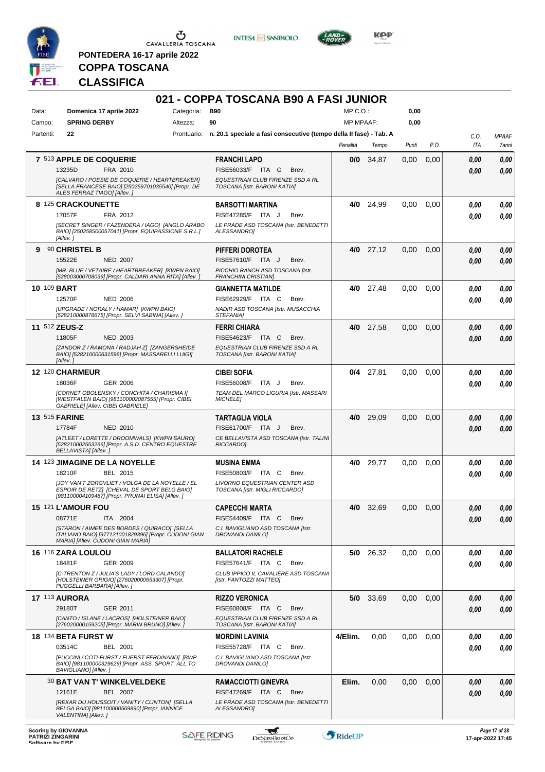PONTEDERA 16-17 aprile 2022

**COPPA TOSCANA**

**CLASSIFICA**

## 021 - COPPA TOSCANA B90 A FASI JUNIOR

| | | | |
|---|---|---|---|
| Data: | **Domenica 17 aprile 2022** | Categoria: | **B90** |
| Campo: | **SPRING DERBY** | Altezza: | **90** |
| Partenti: | **22** | Prontuario: | **n. 20.1 speciale a fasi consecutive (tempo della II fase) - Tab. A** |

MP C.O.: 0,00
MP MPAAF: 0,00

| Cl. | Cavallo | Cavaliere | Penalità | Tempo | Punti | P.O. | C.O. ITA | MPAAF 7anni |
|---|---|---|---|---|---|---|---|---|
| 7 | 513 **APPLE DE COQUERIE** 13235D FRA 2010 *[CALVARO / POESIE DE COQUERIE / HEARTBREAKER] [SELLA FRANCESE BAIO] [250259701035540] [Propr. DE ALES FERRAZ TIAGO] [Allev. ]* | **FRANCHI LAPO** FISE56033/F ITA G Brev. *EQUESTRIAN CLUB FIRENZE SSD A RL TOSCANA [Istr. BARONI KATIA]* | **0/0** | 34,87 | 0,00 | 0,00 | 0,00 / 0,00 | 0,00 / 0,00 |
| 8 | 125 **CRACKOUNETTE** 17057F FRA 2012 *[SECRET SINGER / FAZENDERA / IAGO] [ANGLO ARABO BAIO] [250258500057041] [Propr. EQUIPASSIONE S.R.L.] [Allev. ]* | **BARSOTTI MARTINA** FISE47285/F ITA J Brev. *LE PRADE ASD TOSCANA [Istr. BENEDETTI ALESSANDRO]* | **4/0** | 24,99 | 0,00 | 0,00 | 0,00 / 0,00 | 0,00 / 0,00 |
| 9 | 90 **CHRISTEL B** 15522E NED 2007 *[MR. BLUE / VETAIRE / HEARTBREAKER] [KWPN BAIO] [528003000708039] [Propr. CALDARI ANNA RITA] [Allev. ]* | **PIFFERI DOROTEA** FISE57610/F ITA J Brev. *PICCHIO RANCH ASD TOSCANA [Istr. FRANCHINI CRISTIAN]* | **4/0** | 27,12 | 0,00 | 0,00 | 0,00 / 0,00 | 0,00 / 0,00 |
| 10 | 109 **BART** 12570F NED 2006 *[UPGRADE / NORALY / HAMAR] [KWPN BAIO] [528210000878675] [Propr. SELVI SABINA] [Allev. ]* | **GIANNETTA MATILDE** FISE62929/F ITA C Brev. *NADIR ASD TOSCANA [Istr. MUSACCHIA STEFANIA]* | **4/0** | 27,48 | 0,00 | 0,00 | 0,00 / 0,00 | 0,00 / 0,00 |
| 11 | 512 **ZEUS-Z** 11805F NED 2003 *[ZANDOR Z / RAMONA / RADJAH Z] [ZANGERSHEIDE BAIO] [528210000631596] [Propr. MASSARELLI LUIGI] [Allev. ]* | **FERRI CHIARA** FISE54623/F ITA C Brev. *EQUESTRIAN CLUB FIRENZE SSD A RL TOSCANA [Istr. BARONI KATIA]* | **4/0** | 27,58 | 0,00 | 0,00 | 0,00 / 0,00 | 0,00 / 0,00 |
| 12 | 120 **CHARMEUR** 18036F GER 2006 *[CORNET OBOLENSKY / CONCHITA / CHARISMA I] [WESTFALEN BAIO] [981100002087555] [Propr. CIBEI MICHELE] [Allev. CIBEI GABRIELE]* | **CIBEI SOFIA** FISE56008/F ITA J Brev. *TEAM DEL MARCO LIGURIA [Istr. MASSARI MICHELE]* | **0/4** | 27,81 | 0,00 | 0,00 | 0,00 / 0,00 | 0,00 / 0,00 |
| 13 | 515 **FARINE** 17784F NED 2010 *[ATLEET / LORETTE / DROOMWALS] [KWPN SAURO] [528210002553266] [Propr. A.S.D. CENTRO EQUESTRE BELLAVISTA] [Allev. ]* | **TARTAGLIA VIOLA** FISE61700/F ITA J Brev. *CE BELLAVISTA ASD TOSCANA [Istr. TALINI RICCARDO]* | **4/0** | 29,09 | 0,00 | 0,00 | 0,00 / 0,00 | 0,00 / 0,00 |
| 14 | 123 **JIMAGINE DE LA NOYELLE** 18210F BEL 2015 *[JOY VAN'T ZORGVLIET / VOLGA DE LA NOYELLE / EL ESPOIR DE RETZ] [CHEVAL DE SPORT BELG BAIO] [981100004109487] [Propr. PRUNAI ELISA] [Allev. ]* | **MUSINA EMMA** FISE50803/F ITA C Brev. *LIVORNO EQUESTRIAN CENTER ASD TOSCANA [Istr. MIGLI RICCARDO]* | **4/0** | 29,77 | 0,00 | 0,00 | 0,00 / 0,00 | 0,00 / 0,00 |
| 15 | 121 **L'AMOUR FOU** 08771E ITA 2004 *[STARON / AIMEE DES BORDES / QUIRACO] [SELLA ITALIANO BAIO] [977121001829396] [Propr. CUDONI GIAN MARIA] [Allev. CUDONI GIAN MARIA]* | **CAPECCHI MARTA** FISE54409/F ITA C Brev. *C.I. BAVIGLIANO ASD TOSCANA [Istr. DROVANDI DANILO]* | **4/0** | 32,69 | 0,00 | 0,00 | 0,00 / 0,00 | 0,00 / 0,00 |
| 16 | 116 **ZARA LOULOU** 18481F GER 2009 *[C-TRENTON Z / JULIA'S LADY / LORD CALANDO] [HOLSTEINER GRIGIO] [276020000653307] [Propr. PUGGELLI BARBARA] [Allev. ]* | **BALLATORI RACHELE** FISE57641/F ITA C Brev. *CLUB IPPICO IL CAVALIERE ASD TOSCANA [Istr. FANTOZZI MATTEO]* | **5/0** | 26,32 | 0,00 | 0,00 | 0,00 / 0,00 | 0,00 / 0,00 |
| 17 | 113 **AURORA** 29180T GER 2011 *[CANTO / ISLANE / LACROS] [HOLSTEINER BAIO] [276020000159205] [Propr. MARIN BRUNO] [Allev. ]* | **RIZZO VERONICA** FISE60808/F ITA C Brev. *EQUESTRIAN CLUB FIRENZE SSD A RL TOSCANA [Istr. BARONI KATIA]* | **5/0** | 33,69 | 0,00 | 0,00 | 0,00 / 0,00 | 0,00 / 0,00 |
| 18 | 134 **BETA FURST W** 03514C BEL 2001 *[PUCCINI / COTI-FURST / FUERST FERDINAND] [BWP BAIO] [981100000329629] [Propr. ASS. SPORT. ALL.TO BAVIGLIANO] [Allev. ]* | **MORDINI LAVINIA** FISE55728/F ITA C Brev. *C.I. BAVIGLIANO ASD TOSCANA [Istr. DROVANDI DANILO]* | **4/Elim.** | 0,00 | 0,00 | 0,00 | 0,00 / 0,00 | 0,00 / 0,00 |
| | 30 **BAT VAN T' WINKELVELDEKE** 12161E BEL 2007 *[REXAR DU HOUSSOIT / VANITY / CLINTON] [SELLA BELGA BAIO] [981100000569890] [Propr. IANNICE VALENTINA] [Allev. ]* | **RAMACCIOTTI GINEVRA** FISE47269/F ITA C Brev. *LE PRADE ASD TOSCANA [Istr. BENEDETTI ALESSANDRO]* | **Elim.** | 0,00 | 0,00 | 0,00 | 0,00 / 0,00 | 0,00 / 0,00 |

Scoring by GIOVANNA PATRIZI ZINGARINI
Software by FISE

17-apr-2022 17:45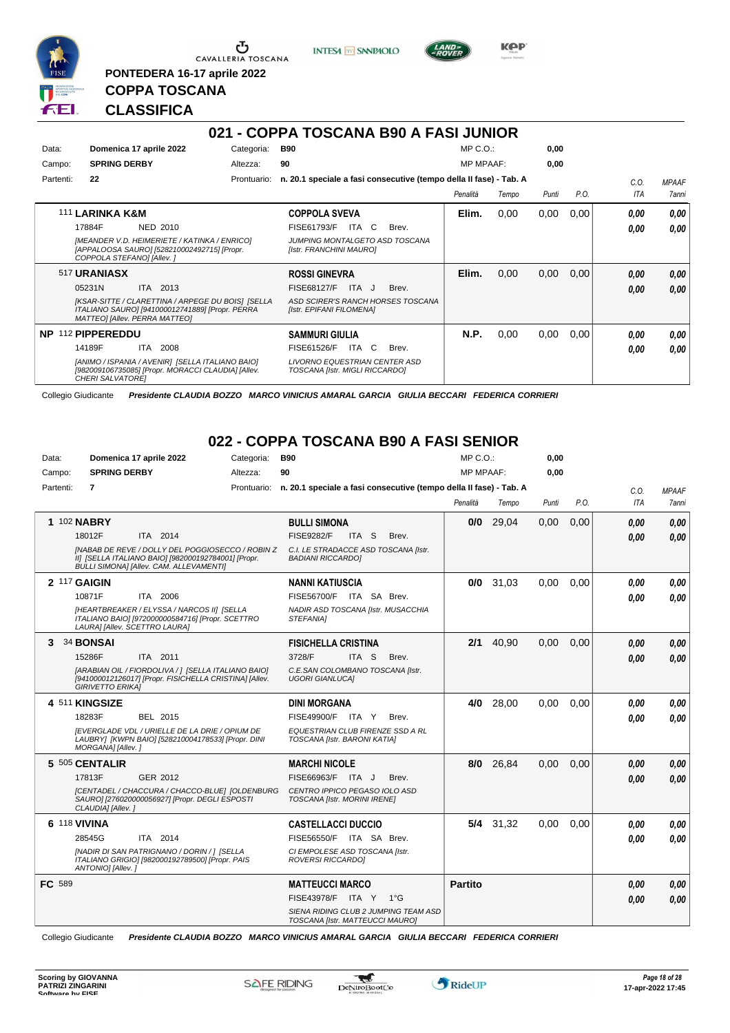PONTEDERA 16-17 aprile 2022

# COPPA TOSCANA

# CLASSIFICA

## 021 - COPPA TOSCANA B90 A FASI JUNIOR

Data: **Domenica 17 aprile 2022** Categoria: **B90** MP C.O.: **0,00**
Campo: **SPRING DERBY** Altezza: **90** MP MPAAF: **0,00**
Partenti: **22** Prontuario: **n. 20.1 speciale a fasi consecutive (tempo della II fase) - Tab. A**

| | Cavallo | Cavaliere | Penalità | Tempo | Punti | P.O. | C.O. ITA | MPAAF 7anni |
|---|---|---|---|---|---|---|---|---|
| | 111 **LARINKA K&M** 17884F NED 2010 *[MEANDER V.D. HEIMERIETE / KATINKA / ENRICO] [APPALOOSA SAURO] [528210002492715] [Propr. COPPOLA STEFANO] [Allev. ]* | **COPPOLA SVEVA** FISE61793/F ITA C Brev. *JUMPING MONTALGETO ASD TOSCANA [Istr. FRANCHINI MAURO]* | **Elim.** | 0,00 | 0,00 | 0,00 | ***0,00*** ***0,00*** | ***0,00*** ***0,00*** |
| | 517 **URANIASX** 05231N ITA 2013 *[KSAR-SITTE / CLARETTINA / ARPEGE DU BOIS] [SELLA ITALIANO SAURO] [941000012741889] [Propr. PERRA MATTEO] [Allev. PERRA MATTEO]* | **ROSSI GINEVRA** FISE68127/F ITA J Brev. *ASD SCIRER'S RANCH HORSES TOSCANA [Istr. EPIFANI FILOMENA]* | **Elim.** | 0,00 | 0,00 | 0,00 | ***0,00*** ***0,00*** | ***0,00*** ***0,00*** |
| NP | 112 **PIPPEREDDU** 14189F ITA 2008 *[ANIMO / ISPANIA / AVENIR] [SELLA ITALIANO BAIO] [982009106735085] [Propr. MORACCI CLAUDIA] [Allev. CHERI SALVATORE]* | **SAMMURI GIULIA** FISE61526/F ITA C Brev. *LIVORNO EQUESTRIAN CENTER ASD TOSCANA [Istr. MIGLI RICCARDO]* | **N.P.** | 0,00 | 0,00 | 0,00 | ***0,00*** ***0,00*** | ***0,00*** ***0,00*** |

Collegio Giudicante ***Presidente CLAUDIA BOZZO MARCO VINICIUS AMARAL GARCIA GIULIA BECCARI FEDERICA CORRIERI***

## 022 - COPPA TOSCANA B90 A FASI SENIOR

Data: **Domenica 17 aprile 2022** Categoria: **B90** MP C.O.: **0,00**
Campo: **SPRING DERBY** Altezza: **90** MP MPAAF: **0,00**
Partenti: **7** Prontuario: **n. 20.1 speciale a fasi consecutive (tempo della II fase) - Tab. A**

| | Cavallo | Cavaliere | Penalità | Tempo | Punti | P.O. | C.O. ITA | MPAAF 7anni |
|---|---|---|---|---|---|---|---|---|
| **1** | 102 **NABRY** 18012F ITA 2014 *[NABAB DE REVE / DOLLY DEL POGGIOSECCO / ROBIN Z II] [SELLA ITALIANO BAIO] [982000192784001] [Propr. BULLI SIMONA] [Allev. CAM. ALLEVAMENTI]* | **BULLI SIMONA** FISE9282/F ITA S Brev. *C.I. LE STRADACCE ASD TOSCANA [Istr. BADIANI RICCARDO]* | **0/0** | 29,04 | 0,00 | 0,00 | ***0,00*** ***0,00*** | ***0,00*** ***0,00*** |
| **2** | 117 **GAIGIN** 10871F ITA 2006 *[HEARTBREAKER / ELYSSA / NARCOS II] [SELLA ITALIANO BAIO] [972000000584716] [Propr. SCETTRO LAURA] [Allev. SCETTRO LAURA]* | **NANNI KATIUSCIA** FISE56700/F ITA SA Brev. *NADIR ASD TOSCANA [Istr. MUSACCHIA STEFANIA]* | **0/0** | 31,03 | 0,00 | 0,00 | ***0,00*** ***0,00*** | ***0,00*** ***0,00*** |
| **3** | 34 **BONSAI** 15286F ITA 2011 *[ARABIAN OIL / FIORDOLIVA / ] [SELLA ITALIANO BAIO] [941000012126017] [Propr. FISICHELLA CRISTINA] [Allev. GIRIVETTO ERIKA]* | **FISICHELLA CRISTINA** 3728/F ITA S Brev. *C.E.SAN COLOMBANO TOSCANA [Istr. UGORI GIANLUCA]* | **2/1** | 40,90 | 0,00 | 0,00 | ***0,00*** ***0,00*** | ***0,00*** ***0,00*** |
| **4** | 511 **KINGSIZE** 18283F BEL 2015 *[EVERGLADE VDL / URIELLE DE LA DRIE / OPIUM DE LAUBRY] [KWPN BAIO] [528210004178533] [Propr. DINI MORGANA] [Allev. ]* | **DINI MORGANA** FISE49900/F ITA Y Brev. *EQUESTRIAN CLUB FIRENZE SSD A RL TOSCANA [Istr. BARONI KATIA]* | **4/0** | 28,00 | 0,00 | 0,00 | ***0,00*** ***0,00*** | ***0,00*** ***0,00*** |
| **5** | 505 **CENTALIR** 17813F GER 2012 *[CENTADEL / CHACCURA / CHACCO-BLUE] [OLDENBURG SAURO] [276020000056927] [Propr. DEGLI ESPOSTI CLAUDIA] [Allev. ]* | **MARCHI NICOLE** FISE66963/F ITA J Brev. *CENTRO IPPICO PEGASO IOLO ASD TOSCANA [Istr. MORINI IRENE]* | **8/0** | 26,84 | 0,00 | 0,00 | ***0,00*** ***0,00*** | ***0,00*** ***0,00*** |
| **6** | 118 **VIVINA** 28545G ITA 2014 *[NADIR DI SAN PATRIGNANO / DORIN / ] [SELLA ITALIANO GRIGIO] [982000192789500] [Propr. PAIS ANTONIO] [Allev. ]* | **CASTELLACCI DUCCIO** FISE56550/F ITA SA Brev. *CI EMPOLESE ASD TOSCANA [Istr. ROVERSI RICCARDO]* | **5/4** | 31,32 | 0,00 | 0,00 | ***0,00*** ***0,00*** | ***0,00*** ***0,00*** |
| **FC** | 589 | **MATTEUCCI MARCO** FISE43978/F ITA Y 1°G *SIENA RIDING CLUB 2 JUMPING TEAM ASD TOSCANA [Istr. MATTEUCCI MAURO]* | **Partito** | | | | ***0,00*** ***0,00*** | ***0,00*** ***0,00*** |

Collegio Giudicante ***Presidente CLAUDIA BOZZO MARCO VINICIUS AMARAL GARCIA GIULIA BECCARI FEDERICA CORRIERI***

**Scoring by GIOVANNA PATRIZI ZINGARINI**
**Software by FISE**

*17-apr-2022 17:45*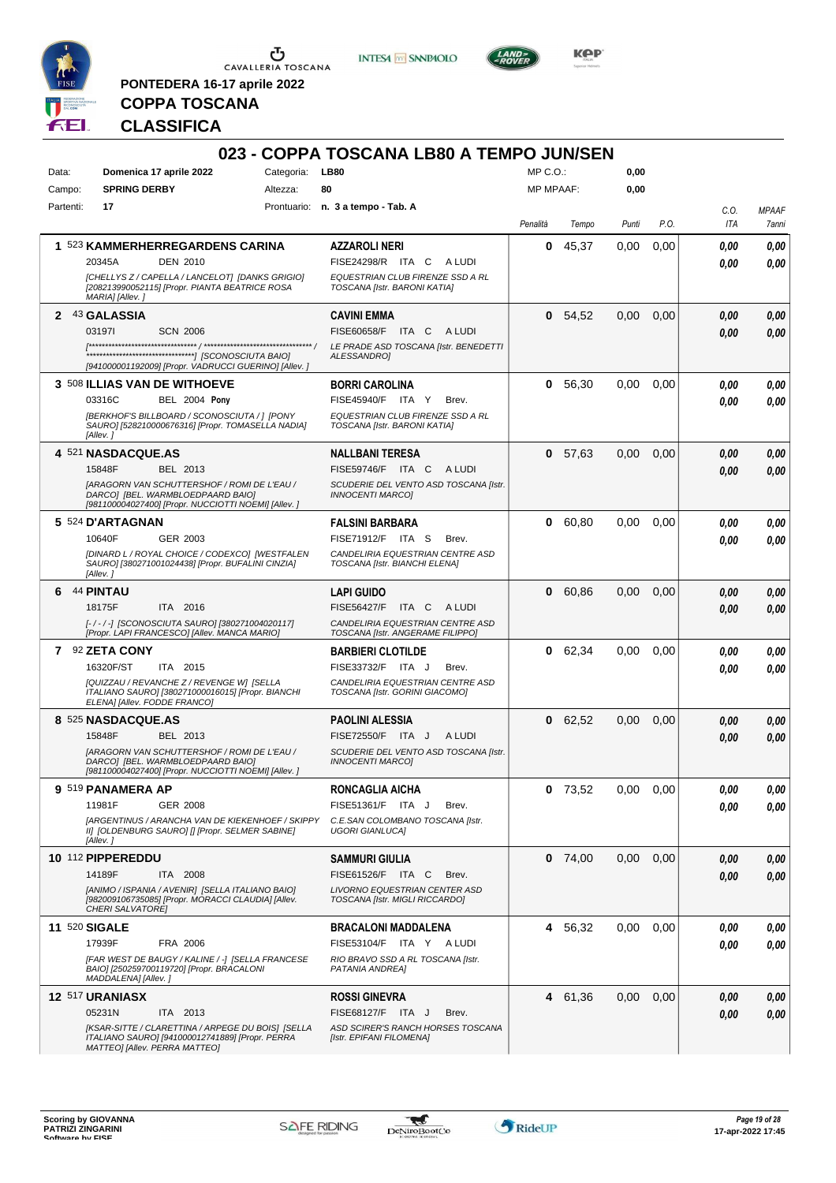PONTEDERA 16-17 aprile 2022

**COPPA TOSCANA**

**CLASSIFICA**

## 023 - COPPA TOSCANA LB80 A TEMPO JUN/SEN

| | | | | | |
|---|---|---|---|---|---|
| Data: | **Domenica 17 aprile 2022** | Categoria: | **LB80** | MP C.O.: | **0,00** |
| Campo: | **SPRING DERBY** | Altezza: | **80** | MP MPAAF: | **0,00** |
| Partenti: | **17** | Prontuario: | **n. 3 a tempo - Tab. A** | | |

| Cl. | Cavallo | Cavaliere | Penalità | Tempo | Punti | P.O. | C.O. ITA | MPAAF 7anni |
|---|---|---|---|---|---|---|---|---|
| 1 | 523 **KAMMERHERREGARDENS CARINA** 20345A DEN 2010 *[CHELLYS Z / CAPELLA / LANCELOT] [DANKS GRIGIO] [208213990052115] [Propr. PIANTA BEATRICE ROSA MARIA] [Allev. ]* | **AZZAROLI NERI** FISE24298/R ITA C A LUDI *EQUESTRIAN CLUB FIRENZE SSD A RL TOSCANA [Istr. BARONI KATIA]* | **0** | 45,37 | 0,00 | 0,00 | *0,00* *0,00* | *0,00* *0,00* |
| 2 | 43 **GALASSIA** 03197I SCN 2006 *[******************************** / ******************************** / ********************************] [SCONOSCIUTA BAIO] [941000001192009] [Propr. VADRUCCI GUERINO] [Allev. ]* | **CAVINI EMMA** FISE60658/F ITA C A LUDI *LE PRADE ASD TOSCANA [Istr. BENEDETTI ALESSANDRO]* | **0** | 54,52 | 0,00 | 0,00 | *0,00* *0,00* | *0,00* *0,00* |
| 3 | 508 **ILLIAS VAN DE WITHOEVE** 03316C BEL 2004 **Pony** *[BERKHOF'S BILLBOARD / SCONOSCIUTA / ] [PONY SAURO] [528210000676316] [Propr. TOMASELLA NADIA] [Allev. ]* | **BORRI CAROLINA** FISE45940/F ITA Y Brev. *EQUESTRIAN CLUB FIRENZE SSD A RL TOSCANA [Istr. BARONI KATIA]* | **0** | 56,30 | 0,00 | 0,00 | *0,00* *0,00* | *0,00* *0,00* |
| 4 | 521 **NASDACQUE.AS** 15848F BEL 2013 *[ARAGORN VAN SCHUTTERSHOF / ROMI DE L'EAU / DARCO] [BEL. WARMBLOEDPAARD BAIO] [981100004027400] [Propr. NUCCIOTTI NOEMI] [Allev. ]* | **NALLBANI TERESA** FISE59746/F ITA C A LUDI *SCUDERIE DEL VENTO ASD TOSCANA [Istr. INNOCENTI MARCO]* | **0** | 57,63 | 0,00 | 0,00 | *0,00* *0,00* | *0,00* *0,00* |
| 5 | 524 **D'ARTAGNAN** 10640F GER 2003 *[DINARD L / ROYAL CHOICE / CODEXCO] [WESTFALEN SAURO] [380271001024438] [Propr. BUFALINI CINZIA] [Allev. ]* | **FALSINI BARBARA** FISE71912/F ITA S Brev. *CANDELIRIA EQUESTRIAN CENTRE ASD TOSCANA [Istr. BIANCHI ELENA]* | **0** | 60,80 | 0,00 | 0,00 | *0,00* *0,00* | *0,00* *0,00* |
| 6 | 44 **PINTAU** 18175F ITA 2016 *[- / - / -] [SCONOSCIUTA SAURO] [380271004020117] [Propr. LAPI FRANCESCO] [Allev. MANCA MARIO]* | **LAPI GUIDO** FISE56427/F ITA C A LUDI *CANDELIRIA EQUESTRIAN CENTRE ASD TOSCANA [Istr. ANGERAME FILIPPO]* | **0** | 60,86 | 0,00 | 0,00 | *0,00* *0,00* | *0,00* *0,00* |
| 7 | 92 **ZETA CONY** 16320F/ST ITA 2015 *[QUIZZAU / REVANCHE Z / REVENGE W] [SELLA ITALIANO SAURO] [380271000016015] [Propr. BIANCHI ELENA] [Allev. FODDE FRANCO]* | **BARBIERI CLOTILDE** FISE33732/F ITA J Brev. *CANDELIRIA EQUESTRIAN CENTRE ASD TOSCANA [Istr. GORINI GIACOMO]* | **0** | 62,34 | 0,00 | 0,00 | *0,00* *0,00* | *0,00* *0,00* |
| 8 | 525 **NASDACQUE.AS** 15848F BEL 2013 *[ARAGORN VAN SCHUTTERSHOF / ROMI DE L'EAU / DARCO] [BEL. WARMBLOEDPAARD BAIO] [981100004027400] [Propr. NUCCIOTTI NOEMI] [Allev. ]* | **PAOLINI ALESSIA** FISE72550/F ITA J A LUDI *SCUDERIE DEL VENTO ASD TOSCANA [Istr. INNOCENTI MARCO]* | **0** | 62,52 | 0,00 | 0,00 | *0,00* *0,00* | *0,00* *0,00* |
| 9 | 519 **PANAMERA AP** 11981F GER 2008 *[ARGENTINUS / ARANCHA VAN DE KIEKENHOEF / SKIPPY II] [OLDENBURG SAURO] [] [Propr. SELMER SABINE] [Allev. ]* | **RONCAGLIA AICHA** FISE51361/F ITA J Brev. *C.E.SAN COLOMBANO TOSCANA [Istr. UGORI GIANLUCA]* | **0** | 73,52 | 0,00 | 0,00 | *0,00* *0,00* | *0,00* *0,00* |
| 10 | 112 **PIPPEREDDU** 14189F ITA 2008 *[ANIMO / ISPANIA / AVENIR] [SELLA ITALIANO BAIO] [982009106735085] [Propr. MORACCI CLAUDIA] [Allev. CHERI SALVATORE]* | **SAMMURI GIULIA** FISE61526/F ITA C Brev. *LIVORNO EQUESTRIAN CENTER ASD TOSCANA [Istr. MIGLI RICCARDO]* | **0** | 74,00 | 0,00 | 0,00 | *0,00* *0,00* | *0,00* *0,00* |
| 11 | 520 **SIGALE** 17939F FRA 2006 *[FAR WEST DE BAUGY / KALINE / -] [SELLA FRANCESE BAIO] [250259700119720] [Propr. BRACALONI MADDALENA] [Allev. ]* | **BRACALONI MADDALENA** FISE53104/F ITA Y A LUDI *RIO BRAVO SSD A RL TOSCANA [Istr. PATANIA ANDREA]* | **4** | 56,32 | 0,00 | 0,00 | *0,00* *0,00* | *0,00* *0,00* |
| 12 | 517 **URANIASX** 05231N ITA 2013 *[KSAR-SITTE / CLARETTINA / ARPEGE DU BOIS] [SELLA ITALIANO SAURO] [941000012741889] [Propr. PERRA MATTEO] [Allev. PERRA MATTEO]* | **ROSSI GINEVRA** FISE68127/F ITA J Brev. *ASD SCIRER'S RANCH HORSES TOSCANA [Istr. EPIFANI FILOMENA]* | **4** | 61,36 | 0,00 | 0,00 | *0,00* *0,00* | *0,00* *0,00* |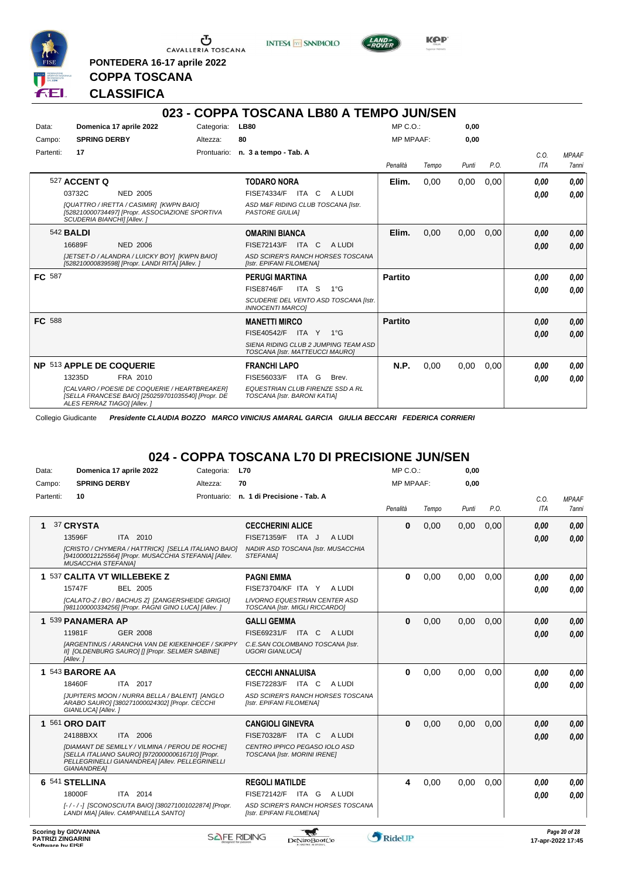PONTEDERA 16-17 aprile 2022

**COPPA TOSCANA**

**CLASSIFICA**

## 023 - COPPA TOSCANA LB80 A TEMPO JUN/SEN

| Data: | Domenica 17 aprile 2022 | Categoria: | LB80 | MP C.O.: | 0,00 |
|---|---|---|---|---|---|
| Campo: | SPRING DERBY | Altezza: | 80 | MP MPAAF: | 0,00 |
| Partenti: | 17 | Prontuario: | n. 3 a tempo - Tab. A | | |

| | Cavallo | Cavaliere | Penalità | Tempo | Punti | P.O. | C.O. ITA | MPAAF 7anni |
|---|---|---|---|---|---|---|---|---|
| | 527 **ACCENT Q** 03732C NED 2005 *[QUATTRO / IRETTA / CASIMIR] [KWPN BAIO] [528210000734497] [Propr. ASSOCIAZIONE SPORTIVA SCUDERIA BIANCHI] [Allev. ]* | **TODARO NORA** FISE74334/F ITA C A LUDI *ASD M&F RIDING CLUB TOSCANA [Istr. PASTORE GIULIA]* | **Elim.** | 0,00 | 0,00 | 0,00 | **0,00** **0,00** | **0,00** **0,00** |
| | 542 **BALDI** 16689F NED 2006 *[JETSET-D / ALANDRA / LUICKY BOY] [KWPN BAIO] [528210000839598] [Propr. LANDI RITA] [Allev. ]* | **OMARINI BIANCA** FISE72143/F ITA C A LUDI *ASD SCIRER'S RANCH HORSES TOSCANA [Istr. EPIFANI FILOMENA]* | **Elim.** | 0,00 | 0,00 | 0,00 | **0,00** **0,00** | **0,00** **0,00** |
| **FC** | 587 | **PERUGI MARTINA** FISE8746/F ITA S 1°G *SCUDERIE DEL VENTO ASD TOSCANA [Istr. INNOCENTI MARCO]* | **Partito** | | | | **0,00** **0,00** | **0,00** **0,00** |
| **FC** | 588 | **MANETTI MIRCO** FISE40542/F ITA Y 1°G *SIENA RIDING CLUB 2 JUMPING TEAM ASD TOSCANA [Istr. MATTEUCCI MAURO]* | **Partito** | | | | **0,00** **0,00** | **0,00** **0,00** |
| **NP** | 513 **APPLE DE COQUERIE** 13235D FRA 2010 *[CALVARO / POESIE DE COQUERIE / HEARTBREAKER] [SELLA FRANCESE BAIO] [250259701035540] [Propr. DE ALES FERRAZ TIAGO] [Allev. ]* | **FRANCHI LAPO** FISE56033/F ITA G Brev. *EQUESTRIAN CLUB FIRENZE SSD A RL TOSCANA [Istr. BARONI KATIA]* | **N.P.** | 0,00 | 0,00 | 0,00 | **0,00** **0,00** | **0,00** **0,00** |

Collegio Giudicante *Presidente CLAUDIA BOZZO MARCO VINICIUS AMARAL GARCIA GIULIA BECCARI FEDERICA CORRIERI*

## 024 - COPPA TOSCANA L70 DI PRECISIONE JUN/SEN

| Data: | Domenica 17 aprile 2022 | Categoria: | L70 | MP C.O.: | 0,00 |
|---|---|---|---|---|---|
| Campo: | SPRING DERBY | Altezza: | 70 | MP MPAAF: | 0,00 |
| Partenti: | 10 | Prontuario: | n. 1 di Precisione - Tab. A | | |

| | Cavallo | Cavaliere | Penalità | Tempo | Punti | P.O. | C.O. ITA | MPAAF 7anni |
|---|---|---|---|---|---|---|---|---|
| **1** | 37 **CRYSTA** 13596F ITA 2010 *[CRISTO / CHYMERA / HATTRICK] [SELLA ITALIANO BAIO] [941000012125564] [Propr. MUSACCHIA STEFANIA] [Allev. MUSACCHIA STEFANIA]* | **CECCHERINI ALICE** FISE71359/F ITA J A LUDI *NADIR ASD TOSCANA [Istr. MUSACCHIA STEFANIA]* | **0** | 0,00 | 0,00 | 0,00 | **0,00** **0,00** | **0,00** **0,00** |
| **1** | 537 **CALITA VT WILLEBEKE Z** 15747F BEL 2005 *[CALATO-Z / BO / BACHUS Z] [ZANGERSHEIDE GRIGIO] [981100000334256] [Propr. PAGNI GINO LUCA] [Allev. ]* | **PAGNI EMMA** FISE73704/KF ITA Y A LUDI *LIVORNO EQUESTRIAN CENTER ASD TOSCANA [Istr. MIGLI RICCARDO]* | **0** | 0,00 | 0,00 | 0,00 | **0,00** **0,00** | **0,00** **0,00** |
| **1** | 539 **PANAMERA AP** 11981F GER 2008 *[ARGENTINUS / ARANCHA VAN DE KIEKENHOEF / SKIPPY II] [OLDENBURG SAURO] [] [Propr. SELMER SABINE] [Allev. ]* | **GALLI GEMMA** FISE69231/F ITA C A LUDI *C.E.SAN COLOMBANO TOSCANA [Istr. UGORI GIANLUCA]* | **0** | 0,00 | 0,00 | 0,00 | **0,00** **0,00** | **0,00** **0,00** |
| **1** | 543 **BARORE AA** 18460F ITA 2017 *[JUPITERS MOON / NURRA BELLA / BALENT] [ANGLO ARABO SAURO] [380271000024302] [Propr. CECCHI GIANLUCA] [Allev. ]* | **CECCHI ANNALUISA** FISE72283/F ITA C A LUDI *ASD SCIRER'S RANCH HORSES TOSCANA [Istr. EPIFANI FILOMENA]* | **0** | 0,00 | 0,00 | 0,00 | **0,00** **0,00** | **0,00** **0,00** |
| **1** | 561 **ORO DAIT** 24188BXX ITA 2006 *[DIAMANT DE SEMILLY / VILMINA / PEROU DE ROCHE] [SELLA ITALIANO SAURO] [972000000616710] [Propr. PELLEGRINELLI GIANANDREA] [Allev. PELLEGRINELLI GIANANDREA]* | **CANGIOLI GINEVRA** FISE70328/F ITA C A LUDI *CENTRO IPPICO PEGASO IOLO ASD TOSCANA [Istr. MORINI IRENE]* | **0** | 0,00 | 0,00 | 0,00 | **0,00** **0,00** | **0,00** **0,00** |
| **6** | 541 **STELLINA** 18000F ITA 2014 *[- / - / -] [SCONOSCIUTA BAIO] [380271001022874] [Propr. LANDI MIA] [Allev. CAMPANELLA SANTO]* | **REGOLI MATILDE** FISE72142/F ITA G A LUDI *ASD SCIRER'S RANCH HORSES TOSCANA [Istr. EPIFANI FILOMENA]* | **4** | 0,00 | 0,00 | 0,00 | **0,00** **0,00** | **0,00** **0,00** |

Scoring by GIOVANNA PATRIZI ZINGARINI
Software by FISE

17-apr-2022 17:45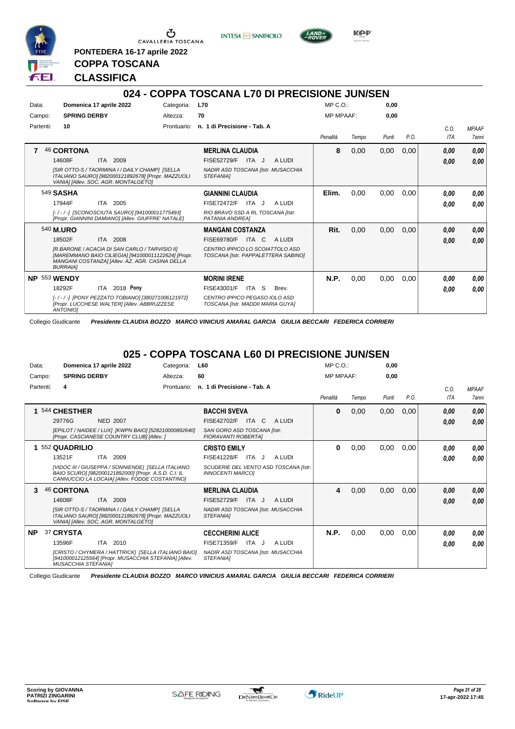PONTEDERA 16-17 aprile 2022

**COPPA TOSCANA**

**CLASSIFICA**

## 024 - COPPA TOSCANA L70 DI PRECISIONE JUN/SEN

| | | | |
|---|---|---|---|
| Data: | **Domenica 17 aprile 2022** | Categoria: | **L70** |
| Campo: | **SPRING DERBY** | Altezza: | **70** |
| Partenti: | **10** | Prontuario: | **n. 1 di Precisione - Tab. A** |

MP C.O.: **0,00**
MP MPAAF: **0,00**

| Cl. | N. | Cavallo | Cavaliere | Penalità | Tempo | Punti | P.O. | C.O. ITA | MPAAF 7anni |
|---|---|---|---|---|---|---|---|---|---|
| 7 | 46 | **CORTONA** 14608F ITA 2009 *[SIR OTTO-S / TAORMINA I / DAILY CHAMP] [SELLA ITALIANO SAURO] [982000121892678] [Propr. MAZZUOLI VANIA] [Allev. SOC. AGR. MONTALGETO]* | **MERLINA CLAUDIA** FISE52729/F ITA J A LUDI *NADIR ASD TOSCANA [Istr. MUSACCHIA STEFANIA]* | **8** | 0,00 | 0,00 | 0,00 | **0,00** **0,00** | **0,00** **0,00** |
| | 549 | **SASHA** 17944F ITA 2005 *[- / - / -] [SCONOSCIUTA SAURO] [941000011775493] [Propr. GIANNINI DAMIANO] [Allev. GIUFFRE' NATALE]* | **GIANNINI CLAUDIA** FISE72472/F ITA J A LUDI *RIO BRAVO SSD A RL TOSCANA [Istr. PATANIA ANDREA]* | **Elim.** | 0,00 | 0,00 | 0,00 | **0,00** **0,00** | **0,00** **0,00** |
| | 540 | **M.URO** 18502F ITA 2008 *[R.BARONE / ACACIA DI SAN CARLO / TARVISIO II] [MAREMMANO BAIO CILIEGIA] [941000011122624] [Propr. MANGANI COSTANZA] [Allev. AZ. AGR. CASINA DELLA BURRAIA]* | **MANGANI COSTANZA** FISE69780/F ITA C A LUDI *CENTRO IPPICO LO SCOIATTOLO ASD TOSCANA [Istr. PAPPALETTERA SABINO]* | **Rit.** | 0,00 | 0,00 | 0,00 | **0,00** **0,00** | **0,00** **0,00** |
| NP | 553 | **WENDY** 18292F ITA 2018 **Pony** *[- / - / -] [PONY PEZZATO TOBIANO] [380271006121972] [Propr. LUCCHESE WALTER] [Allev. ABBRUZZESE ANTONIO]* | **MORINI IRENE** FISE43001/F ITA S Brev. *CENTRO IPPICO PEGASO IOLO ASD TOSCANA [Istr. MADDII MARIA GUYA]* | **N.P.** | 0,00 | 0,00 | 0,00 | **0,00** **0,00** | **0,00** **0,00** |

Collegio Giudicante *Presidente CLAUDIA BOZZO MARCO VINICIUS AMARAL GARCIA GIULIA BECCARI FEDERICA CORRIERI*

## 025 - COPPA TOSCANA L60 DI PRECISIONE JUN/SEN

| | | | |
|---|---|---|---|
| Data: | **Domenica 17 aprile 2022** | Categoria: | **L60** |
| Campo: | **SPRING DERBY** | Altezza: | **60** |
| Partenti: | **4** | Prontuario: | **n. 1 di Precisione - Tab. A** |

MP C.O.: **0,00**
MP MPAAF: **0,00**

| Cl. | N. | Cavallo | Cavaliere | Penalità | Tempo | Punti | P.O. | C.O. ITA | MPAAF 7anni |
|---|---|---|---|---|---|---|---|---|---|
| 1 | 544 | **CHESTHER** 29776G NED 2007 *[EPILOT / NAIDEE / LUX] [KWPN BAIO] [528210000892640] [Propr. CASCIANESE COUNTRY CLUB] [Allev. ]* | **BACCHI SVEVA** FISE42702/F ITA C A LUDI *SAN GORO ASD TOSCANA [Istr. FIORAVANTI ROBERTA]* | **0** | 0,00 | 0,00 | 0,00 | **0,00** **0,00** | **0,00** **0,00** |
| 1 | 552 | **QUADRILIO** 13521F ITA 2009 *[VIDOC III / GIUSEPPA / SONNIENDE] [SELLA ITALIANO BAIO SCURO] [982000121892000] [Propr. A.S.D. C.I. IL CANNUCCIO LA LOCAIA] [Allev. FODDE COSTANTINO]* | **CRISTO EMILY** FISE41228/F ITA J A LUDI *SCUDERIE DEL VENTO ASD TOSCANA [Istr. INNOCENTI MARCO]* | **0** | 0,00 | 0,00 | 0,00 | **0,00** **0,00** | **0,00** **0,00** |
| 3 | 46 | **CORTONA** 14608F ITA 2009 *[SIR OTTO-S / TAORMINA I / DAILY CHAMP] [SELLA ITALIANO SAURO] [982000121892678] [Propr. MAZZUOLI VANIA] [Allev. SOC. AGR. MONTALGETO]* | **MERLINA CLAUDIA** FISE52729/F ITA J A LUDI *NADIR ASD TOSCANA [Istr. MUSACCHIA STEFANIA]* | **4** | 0,00 | 0,00 | 0,00 | **0,00** **0,00** | **0,00** **0,00** |
| NP | 37 | **CRYSTA** 13596F ITA 2010 *[CRISTO / CHYMERA / HATTRICK] [SELLA ITALIANO BAIO] [941000012125564] [Propr. MUSACCHIA STEFANIA] [Allev. MUSACCHIA STEFANIA]* | **CECCHERINI ALICE** FISE71359/F ITA J A LUDI *NADIR ASD TOSCANA [Istr. MUSACCHIA STEFANIA]* | **N.P.** | 0,00 | 0,00 | 0,00 | **0,00** **0,00** | **0,00** **0,00** |

Collegio Giudicante *Presidente CLAUDIA BOZZO MARCO VINICIUS AMARAL GARCIA GIULIA BECCARI FEDERICA CORRIERI*

Scoring by GIOVANNA PATRIZI ZINGARINI
Software by FISE

17-apr-2022 17:45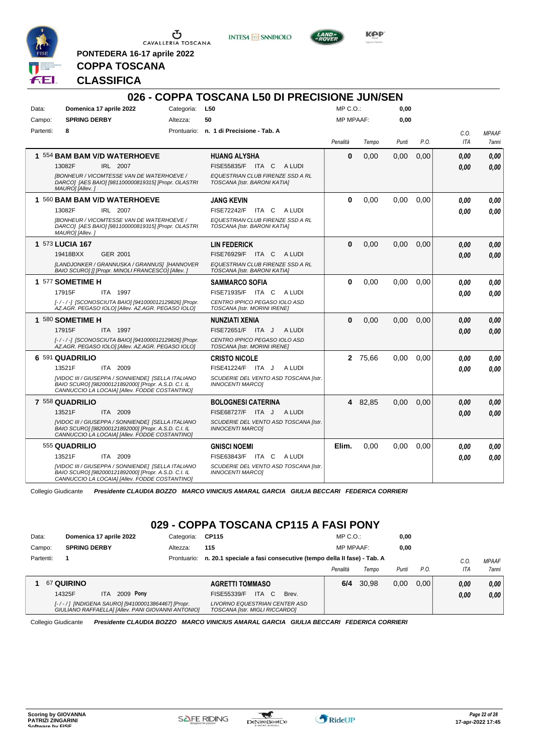PONTEDERA 16-17 aprile 2022

# COPPA TOSCANA

## CLASSIFICA

## 026 - COPPA TOSCANA L50 DI PRECISIONE JUN/SEN

Data: **Domenica 17 aprile 2022** Categoria: **L50** MP C.O.: **0,00**
Campo: **SPRING DERBY** Altezza: **50** MP MPAAF: **0,00**
Partenti: **8** Prontuario: **n. 1 di Precisione - Tab. A**

| Pos. | Cavallo | Cavaliere | Penalità | Tempo | Punti | P.O. | C.O. ITA | MPAAF 7anni |
|---|---|---|---|---|---|---|---|---|
| 1 | 554 **BAM BAM V/D WATERHOEVE** 13082F IRL 2007 *[BONHEUR / VICOMTESSE VAN DE WATERHOEVE / DARCO] [AES BAIO] [981100000819315] [Propr. OLASTRI MAURO] [Allev. ]* | **HUANG ALYSHA** FISE55835/F ITA C A LUDI *EQUESTRIAN CLUB FIRENZE SSD A RL TOSCANA [Istr. BARONI KATIA]* | 0 | 0,00 | 0,00 | 0,00 | 0,00 / 0,00 | 0,00 / 0,00 |
| 1 | 560 **BAM BAM V/D WATERHOEVE** 13082F IRL 2007 *[BONHEUR / VICOMTESSE VAN DE WATERHOEVE / DARCO] [AES BAIO] [981100000819315] [Propr. OLASTRI MAURO] [Allev. ]* | **JANG KEVIN** FISE72242/F ITA C A LUDI *EQUESTRIAN CLUB FIRENZE SSD A RL TOSCANA [Istr. BARONI KATIA]* | 0 | 0,00 | 0,00 | 0,00 | 0,00 / 0,00 | 0,00 / 0,00 |
| 1 | 573 **LUCIA 167** 19418BXX GER 2001 *[LANDJONKER / GRANNUSKA / GRANNUS] [HANNOVER BAIO SCURO] [] [Propr. MINOLI FRANCESCO] [Allev. ]* | **LIN FEDERICK** FISE76929/F ITA C A LUDI *EQUESTRIAN CLUB FIRENZE SSD A RL TOSCANA [Istr. BARONI KATIA]* | 0 | 0,00 | 0,00 | 0,00 | 0,00 / 0,00 | 0,00 / 0,00 |
| 1 | 577 **SOMETIME H** 17915F ITA 1997 *[-/-/-] [SCONOSCIUTA BAIO] [941000012129826] [Propr. AZ.AGR. PEGASO IOLO] [Allev. AZ.AGR. PEGASO IOLO]* | **SAMMARCO SOFIA** FISE71935/F ITA C A LUDI *CENTRO IPPICO PEGASO IOLO ASD TOSCANA [Istr. MORINI IRENE]* | 0 | 0,00 | 0,00 | 0,00 | 0,00 / 0,00 | 0,00 / 0,00 |
| 1 | 580 **SOMETIME H** 17915F ITA 1997 *[-/-/-] [SCONOSCIUTA BAIO] [941000012129826] [Propr. AZ.AGR. PEGASO IOLO] [Allev. AZ.AGR. PEGASO IOLO]* | **NUNZIATI XENIA** FISE72651/F ITA J A LUDI *CENTRO IPPICO PEGASO IOLO ASD TOSCANA [Istr. MORINI IRENE]* | 0 | 0,00 | 0,00 | 0,00 | 0,00 / 0,00 | 0,00 / 0,00 |
| 6 | 591 **QUADRILIO** 13521F ITA 2009 *[VIDOC III / GIUSEPPA / SONNIENDE] [SELLA ITALIANO BAIO SCURO] [982000121892000] [Propr. A.S.D. C.I. IL CANNUCCIO LA LOCAIA] [Allev. FODDE COSTANTINO]* | **CRISTO NICOLE** FISE41224/F ITA J A LUDI *SCUDERIE DEL VENTO ASD TOSCANA [Istr. INNOCENTI MARCO]* | 2 | 75,66 | 0,00 | 0,00 | 0,00 / 0,00 | 0,00 / 0,00 |
| 7 | 558 **QUADRILIO** 13521F ITA 2009 *[VIDOC III / GIUSEPPA / SONNIENDE] [SELLA ITALIANO BAIO SCURO] [982000121892000] [Propr. A.S.D. C.I. IL CANNUCCIO LA LOCAIA] [Allev. FODDE COSTANTINO]* | **BOLOGNESI CATERINA** FISE68727/F ITA J A LUDI *SCUDERIE DEL VENTO ASD TOSCANA [Istr. INNOCENTI MARCO]* | 4 | 82,85 | 0,00 | 0,00 | 0,00 / 0,00 | 0,00 / 0,00 |
| | 555 **QUADRILIO** 13521F ITA 2009 *[VIDOC III / GIUSEPPA / SONNIENDE] [SELLA ITALIANO BAIO SCURO] [982000121892000] [Propr. A.S.D. C.I. IL CANNUCCIO LA LOCAIA] [Allev. FODDE COSTANTINO]* | **GNISCI NOEMI** FISE63843/F ITA C A LUDI *SCUDERIE DEL VENTO ASD TOSCANA [Istr. INNOCENTI MARCO]* | Elim. | 0,00 | 0,00 | 0,00 | 0,00 / 0,00 | 0,00 / 0,00 |

Collegio Giudicante *Presidente CLAUDIA BOZZO MARCO VINICIUS AMARAL GARCIA GIULIA BECCARI FEDERICA CORRIERI*

## 029 - COPPA TOSCANA CP115 A FASI PONY

Data: **Domenica 17 aprile 2022** Categoria: **CP115** MP C.O.: **0,00**
Campo: **SPRING DERBY** Altezza: **115** MP MPAAF: **0,00**
Partenti: **1** Prontuario: **n. 20.1 speciale a fasi consecutive (tempo della II fase) - Tab. A**

| Pos. | Cavallo | Cavaliere | Penalità | Tempo | Punti | P.O. | C.O. ITA | MPAAF 7anni |
|---|---|---|---|---|---|---|---|---|
| 1 | 67 **QUIRINO** 14325F ITA 2009 **Pony** *[-/-/] [INDIGENA SAURO] [941000013864467] [Propr. GIULIANO RAFFAELLA] [Allev. PANI GIOVANNI ANTONIO]* | **AGRETTI TOMMASO** FISE55339/F ITA C Brev. *LIVORNO EQUESTRIAN CENTER ASD TOSCANA [Istr. MIGLI RICCARDO]* | 6/4 | 30,98 | 0,00 | 0,00 | 0,00 / 0,00 | 0,00 / 0,00 |

Collegio Giudicante *Presidente CLAUDIA BOZZO MARCO VINICIUS AMARAL GARCIA GIULIA BECCARI FEDERICA CORRIERI*

Scoring by GIOVANNA PATRIZI ZINGARINI
Software by FISE

17-apr-2022 17:45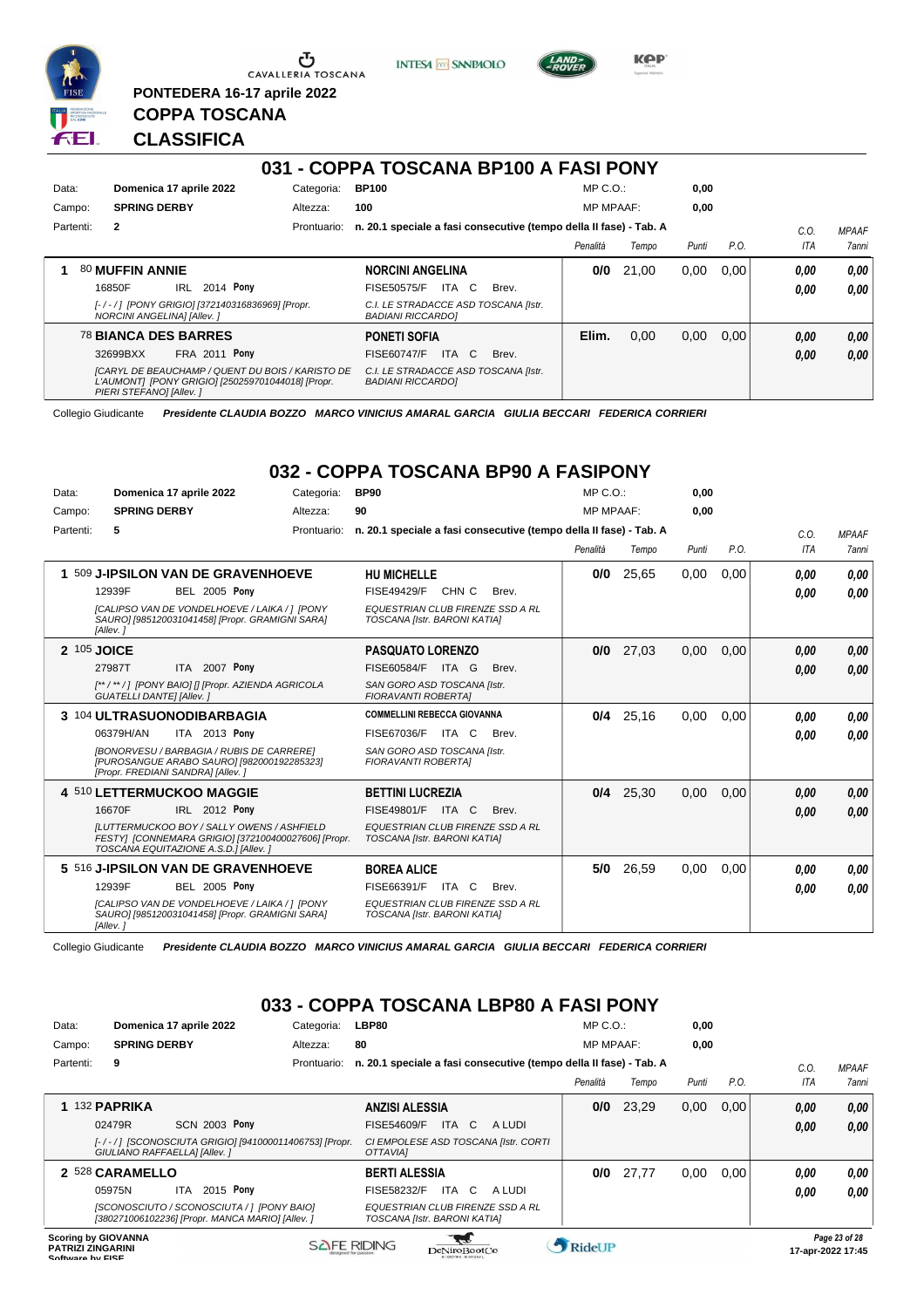PONTEDERA 16-17 aprile 2022

# COPPA TOSCANA

# CLASSIFICA

## 031 - COPPA TOSCANA BP100 A FASI PONY

Data: **Domenica 17 aprile 2022** Categoria: **BP100** MP C.O.: **0,00**
Campo: **SPRING DERBY** Altezza: **100** MP MPAAF: **0,00**
Partenti: **2** Prontuario: **n. 20.1 speciale a fasi consecutive (tempo della II fase) - Tab. A**

| Pos. | Cavallo | Cavaliere | Penalità | Tempo | Punti | P.O. | C.O. ITA | MPAAF 7anni |
|---|---|---|---|---|---|---|---|---|
| 1 | 80 **MUFFIN ANNIE** 16850F IRL 2014 **Pony** *[-/-/] [PONY GRIGIO] [372140316836969] [Propr. NORCINI ANGELINA] [Allev. ]* | **NORCINI ANGELINA** FISE50575/F ITA C Brev. *C.I. LE STRADACCE ASD TOSCANA [Istr. BADIANI RICCARDO]* | **0/0** | 21,00 | 0,00 | 0,00 | ***0,00*** ***0,00*** | ***0,00*** ***0,00*** |
| | 78 **BIANCA DES BARRES** 32699BXX FRA 2011 **Pony** *[CARYL DE BEAUCHAMP / QUENT DU BOIS / KARISTO DE L'AUMONT] [PONY GRIGIO] [250259701044018] [Propr. PIERI STEFANO] [Allev. ]* | **PONETI SOFIA** FISE60747/F ITA C Brev. *C.I. LE STRADACCE ASD TOSCANA [Istr. BADIANI RICCARDO]* | **Elim.** | 0,00 | 0,00 | 0,00 | ***0,00*** ***0,00*** | ***0,00*** ***0,00*** |

Collegio Giudicante ***Presidente CLAUDIA BOZZO MARCO VINICIUS AMARAL GARCIA GIULIA BECCARI FEDERICA CORRIERI***

## 032 - COPPA TOSCANA BP90 A FASIPONY

Data: **Domenica 17 aprile 2022** Categoria: **BP90** MP C.O.: **0,00**
Campo: **SPRING DERBY** Altezza: **90** MP MPAAF: **0,00**
Partenti: **5** Prontuario: **n. 20.1 speciale a fasi consecutive (tempo della II fase) - Tab. A**

| Pos. | Cavallo | Cavaliere | Penalità | Tempo | Punti | P.O. | C.O. ITA | MPAAF 7anni |
|---|---|---|---|---|---|---|---|---|
| 1 | 509 **J-IPSILON VAN DE GRAVENHOEVE** 12939F BEL 2005 **Pony** *[CALIPSO VAN DE VONDELHOEVE / LAIKA / ] [PONY SAURO] [985120031041458] [Propr. GRAMIGNI SARA] [Allev. ]* | **HU MICHELLE** FISE49429/F CHN C Brev. *EQUESTRIAN CLUB FIRENZE SSD A RL TOSCANA [Istr. BARONI KATIA]* | **0/0** | 25,65 | 0,00 | 0,00 | ***0,00*** ***0,00*** | ***0,00*** ***0,00*** |
| 2 | 105 **JOICE** 27987T ITA 2007 **Pony** *[** / ** / ] [PONY BAIO] [] [Propr. AZIENDA AGRICOLA GUATELLI DANTE] [Allev. ]* | **PASQUATO LORENZO** FISE60584/F ITA G Brev. *SAN GORO ASD TOSCANA [Istr. FIORAVANTI ROBERTA]* | **0/0** | 27,03 | 0,00 | 0,00 | ***0,00*** ***0,00*** | ***0,00*** ***0,00*** |
| 3 | 104 **ULTRASUONODIBARBAGIA** 06379H/AN ITA 2013 **Pony** *[BONORVESU / BARBAGIA / RUBIS DE CARRERE] [PUROSANGUE ARABO SAURO] [982000192285323] [Propr. FREDIANI SANDRA] [Allev. ]* | **COMMELLINI REBECCA GIOVANNA** FISE67036/F ITA C Brev. *SAN GORO ASD TOSCANA [Istr. FIORAVANTI ROBERTA]* | **0/4** | 25,16 | 0,00 | 0,00 | ***0,00*** ***0,00*** | ***0,00*** ***0,00*** |
| 4 | 510 **LETTERMUCKOO MAGGIE** 16670F IRL 2012 **Pony** *[LUTTERMUCKOO BOY / SALLY OWENS / ASHFIELD FESTY] [CONNEMARA GRIGIO] [372100400027606] [Propr. TOSCANA EQUITAZIONE A.S.D.] [Allev. ]* | **BETTINI LUCREZIA** FISE49801/F ITA C Brev. *EQUESTRIAN CLUB FIRENZE SSD A RL TOSCANA [Istr. BARONI KATIA]* | **0/4** | 25,30 | 0,00 | 0,00 | ***0,00*** ***0,00*** | ***0,00*** ***0,00*** |
| 5 | 516 **J-IPSILON VAN DE GRAVENHOEVE** 12939F BEL 2005 **Pony** *[CALIPSO VAN DE VONDELHOEVE / LAIKA / ] [PONY SAURO] [985120031041458] [Propr. GRAMIGNI SARA] [Allev. ]* | **BOREA ALICE** FISE66391/F ITA C Brev. *EQUESTRIAN CLUB FIRENZE SSD A RL TOSCANA [Istr. BARONI KATIA]* | **5/0** | 26,59 | 0,00 | 0,00 | ***0,00*** ***0,00*** | ***0,00*** ***0,00*** |

Collegio Giudicante ***Presidente CLAUDIA BOZZO MARCO VINICIUS AMARAL GARCIA GIULIA BECCARI FEDERICA CORRIERI***

## 033 - COPPA TOSCANA LBP80 A FASI PONY

Data: **Domenica 17 aprile 2022** Categoria: **LBP80** MP C.O.: **0,00**
Campo: **SPRING DERBY** Altezza: **80** MP MPAAF: **0,00**
Partenti: **9** Prontuario: **n. 20.1 speciale a fasi consecutive (tempo della II fase) - Tab. A**

| Pos. | Cavallo | Cavaliere | Penalità | Tempo | Punti | P.O. | C.O. ITA | MPAAF 7anni |
|---|---|---|---|---|---|---|---|---|
| 1 | 132 **PAPRIKA** 02479R SCN 2003 **Pony** *[-/-/] [SCONOSCIUTA GRIGIO] [941000114406753] [Propr. GIULIANO RAFFAELLA] [Allev. ]* | **ANZISI ALESSIA** FISE54609/F ITA C A LUDI *CI EMPOLESE ASD TOSCANA [Istr. CORTI OTTAVIA]* | **0/0** | 23,29 | 0,00 | 0,00 | ***0,00*** ***0,00*** | ***0,00*** ***0,00*** |
| 2 | 528 **CARAMELLO** 05975N ITA 2015 **Pony** *[SCONOSCIUTO / SCONOSCIUTA / ] [PONY BAIO] [380271006102236] [Propr. MANCA MARIO] [Allev. ]* | **BERTI ALESSIA** FISE58232/F ITA C A LUDI *EQUESTRIAN CLUB FIRENZE SSD A RL TOSCANA [Istr. BARONI KATIA]* | **0/0** | 27,77 | 0,00 | 0,00 | ***0,00*** ***0,00*** | ***0,00*** ***0,00*** |

Scoring by GIOVANNA PATRIZI ZINGARINI
Software by FISE

17-apr-2022 17:45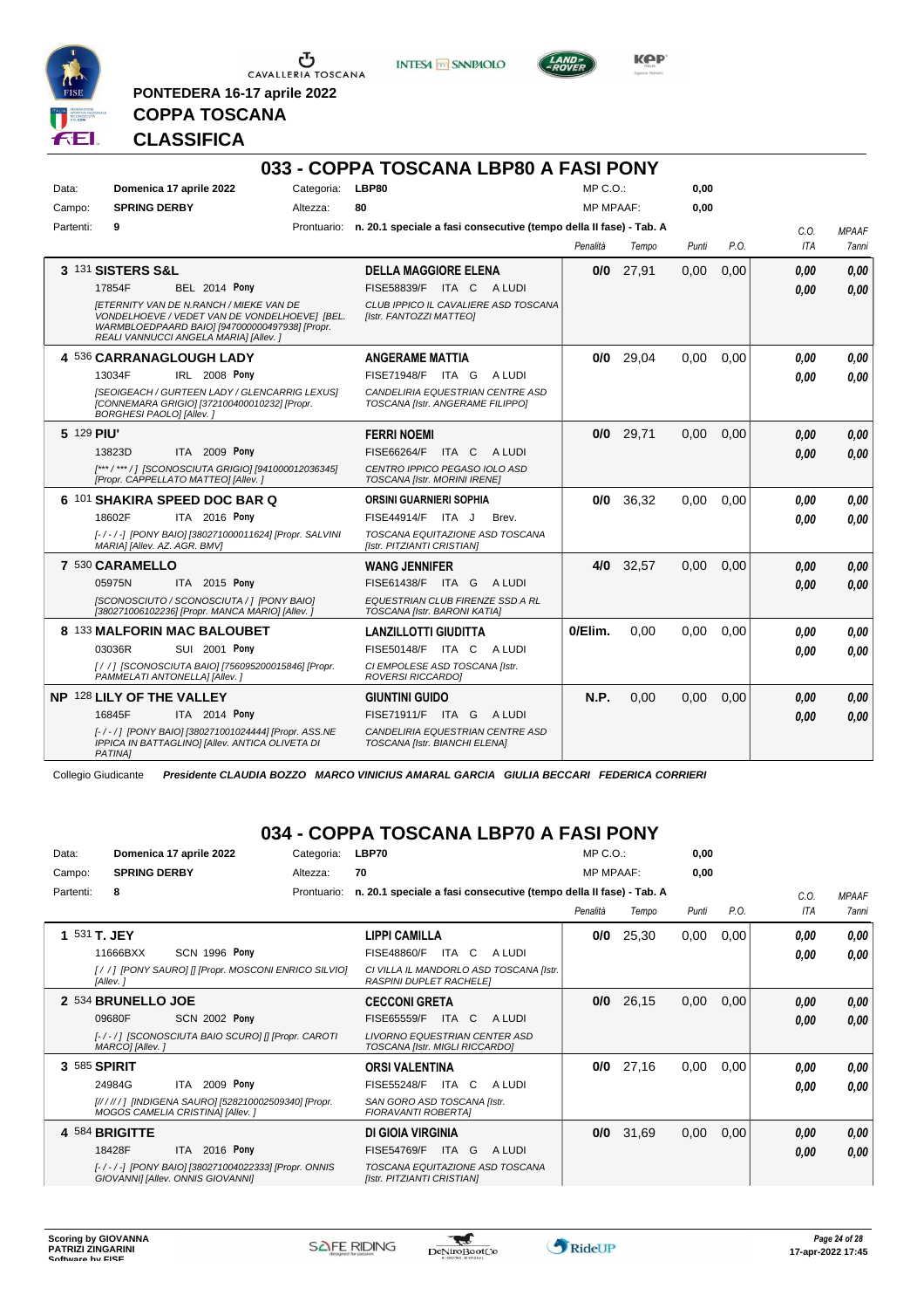PONTEDERA 16-17 aprile 2022

# COPPA TOSCANA

## CLASSIFICA

## 033 - COPPA TOSCANA LBP80 A FASI PONY

| | | | | | |
|---|---|---|---|---|---|
| Data: | Domenica 17 aprile 2022 | Categoria: | LBP80 | MP C.O.: | 0,00 |
| Campo: | SPRING DERBY | Altezza: | 80 | MP MPAAF: | 0,00 |
| Partenti: | 9 | Prontuario: | n. 20.1 speciale a fasi consecutive (tempo della II fase) - Tab. A | | |

| Pos. | Cavallo | Cavaliere | Penalità | Tempo | Punti | P.O. | C.O. ITA | MPAAF 7anni |
|---|---|---|---|---|---|---|---|---|
| 3 | 131 **SISTERS S&L** 17854F BEL 2014 Pony *[ETERNITY VAN DE N.RANCH / MIEKE VAN DE VONDELHOEVE / VEDET VAN DE VONDELHOEVE] [BEL. WARMBLOEDPAARD BAIO] [947000000497938] [Propr. REALI VANNUCCI ANGELA MARIA] [Allev. ]* | **DELLA MAGGIORE ELENA** FISE58839/F ITA C A LUDI *CLUB IPPICO IL CAVALIERE ASD TOSCANA [Istr. FANTOZZI MATTEO]* | 0/0 | 27,91 | 0,00 | 0,00 | 0,00 / 0,00 | 0,00 / 0,00 |
| 4 | 536 **CARRANAGLOUGH LADY** 13034F IRL 2008 Pony *[SEOIGEACH / GURTEEN LADY / CLEGGAN LEXUS] [CONNEMARA GRIGIO] [372100400010232] [Propr. BORGHESI PAOLO] [Allev. ]* | **ANGERAME MATTIA** FISE71948/F ITA G A LUDI *CANDELIRIA EQUESTRIAN CENTRE ASD TOSCANA [Istr. ANGERAME FILIPPO]* | 0/0 | 29,04 | 0,00 | 0,00 | 0,00 / 0,00 | 0,00 / 0,00 |
| 5 | 129 **PIU'** 13823D ITA 2009 Pony *[*** / *** / ] [SCONOSCIUTA GRIGIO] [941000012036345] [Propr. CAPPELLATO MATTEO] [Allev. ]* | **FERRI NOEMI** FISE66264/F ITA C A LUDI *CENTRO IPPICO PEGASO IOLO ASD TOSCANA [Istr. MORINI IRENE]* | 0/0 | 29,71 | 0,00 | 0,00 | 0,00 / 0,00 | 0,00 / 0,00 |
| 6 | 101 **SHAKIRA SPEED DOC BAR Q** 18602F ITA 2016 Pony *[-/-/-] [PONY BAIO] [380271000011624] [Propr. SALVINI MARIA] [Allev. AZ. AGR. BMV]* | **ORSINI GUARNIERI SOPHIA** FISE44914/F ITA J Brev. *TOSCANA EQUITAZIONE ASD TOSCANA [Istr. PITZIANTI CRISTIAN]* | 0/0 | 36,32 | 0,00 | 0,00 | 0,00 / 0,00 | 0,00 / 0,00 |
| 7 | 530 **CARAMELLO** 05975N ITA 2015 Pony *[SCONOSCIUTO / SCONOSCIUTA / ] [PONY BAIO] [380271006102236] [Propr. MANCA MARIO] [Allev. ]* | **WANG JENNIFER** FISE61438/F ITA G A LUDI *EQUESTRIAN CLUB FIRENZE SSD A RL TOSCANA [Istr. BARONI KATIA]* | 4/0 | 32,57 | 0,00 | 0,00 | 0,00 / 0,00 | 0,00 / 0,00 |
| 8 | 133 **MALFORIN MAC BALOUBET** 03036R SUI 2001 Pony *[ / / ] [SCONOSCIUTA BAIO] [756095200015846] [Propr. PAMMELATI ANTONELLA] [Allev. ]* | **LANZILLOTTI GIUDITTA** FISE50148/F ITA C A LUDI *CI EMPOLESE ASD TOSCANA [Istr. ROVERSI RICCARDO]* | 0/Elim. | 0,00 | 0,00 | 0,00 | 0,00 / 0,00 | 0,00 / 0,00 |
| NP | 128 **LILY OF THE VALLEY** 16845F ITA 2014 Pony *[-/-/] [PONY BAIO] [380271001024444] [Propr. ASS.NE IPPICA IN BATTAGLINO] [Allev. ANTICA OLIVETA DI PATINA]* | **GIUNTINI GUIDO** FISE71911/F ITA G A LUDI *CANDELIRIA EQUESTRIAN CENTRE ASD TOSCANA [Istr. BIANCHI ELENA]* | N.P. | 0,00 | 0,00 | 0,00 | 0,00 / 0,00 | 0,00 / 0,00 |

Collegio Giudicante *Presidente CLAUDIA BOZZO MARCO VINICIUS AMARAL GARCIA GIULIA BECCARI FEDERICA CORRIERI*

## 034 - COPPA TOSCANA LBP70 A FASI PONY

| | | | | | |
|---|---|---|---|---|---|
| Data: | Domenica 17 aprile 2022 | Categoria: | LBP70 | MP C.O.: | 0,00 |
| Campo: | SPRING DERBY | Altezza: | 70 | MP MPAAF: | 0,00 |
| Partenti: | 8 | Prontuario: | n. 20.1 speciale a fasi consecutive (tempo della II fase) - Tab. A | | |

| Pos. | Cavallo | Cavaliere | Penalità | Tempo | Punti | P.O. | C.O. ITA | MPAAF 7anni |
|---|---|---|---|---|---|---|---|---|
| 1 | 531 **T. JEY** 11666BXX SCN 1996 Pony *[ / / ] [PONY SAURO] [] [Propr. MOSCONI ENRICO SILVIO] [Allev. ]* | **LIPPI CAMILLA** FISE48860/F ITA C A LUDI *CI VILLA IL MANDORLO ASD TOSCANA [Istr. RASPINI DUPLET RACHELE]* | 0/0 | 25,30 | 0,00 | 0,00 | 0,00 / 0,00 | 0,00 / 0,00 |
| 2 | 534 **BRUNELLO JOE** 09680F SCN 2002 Pony *[-/-/] [SCONOSCIUTA BAIO SCURO] [] [Propr. CAROTI MARCO] [Allev. ]* | **CECCONI GRETA** FISE65559/F ITA C A LUDI *LIVORNO EQUESTRIAN CENTER ASD TOSCANA [Istr. MIGLI RICCARDO]* | 0/0 | 26,15 | 0,00 | 0,00 | 0,00 / 0,00 | 0,00 / 0,00 |
| 3 | 585 **SPIRIT** 24984G ITA 2009 Pony *[// / // / ] [INDIGENA SAURO] [528210002509340] [Propr. MOGOS CAMELIA CRISTINA] [Allev. ]* | **ORSI VALENTINA** FISE55248/F ITA C A LUDI *SAN GORO ASD TOSCANA [Istr. FIORAVANTI ROBERTA]* | 0/0 | 27,16 | 0,00 | 0,00 | 0,00 / 0,00 | 0,00 / 0,00 |
| 4 | 584 **BRIGITTE** 18428F ITA 2016 Pony *[-/-/-] [PONY BAIO] [380271004022333] [Propr. ONNIS GIOVANNI] [Allev. ONNIS GIOVANNI]* | **DI GIOIA VIRGINIA** FISE54769/F ITA G A LUDI *TOSCANA EQUITAZIONE ASD TOSCANA [Istr. PITZIANTI CRISTIAN]* | 0/0 | 31,69 | 0,00 | 0,00 | 0,00 / 0,00 | 0,00 / 0,00 |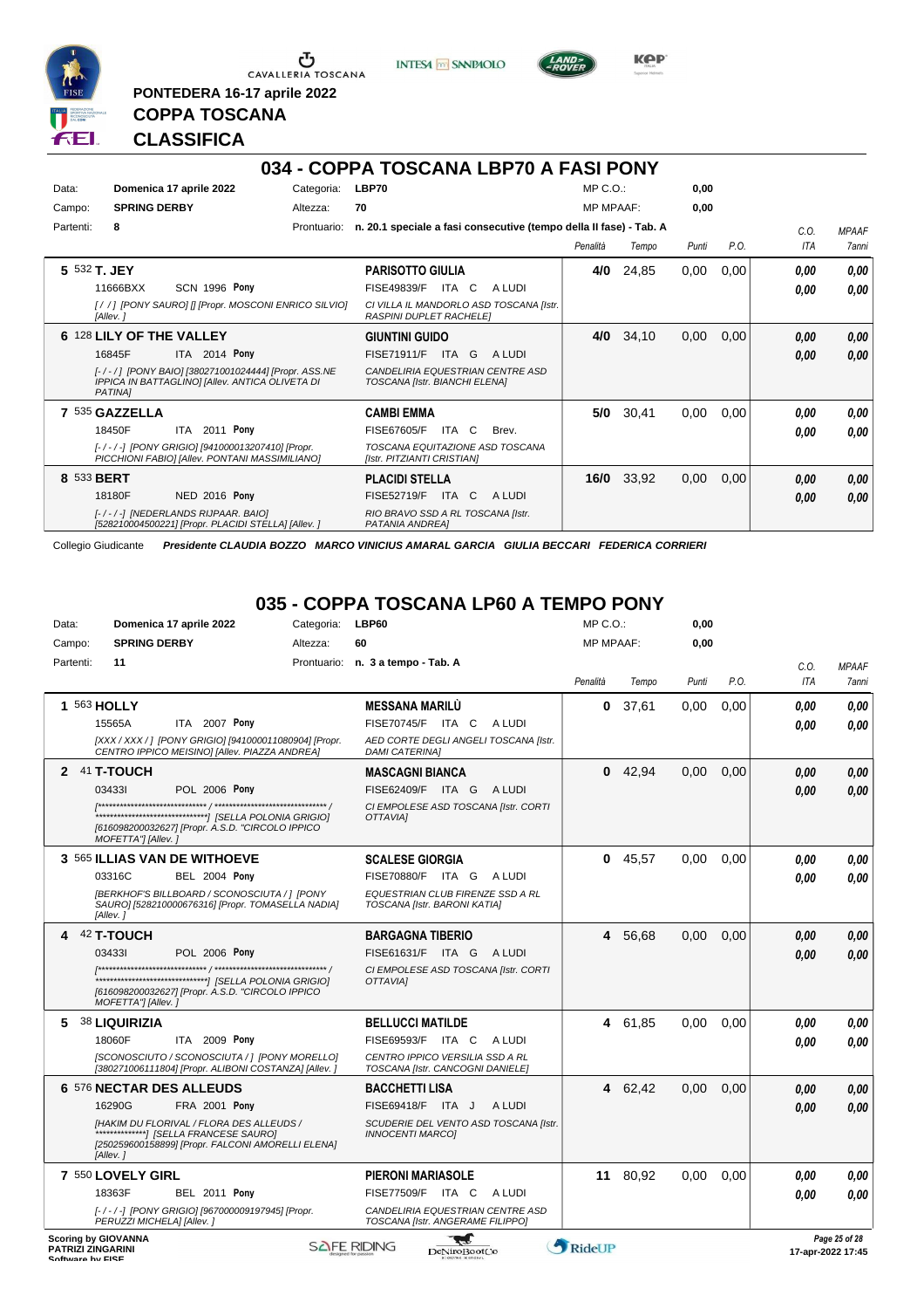PONTEDERA 16-17 aprile 2022

**COPPA TOSCANA**

**CLASSIFICA**

## 034 - COPPA TOSCANA LBP70 A FASI PONY

| | | | | | |
|---|---|---|---|---|---|
| Data: | **Domenica 17 aprile 2022** | Categoria: | **LBP70** | MP C.O.: | **0,00** |
| Campo: | **SPRING DERBY** | Altezza: | **70** | MP MPAAF: | **0,00** |
| Partenti: | **8** | Prontuario: | **n. 20.1 speciale a fasi consecutive (tempo della II fase) - Tab. A** | | |

| Cl. | Cavallo | Cavaliere | Penalità | Tempo | Punti | P.O. | C.O. ITA | MPAAF 7anni |
|---|---|---|---|---|---|---|---|---|
| 5 | 532 **T. JEY** 11666BXX SCN 1996 **Pony** *[/ / ] [PONY SAURO] [] [Propr. MOSCONI ENRICO SILVIO] [Allev. ]* | **PARISOTTO GIULIA** FISE49839/F ITA C A LUDI *CI VILLA IL MANDORLO ASD TOSCANA [Istr. RASPINI DUPLET RACHELE]* | **4/0** | 24,85 | 0,00 | 0,00 | **0,00** / **0,00** | **0,00** / **0,00** |
| 6 | 128 **LILY OF THE VALLEY** 16845F ITA 2014 **Pony** *[-/-/] [PONY BAIO] [380271001024444] [Propr. ASS.NE IPPICA IN BATTAGLINO] [Allev. ANTICA OLIVETA DI PATINA]* | **GIUNTINI GUIDO** FISE71911/F ITA G A LUDI *CANDELIRIA EQUESTRIAN CENTRE ASD TOSCANA [Istr. BIANCHI ELENA]* | **4/0** | 34,10 | 0,00 | 0,00 | **0,00** / **0,00** | **0,00** / **0,00** |
| 7 | 535 **GAZZELLA** 18450F ITA 2011 **Pony** *[-/-/-] [PONY GRIGIO] [941000013207410] [Propr. PICCHIONI FABIO] [Allev. PONTANI MASSIMILIANO]* | **CAMBI EMMA** FISE67605/F ITA C Brev. *TOSCANA EQUITAZIONE ASD TOSCANA [Istr. PITZIANTI CRISTIAN]* | **5/0** | 30,41 | 0,00 | 0,00 | **0,00** / **0,00** | **0,00** / **0,00** |
| 8 | 533 **BERT** 18180F NED 2016 **Pony** *[-/-/-] [NEDERLANDS RIJPAAR. BAIO] [528210004500221] [Propr. PLACIDI STELLA] [Allev. ]* | **PLACIDI STELLA** FISE52719/F ITA C A LUDI *RIO BRAVO SSD A RL TOSCANA [Istr. PATANIA ANDREA]* | **16/0** | 33,92 | 0,00 | 0,00 | **0,00** / **0,00** | **0,00** / **0,00** |

Collegio Giudicante *Presidente CLAUDIA BOZZO MARCO VINICIUS AMARAL GARCIA GIULIA BECCARI FEDERICA CORRIERI*

## 035 - COPPA TOSCANA LP60 A TEMPO PONY

| | | | | | |
|---|---|---|---|---|---|
| Data: | **Domenica 17 aprile 2022** | Categoria: | **LBP60** | MP C.O.: | **0,00** |
| Campo: | **SPRING DERBY** | Altezza: | **60** | MP MPAAF: | **0,00** |
| Partenti: | **11** | Prontuario: | **n. 3 a tempo - Tab. A** | | |

| Cl. | Cavallo | Cavaliere | Penalità | Tempo | Punti | P.O. | C.O. ITA | MPAAF 7anni |
|---|---|---|---|---|---|---|---|---|
| 1 | 563 **HOLLY** 15565A ITA 2007 **Pony** *[XXX / XXX / ] [PONY GRIGIO] [941000011080904] [Propr. CENTRO IPPICO MEISINO] [Allev. PIAZZA ANDREA]* | **MESSANA MARILÙ** FISE70745/F ITA C A LUDI *AED CORTE DEGLI ANGELI TOSCANA [Istr. DAMI CATERINA]* | **0** | 37,61 | 0,00 | 0,00 | **0,00** / **0,00** | **0,00** / **0,00** |
| 2 | 41 **T-TOUCH** 03433I POL 2006 **Pony** *[****************************** / ****************************** / ******************************] [SELLA POLONIA GRIGIO] [616098200032627] [Propr. A.S.D. "CIRCOLO IPPICO MOFETTA"] [Allev. ]* | **MASCAGNI BIANCA** FISE62409/F ITA G A LUDI *CI EMPOLESE ASD TOSCANA [Istr. CORTI OTTAVIA]* | **0** | 42,94 | 0,00 | 0,00 | **0,00** / **0,00** | **0,00** / **0,00** |
| 3 | 565 **ILLIAS VAN DE WITHOEVE** 03316C BEL 2004 **Pony** *[BERKHOF'S BILLBOARD / SCONOSCIUTA / ] [PONY SAURO] [528210000676316] [Propr. TOMASELLA NADIA] [Allev. ]* | **SCALESE GIORGIA** FISE70880/F ITA G A LUDI *EQUESTRIAN CLUB FIRENZE SSD A RL TOSCANA [Istr. BARONI KATIA]* | **0** | 45,57 | 0,00 | 0,00 | **0,00** / **0,00** | **0,00** / **0,00** |
| 4 | 42 **T-TOUCH** 03433I POL 2006 **Pony** *[****************************** / ****************************** / ******************************] [SELLA POLONIA GRIGIO] [616098200032627] [Propr. A.S.D. "CIRCOLO IPPICO MOFETTA"] [Allev. ]* | **BARGAGNA TIBERIO** FISE61631/F ITA G A LUDI *CI EMPOLESE ASD TOSCANA [Istr. CORTI OTTAVIA]* | **4** | 56,68 | 0,00 | 0,00 | **0,00** / **0,00** | **0,00** / **0,00** |
| 5 | 38 **LIQUIRIZIA** 18060F ITA 2009 **Pony** *[SCONOSCIUTO / SCONOSCIUTA / ] [PONY MORELLO] [380271006111804] [Propr. ALIBONI COSTANZA] [Allev. ]* | **BELLUCCI MATILDE** FISE69593/F ITA C A LUDI *CENTRO IPPICO VERSILIA SSD A RL TOSCANA [Istr. CANCOGNI DANIELE]* | **4** | 61,85 | 0,00 | 0,00 | **0,00** / **0,00** | **0,00** / **0,00** |
| 6 | 576 **NECTAR DES ALLEUDS** 16290G FRA 2001 **Pony** *[HAKIM DU FLORIVAL / FLORA DES ALLEUDS / **************] [SELLA FRANCESE SAURO] [250259600158899] [Propr. FALCONI AMORELLI ELENA] [Allev. ]* | **BACCHETTI LISA** FISE69418/F ITA J A LUDI *SCUDERIE DEL VENTO ASD TOSCANA [Istr. INNOCENTI MARCO]* | **4** | 62,42 | 0,00 | 0,00 | **0,00** / **0,00** | **0,00** / **0,00** |
| 7 | 550 **LOVELY GIRL** 18363F BEL 2011 **Pony** *[-/-/-] [PONY GRIGIO] [967000009197945] [Propr. PERUZZI MICHELA] [Allev. ]* | **PIERONI MARIASOLE** FISE77509/F ITA C A LUDI *CANDELIRIA EQUESTRIAN CENTRE ASD TOSCANA [Istr. ANGERAME FILIPPO]* | **11** | 80,92 | 0,00 | 0,00 | **0,00** / **0,00** | **0,00** / **0,00** |

Scoring by GIOVANNA PATRIZI ZINGARINI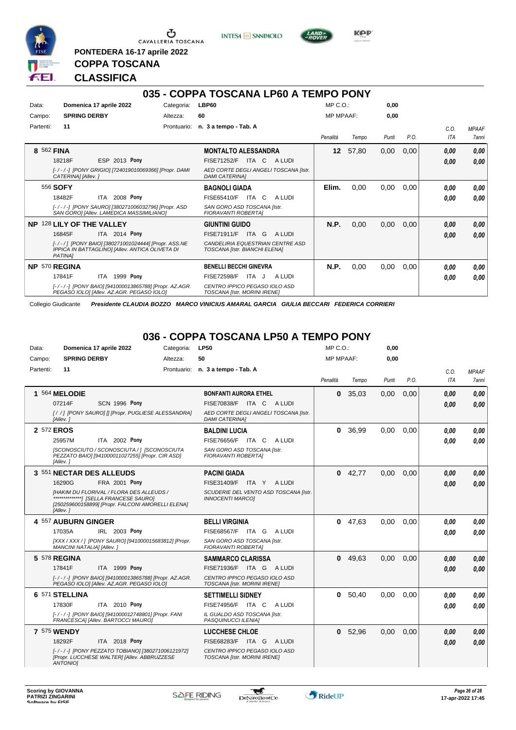PONTEDERA 16-17 aprile 2022

**COPPA TOSCANA**

**CLASSIFICA**

## 035 - COPPA TOSCANA LP60 A TEMPO PONY

| | | | | | |
|---|---|---|---|---|---|
| Data: | **Domenica 17 aprile 2022** | Categoria: | **LBP60** | MP C.O.: | **0,00** |
| Campo: | **SPRING DERBY** | Altezza: | **60** | MP MPAAF: | **0,00** |
| Partenti: | **11** | Prontuario: | **n. 3 a tempo - Tab. A** | | |

| Cl. | Cavallo | Cavaliere | Penalità | Tempo | Punti | P.O. | C.O. ITA | MPAAF 7anni |
|---|---|---|---|---|---|---|---|---|
| 8 | **562 FINA** 18218F ESP 2013 **Pony** *[-/-/-] [PONY GRIGIO] [724019010069366] [Propr. DAMI CATERINA] [Allev. ]* | **MONTALTO ALESSANDRA** FISE71252/F ITA C A LUDI *AED CORTE DEGLI ANGELI TOSCANA [Istr. DAMI CATERINA]* | **12** | 57,80 | 0,00 | 0,00 | **0,00** **0,00** | **0,00** **0,00** |
| | **556 SOFY** 18482F ITA 2008 **Pony** *[-/-/-] [PONY SAURO] [380271006032796] [Propr. ASD SAN GORO] [Allev. LAMEDICA MASSIMILIANO]* | **BAGNOLI GIADA** FISE65410/F ITA C A LUDI *SAN GORO ASD TOSCANA [Istr. FIORAVANTI ROBERTA]* | **Elim.** | 0,00 | 0,00 | 0,00 | **0,00** **0,00** | **0,00** **0,00** |
| NP | **128 LILY OF THE VALLEY** 16845F ITA 2014 **Pony** *[-/-/-] [PONY BAIO] [380271001024444] [Propr. ASS.NE IPPICA IN BATTAGLINO] [Allev. ANTICA OLIVETA DI PATINA]* | **GIUNTINI GUIDO** FISE71911/F ITA G A LUDI *CANDELIRIA EQUESTRIAN CENTRE ASD TOSCANA [Istr. BIANCHI ELENA]* | **N.P.** | 0,00 | 0,00 | 0,00 | **0,00** **0,00** | **0,00** **0,00** |
| NP | **570 REGINA** 17841F ITA 1999 **Pony** *[-/-/-] [PONY BAIO] [941000013865788] [Propr. AZ.AGR. PEGASO IOLO] [Allev. AZ.AGR. PEGASO IOLO]* | **BENELLI BECCHI GINEVRA** FISE72598/F ITA J A LUDI *CENTRO IPPICO PEGASO IOLO ASD TOSCANA [Istr. MORINI IRENE]* | **N.P.** | 0,00 | 0,00 | 0,00 | **0,00** **0,00** | **0,00** **0,00** |

Collegio Giudicante *Presidente CLAUDIA BOZZO MARCO VINICIUS AMARAL GARCIA GIULIA BECCARI FEDERICA CORRIERI*

## 036 - COPPA TOSCANA LP50 A TEMPO PONY

| | | | | | |
|---|---|---|---|---|---|
| Data: | **Domenica 17 aprile 2022** | Categoria: | **LP50** | MP C.O.: | **0,00** |
| Campo: | **SPRING DERBY** | Altezza: | **50** | MP MPAAF: | **0,00** |
| Partenti: | **11** | Prontuario: | **n. 3 a tempo - Tab. A** | | |

| Cl. | Cavallo | Cavaliere | Penalità | Tempo | Punti | P.O. | C.O. ITA | MPAAF 7anni |
|---|---|---|---|---|---|---|---|---|
| 1 | **564 MELODIE** 07214F SCN 1996 **Pony** *[/ / ] [PONY SAURO] [] [Propr. PUGLIESE ALESSANDRA] [Allev. ]* | **BONFANTI AURORA ETHEL** FISE70838/F ITA C A LUDI *AED CORTE DEGLI ANGELI TOSCANA [Istr. DAMI CATERINA]* | **0** | 35,03 | 0,00 | 0,00 | **0,00** **0,00** | **0,00** **0,00** |
| 2 | **572 EROS** 25957M ITA 2002 **Pony** *[SCONOSCIUTO / SCONOSCIUTA / ] [SCONOSCIUTA PEZZATO BAIO] [941000011027255] [Propr. CIR ASD] [Allev. ]* | **BALDINI LUCIA** FISE76656/F ITA C A LUDI *SAN GORO ASD TOSCANA [Istr. FIORAVANTI ROBERTA]* | **0** | 36,99 | 0,00 | 0,00 | **0,00** **0,00** | **0,00** **0,00** |
| 3 | **551 NECTAR DES ALLEUDS** 16290G FRA 2001 **Pony** *[HAKIM DU FLORIVAL / FLORA DES ALLEUDS / ***************] [SELLA FRANCESE SAURO] [250259600158899] [Propr. FALCONI AMORELLI ELENA] [Allev. ]* | **PACINI GIADA** FISE31409/F ITA Y A LUDI *SCUDERIE DEL VENTO ASD TOSCANA [Istr. INNOCENTI MARCO]* | **0** | 42,77 | 0,00 | 0,00 | **0,00** **0,00** | **0,00** **0,00** |
| 4 | **557 AUBURN GINGER** 17035A IRL 2003 **Pony** *[XXX / XXX / ] [PONY SAURO] [941000015683812] [Propr. MANCINI NATALIA] [Allev. ]* | **BELLI VIRGINIA** FISE68567/F ITA G A LUDI *SAN GORO ASD TOSCANA [Istr. FIORAVANTI ROBERTA]* | **0** | 47,63 | 0,00 | 0,00 | **0,00** **0,00** | **0,00** **0,00** |
| 5 | **578 REGINA** 17841F ITA 1999 **Pony** *[-/-/-] [PONY BAIO] [941000013865788] [Propr. AZ.AGR. PEGASO IOLO] [Allev. AZ.AGR. PEGASO IOLO]* | **SAMMARCO CLARISSA** FISE71936/F ITA G A LUDI *CENTRO IPPICO PEGASO IOLO ASD TOSCANA [Istr. MORINI IRENE]* | **0** | 49,63 | 0,00 | 0,00 | **0,00** **0,00** | **0,00** **0,00** |
| 6 | **571 STELLINA** 17830F ITA 2010 **Pony** *[-/-/-] [PONY BAIO] [941000012748801] [Propr. FANI FRANCESCA] [Allev. BARTOCCI MAURO]* | **SETTIMELLI SIDNEY** FISE74956/F ITA C A LUDI *IL GUALDO ASD TOSCANA [Istr. PASQUINUCCI ILENIA]* | **0** | 50,40 | 0,00 | 0,00 | **0,00** **0,00** | **0,00** **0,00** |
| 7 | **575 WENDY** 18292F ITA 2018 **Pony** *[-/-/-] [PONY PEZZATO TOBIANO] [380271006121972] [Propr. LUCCHESE WALTER] [Allev. ABBRUZZESE ANTONIO]* | **LUCCHESE CHLOE** FISE68283/F ITA G A LUDI *CENTRO IPPICO PEGASO IOLO ASD TOSCANA [Istr. MORINI IRENE]* | **0** | 52,96 | 0,00 | 0,00 | **0,00** **0,00** | **0,00** **0,00** |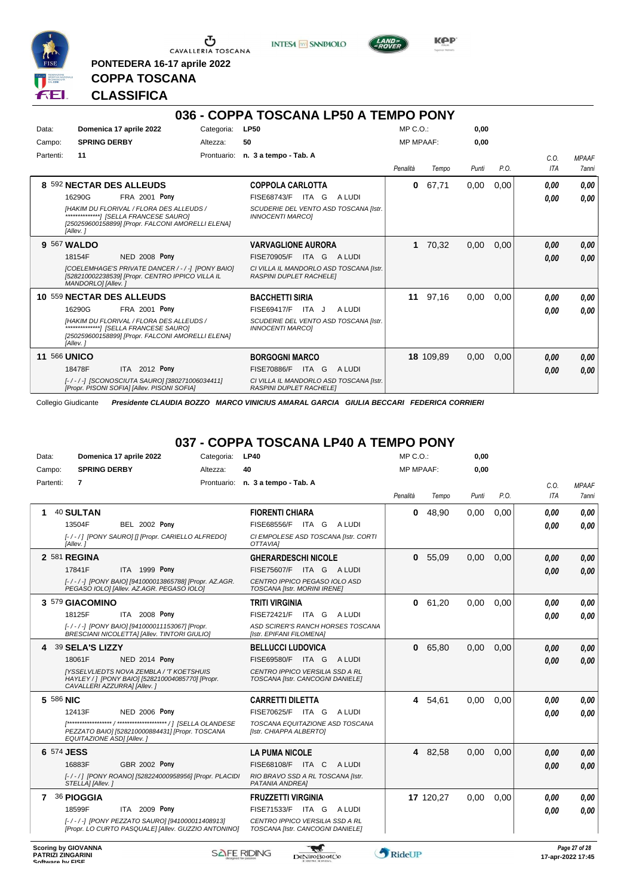PONTEDERA 16-17 aprile 2022

**COPPA TOSCANA**

**CLASSIFICA**

## 036 - COPPA TOSCANA LP50 A TEMPO PONY

| Data: | Domenica 17 aprile 2022 | Categoria: | LP50 | MP C.O.: | 0,00 |
|---|---|---|---|---|---|
| Campo: | SPRING DERBY | Altezza: | 50 | MP MPAAF: | 0,00 |
| Partenti: | 11 | Prontuario: | n. 3 a tempo - Tab. A | | |

| Pos. | Cavallo | Cavaliere | Penalità | Tempo | Punti | P.O. | C.O. ITA | MPAAF 7anni |
|---|---|---|---|---|---|---|---|---|
| 8 | 592 **NECTAR DES ALLEUDS** 16290G FRA 2001 **Pony** [HAKIM DU FLORIVAL / FLORA DES ALLEUDS / **************] [SELLA FRANCESE SAURO] [250259600158899] [Propr. FALCONI AMORELLI ELENA] [Allev. ] | **COPPOLA CARLOTTA** FISE68743/F ITA G A LUDI SCUDERIE DEL VENTO ASD TOSCANA [Istr. INNOCENTI MARCO] | 0 | 67,71 | 0,00 | 0,00 | 0,00 / 0,00 | 0,00 / 0,00 |
| 9 | 567 **WALDO** 18154F NED 2008 **Pony** [COELMEHAGE'S PRIVATE DANCER / - / -] [PONY BAIO] [528210002238539] [Propr. CENTRO IPPICO VILLA IL MANDORLO] [Allev. ] | **VARVAGLIONE AURORA** FISE70905/F ITA G A LUDI CI VILLA IL MANDORLO ASD TOSCANA [Istr. RASPINI DUPLET RACHELE] | 1 | 70,32 | 0,00 | 0,00 | 0,00 / 0,00 | 0,00 / 0,00 |
| 10 | 559 **NECTAR DES ALLEUDS** 16290G FRA 2001 **Pony** [HAKIM DU FLORIVAL / FLORA DES ALLEUDS / **************] [SELLA FRANCESE SAURO] [250259600158899] [Propr. FALCONI AMORELLI ELENA] [Allev. ] | **BACCHETTI SIRIA** FISE69417/F ITA J A LUDI SCUDERIE DEL VENTO ASD TOSCANA [Istr. INNOCENTI MARCO] | 11 | 97,16 | 0,00 | 0,00 | 0,00 / 0,00 | 0,00 / 0,00 |
| 11 | 566 **UNICO** 18478F ITA 2012 **Pony** [- / - / -] [SCONOSCIUTA SAURO] [380271006034411] [Propr. PISONI SOFIA] [Allev. PISONI SOFIA] | **BORGOGNI MARCO** FISE70886/F ITA G A LUDI CI VILLA IL MANDORLO ASD TOSCANA [Istr. RASPINI DUPLET RACHELE] | 18 | 109,89 | 0,00 | 0,00 | 0,00 / 0,00 | 0,00 / 0,00 |

Collegio Giudicante *Presidente CLAUDIA BOZZO MARCO VINICIUS AMARAL GARCIA GIULIA BECCARI FEDERICA CORRIERI*

## 037 - COPPA TOSCANA LP40 A TEMPO PONY

| Data: | Domenica 17 aprile 2022 | Categoria: | LP40 | MP C.O.: | 0,00 |
|---|---|---|---|---|---|
| Campo: | SPRING DERBY | Altezza: | 40 | MP MPAAF: | 0,00 |
| Partenti: | 7 | Prontuario: | n. 3 a tempo - Tab. A | | |

| Pos. | Cavallo | Cavaliere | Penalità | Tempo | Punti | P.O. | C.O. ITA | MPAAF 7anni |
|---|---|---|---|---|---|---|---|---|
| 1 | 40 **SULTAN** 13504F BEL 2002 **Pony** [- / - / ] [PONY SAURO] [] [Propr. CARIELLO ALFREDO] [Allev. ] | **FIORENTI CHIARA** FISE65856/F ITA G A LUDI CI EMPOLESE ASD TOSCANA [Istr. CORTI OTTAVIA] | 0 | 48,90 | 0,00 | 0,00 | 0,00 / 0,00 | 0,00 / 0,00 |
| 2 | 581 **REGINA** 17841F ITA 1999 **Pony** [- / - / -] [PONY BAIO] [941000013865788] [Propr. AZ.AGR. PEGASO IOLO] [Allev. AZ.AGR. PEGASO IOLO] | **GHERARDESCHI NICOLE** FISE75607/F ITA G A LUDI CENTRO IPPICO PEGASO IOLO ASD TOSCANA [Istr. MORINI IRENE] | 0 | 55,09 | 0,00 | 0,00 | 0,00 / 0,00 | 0,00 / 0,00 |
| 3 | 579 **GIACOMINO** 18125F ITA 2008 **Pony** [- / - / -] [PONY BAIO] [941000011153067] [Propr. BRESCIANI NICOLETTA] [Allev. TINTORI GIULIO] | **TRITI VIRGINIA** FISE72421/F ITA G A LUDI ASD SCIRER'S RANCH HORSES TOSCANA [Istr. EPIFANI FILOMENA] | 0 | 61,20 | 0,00 | 0,00 | 0,00 / 0,00 | 0,00 / 0,00 |
| 4 | 39 **SELA'S LIZZY** 18061F NED 2014 **Pony** [YSSELVLIEDTS NOVA ZEMBLA / 'T KOETSHUIS HAYLEY / ] [PONY BAIO] [528210004085770] [Propr. CAVALLERI AZZURRA] [Allev. ] | **BELLUCCI LUDOVICA** FISE69580/F ITA G A LUDI CENTRO IPPICO VERSILIA SSD A RL TOSCANA [Istr. CANCOGNI DANIELE] | 0 | 65,80 | 0,00 | 0,00 | 0,00 / 0,00 | 0,00 / 0,00 |
| 5 | 586 **NIC** 12413F NED 2006 **Pony** [****************** / ******************** / ] [SELLA OLANDESE PEZZATO BAIO] [528210000884431] [Propr. TOSCANA EQUITAZIONE ASD] [Allev. ] | **CARRETTI DILETTA** FISE70625/F ITA G A LUDI TOSCANA EQUITAZIONE ASD TOSCANA [Istr. CHIAPPA ALBERTO] | 4 | 54,61 | 0,00 | 0,00 | 0,00 / 0,00 | 0,00 / 0,00 |
| 6 | 574 **JESS** 16883F GBR 2002 **Pony** [- / - / ] [PONY ROANO] [528224000958956] [Propr. PLACIDI STELLA] [Allev. ] | **LA PUMA NICOLE** FISE68108/F ITA C A LUDI RIO BRAVO SSD A RL TOSCANA [Istr. PATANIA ANDREA] | 4 | 82,58 | 0,00 | 0,00 | 0,00 / 0,00 | 0,00 / 0,00 |
| 7 | 36 **PIOGGIA** 18599F ITA 2009 **Pony** [- / - / -] [PONY PEZZATO SAURO] [941000011408913] [Propr. LO CURTO PASQUALE] [Allev. GUZZIO ANTONINO] | **FRUZZETTI VIRGINIA** FISE71533/F ITA G A LUDI CENTRO IPPICO VERSILIA SSD A RL TOSCANA [Istr. CANCOGNI DANIELE] | 17 | 120,27 | 0,00 | 0,00 | 0,00 / 0,00 | 0,00 / 0,00 |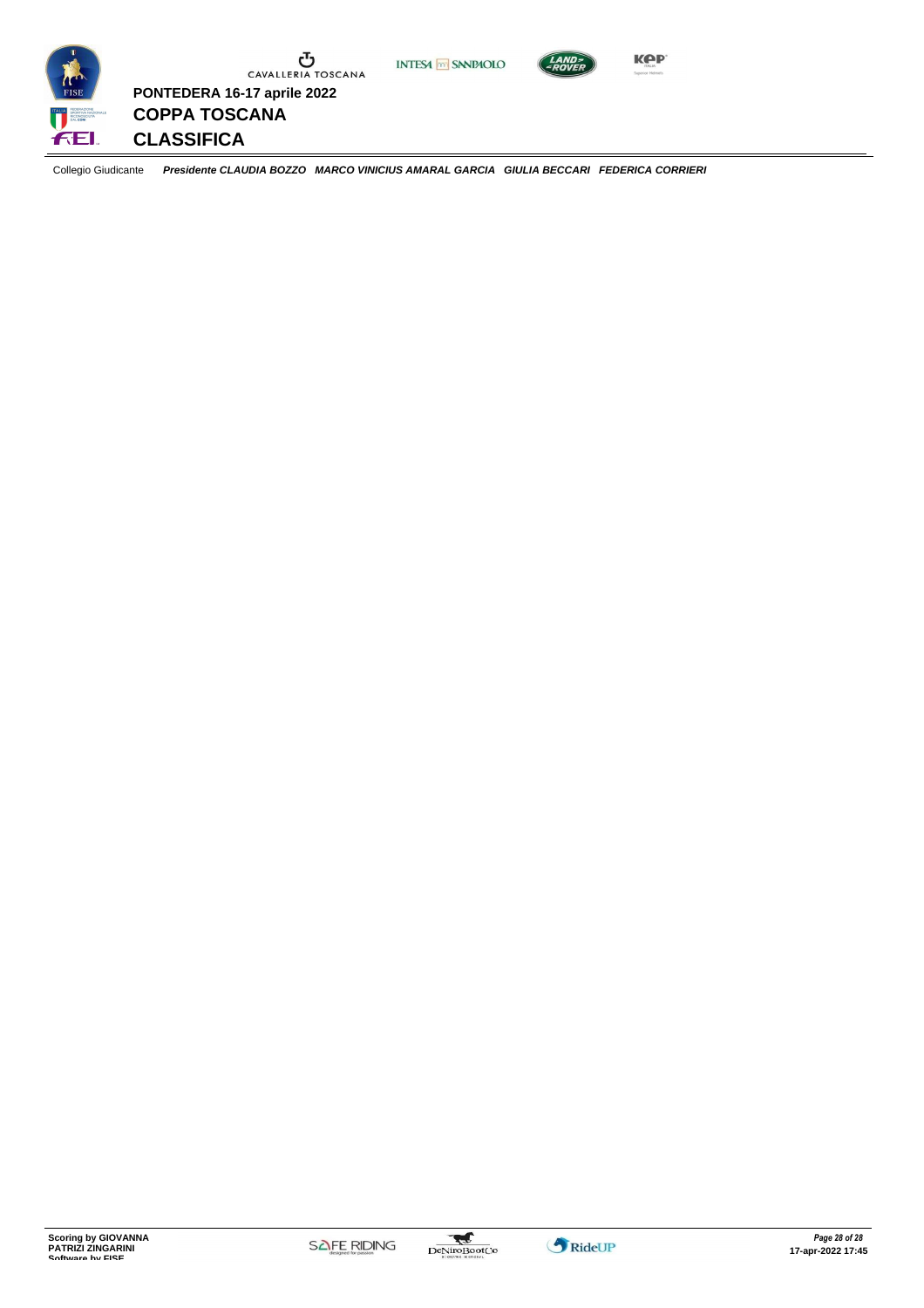PONTEDERA 16-17 aprile 2022

## COPPA TOSCANA

## CLASSIFICA

Collegio Giudicante ***Presidente CLAUDIA BOZZO MARCO VINICIUS AMARAL GARCIA GIULIA BECCARI FEDERICA CORRIERI***